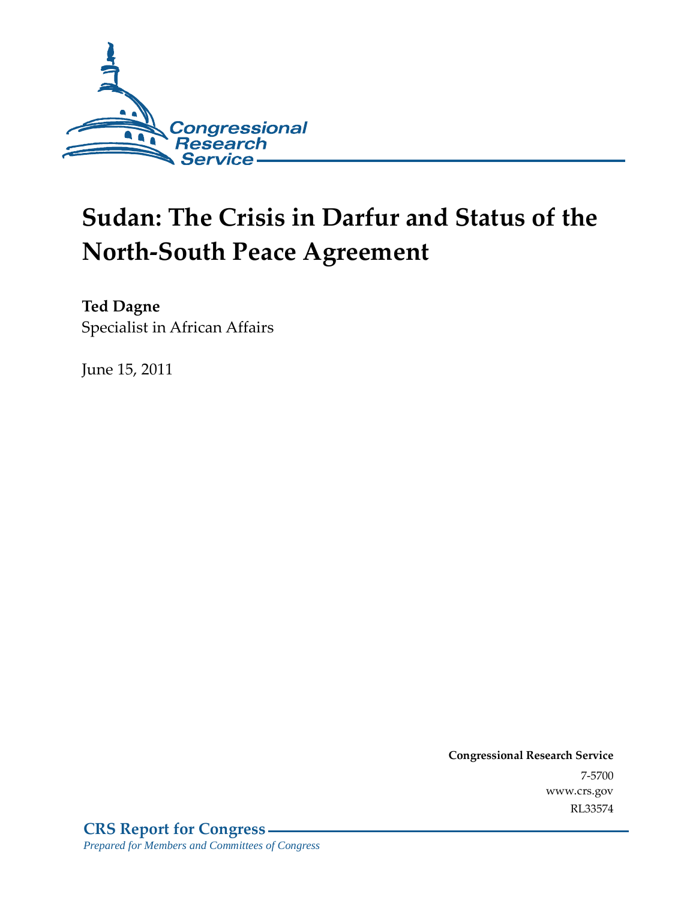Congressional Research Service

# Sudan: The Crisis in Darfur and Status of the North-South Peace Agreement

**Ted Dagne**
Specialist in African Affairs

June 15, 2011

**Congressional Research Service**
7-5700
www.crs.gov
RL33574

**CRS Report for Congress**
*Prepared for Members and Committees of Congress*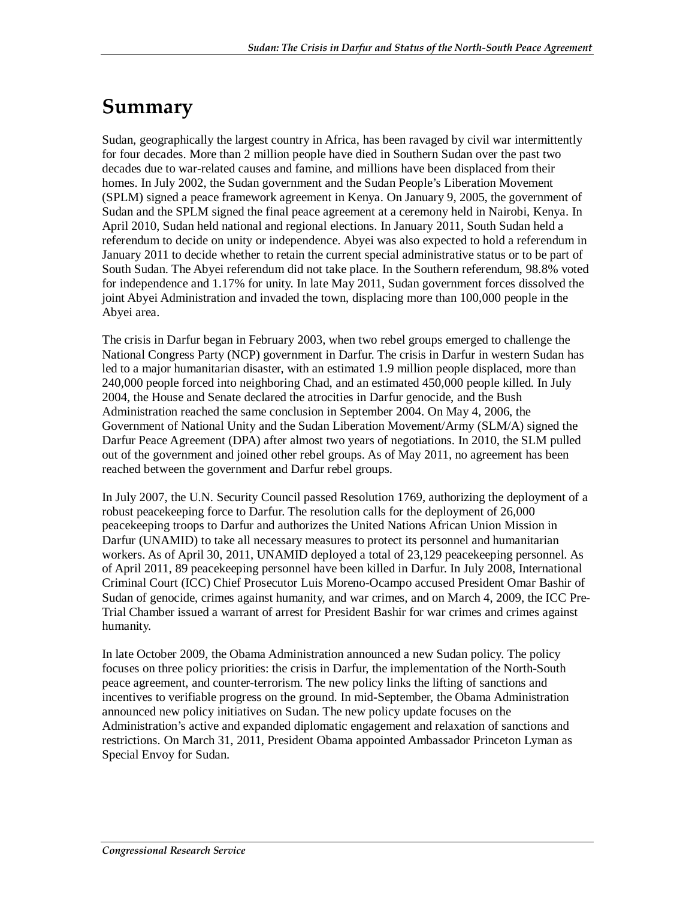# Summary

Sudan, geographically the largest country in Africa, has been ravaged by civil war intermittently for four decades. More than 2 million people have died in Southern Sudan over the past two decades due to war-related causes and famine, and millions have been displaced from their homes. In July 2002, the Sudan government and the Sudan People's Liberation Movement (SPLM) signed a peace framework agreement in Kenya. On January 9, 2005, the government of Sudan and the SPLM signed the final peace agreement at a ceremony held in Nairobi, Kenya. In April 2010, Sudan held national and regional elections. In January 2011, South Sudan held a referendum to decide on unity or independence. Abyei was also expected to hold a referendum in January 2011 to decide whether to retain the current special administrative status or to be part of South Sudan. The Abyei referendum did not take place. In the Southern referendum, 98.8% voted for independence and 1.17% for unity. In late May 2011, Sudan government forces dissolved the joint Abyei Administration and invaded the town, displacing more than 100,000 people in the Abyei area.

The crisis in Darfur began in February 2003, when two rebel groups emerged to challenge the National Congress Party (NCP) government in Darfur. The crisis in Darfur in western Sudan has led to a major humanitarian disaster, with an estimated 1.9 million people displaced, more than 240,000 people forced into neighboring Chad, and an estimated 450,000 people killed. In July 2004, the House and Senate declared the atrocities in Darfur genocide, and the Bush Administration reached the same conclusion in September 2004. On May 4, 2006, the Government of National Unity and the Sudan Liberation Movement/Army (SLM/A) signed the Darfur Peace Agreement (DPA) after almost two years of negotiations. In 2010, the SLM pulled out of the government and joined other rebel groups. As of May 2011, no agreement has been reached between the government and Darfur rebel groups.

In July 2007, the U.N. Security Council passed Resolution 1769, authorizing the deployment of a robust peacekeeping force to Darfur. The resolution calls for the deployment of 26,000 peacekeeping troops to Darfur and authorizes the United Nations African Union Mission in Darfur (UNAMID) to take all necessary measures to protect its personnel and humanitarian workers. As of April 30, 2011, UNAMID deployed a total of 23,129 peacekeeping personnel. As of April 2011, 89 peacekeeping personnel have been killed in Darfur. In July 2008, International Criminal Court (ICC) Chief Prosecutor Luis Moreno-Ocampo accused President Omar Bashir of Sudan of genocide, crimes against humanity, and war crimes, and on March 4, 2009, the ICC Pre-Trial Chamber issued a warrant of arrest for President Bashir for war crimes and crimes against humanity.

In late October 2009, the Obama Administration announced a new Sudan policy. The policy focuses on three policy priorities: the crisis in Darfur, the implementation of the North-South peace agreement, and counter-terrorism. The new policy links the lifting of sanctions and incentives to verifiable progress on the ground. In mid-September, the Obama Administration announced new policy initiatives on Sudan. The new policy update focuses on the Administration's active and expanded diplomatic engagement and relaxation of sanctions and restrictions. On March 31, 2011, President Obama appointed Ambassador Princeton Lyman as Special Envoy for Sudan.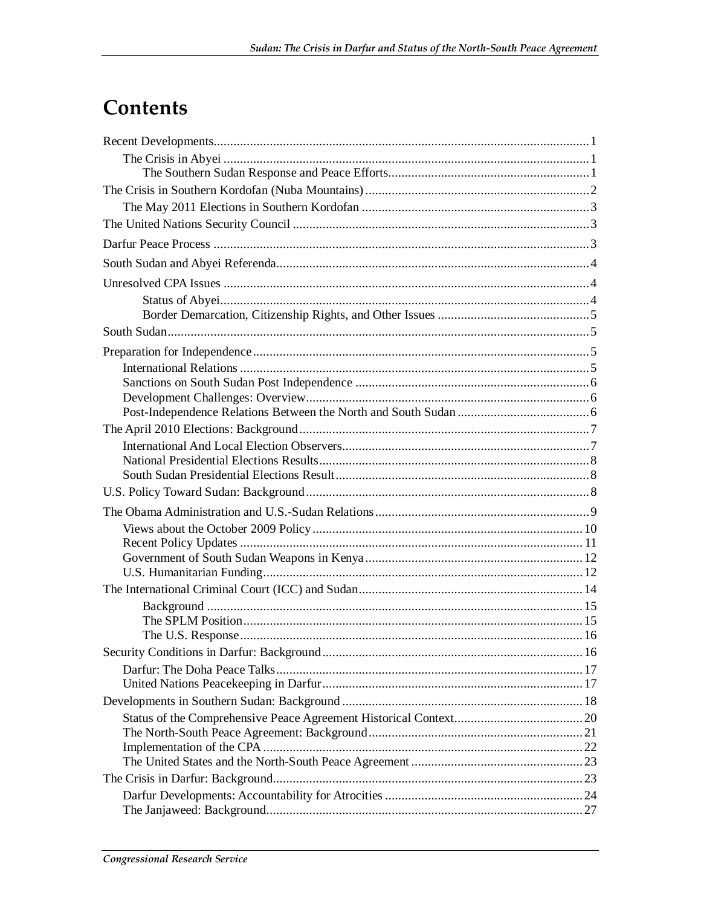# Contents

Recent Developments....................................................................................................................1
- The Crisis in Abyei ...................................................................................................................1
  - The Southern Sudan Response and Peace Efforts..............................................................1

The Crisis in Southern Kordofan (Nuba Mountains)....................................................................2
- The May 2011 Elections in Southern Kordofan .....................................................................3

The United Nations Security Council ...........................................................................................3

Darfur Peace Process ....................................................................................................................3

South Sudan and Abyei Referenda...............................................................................................4

Unresolved CPA Issues ................................................................................................................4
  - Status of Abyei..................................................................................................................4
  - Border Demarcation, Citizenship Rights, and Other Issues ..............................................5

South Sudan..................................................................................................................................5

Preparation for Independence........................................................................................................5
- International Relations ...........................................................................................................5
- Sanctions on South Sudan Post Independence .......................................................................6
- Development Challenges: Overview.......................................................................................6
- Post-Independence Relations Between the North and South Sudan ........................................6

The April 2010 Elections: Background.........................................................................................7
- International And Local Election Observers............................................................................7
- National Presidential Elections Results...................................................................................8
- South Sudan Presidential Elections Result..............................................................................8

U.S. Policy Toward Sudan: Background.......................................................................................8

The Obama Administration and U.S.-Sudan Relations.................................................................9
- Views about the October 2009 Policy...................................................................................10
- Recent Policy Updates .........................................................................................................11
- Government of South Sudan Weapons in Kenya...................................................................12
- U.S. Humanitarian Funding..................................................................................................12

The International Criminal Court (ICC) and Sudan.....................................................................14
  - Background ....................................................................................................................15
  - The SPLM Position.........................................................................................................15
  - The U.S. Response.........................................................................................................16

Security Conditions in Darfur: Background................................................................................16
- Darfur: The Doha Peace Talks..............................................................................................17
- United Nations Peacekeeping in Darfur...............................................................................17

Developments in Southern Sudan: Background..........................................................................18
- Status of the Comprehensive Peace Agreement Historical Context.......................................20
- The North-South Peace Agreement: Background.................................................................21
- Implementation of the CPA..................................................................................................22
- The United States and the North-South Peace Agreement.....................................................23

The Crisis in Darfur: Background..............................................................................................23
- Darfur Developments: Accountability for Atrocities ............................................................24
- The Janjaweed: Background.................................................................................................27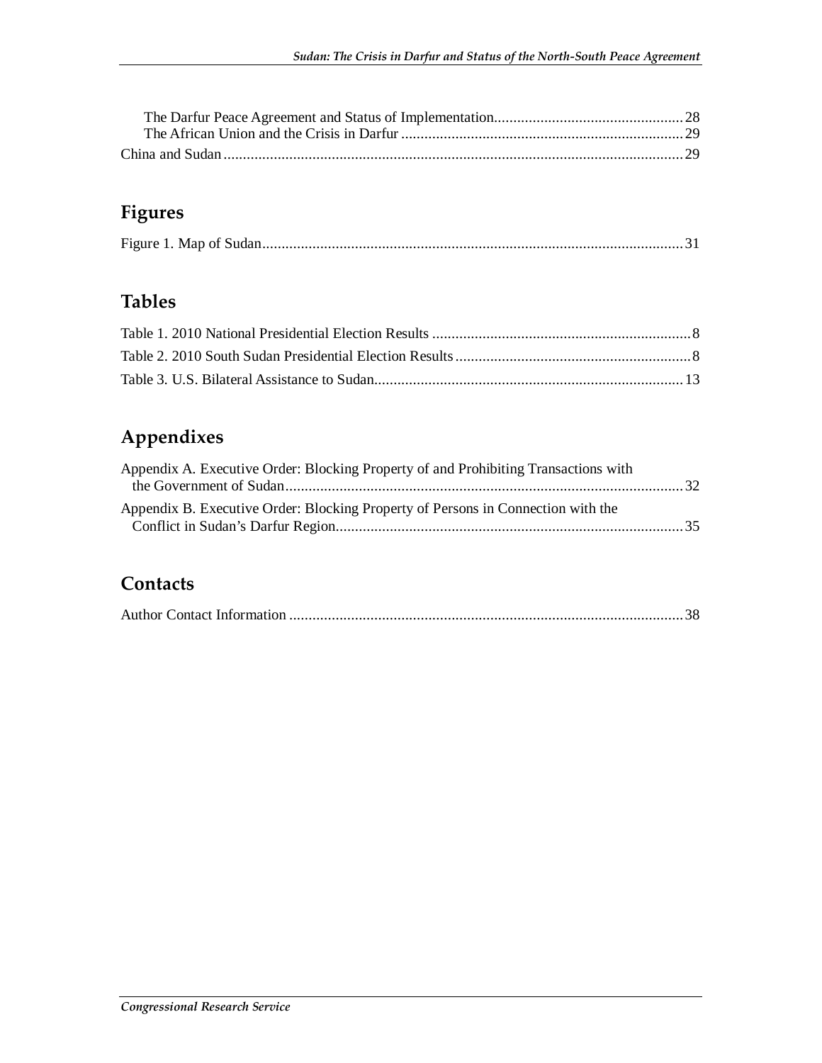The Darfur Peace Agreement and Status of Implementation................................................28
The African Union and the Crisis in Darfur ..........................................................................29
China and Sudan .......................................................................................................................29

## Figures

Figure 1. Map of Sudan.............................................................................................................31

## Tables

Table 1. 2010 National Presidential Election Results ....................................................................8
Table 2. 2010 South Sudan Presidential Election Results .............................................................8
Table 3. U.S. Bilateral Assistance to Sudan..................................................................................13

## Appendixes

Appendix A. Executive Order: Blocking Property of and Prohibiting Transactions with the Government of Sudan.......................................................................................................32
Appendix B. Executive Order: Blocking Property of Persons in Connection with the Conflict in Sudan's Darfur Region..........................................................................................35

## Contacts

Author Contact Information ......................................................................................................38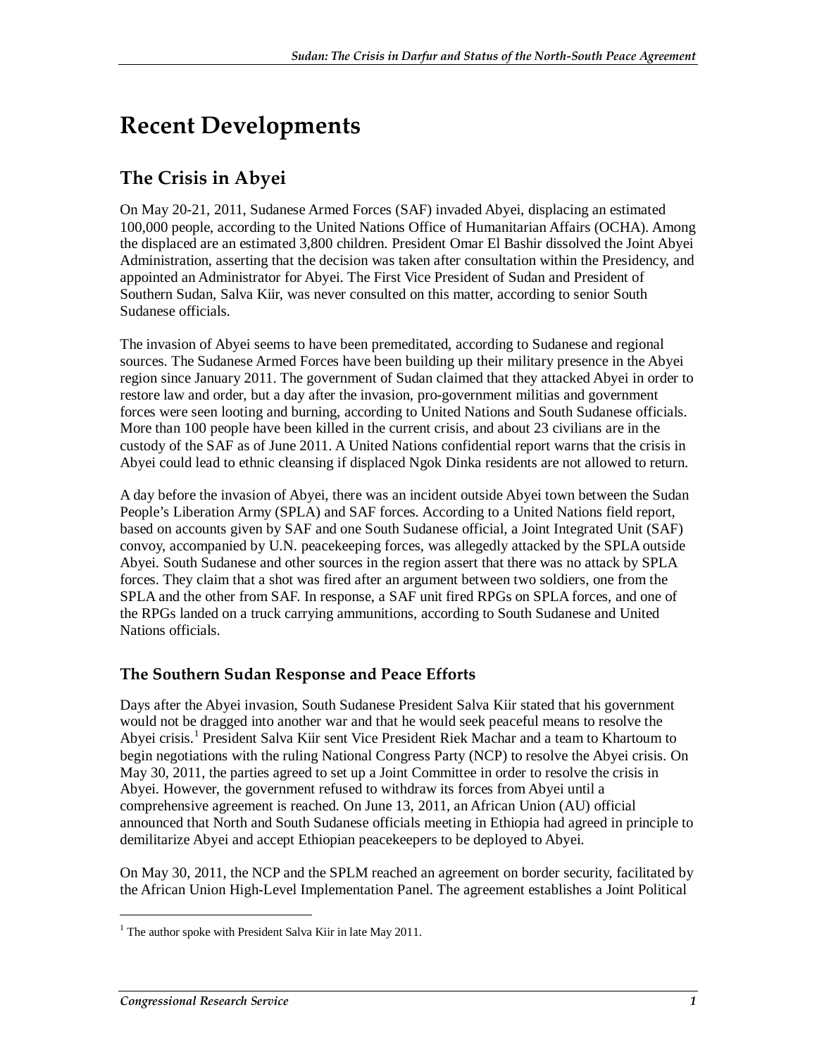# Recent Developments

## The Crisis in Abyei

On May 20-21, 2011, Sudanese Armed Forces (SAF) invaded Abyei, displacing an estimated 100,000 people, according to the United Nations Office of Humanitarian Affairs (OCHA). Among the displaced are an estimated 3,800 children. President Omar El Bashir dissolved the Joint Abyei Administration, asserting that the decision was taken after consultation within the Presidency, and appointed an Administrator for Abyei. The First Vice President of Sudan and President of Southern Sudan, Salva Kiir, was never consulted on this matter, according to senior South Sudanese officials.

The invasion of Abyei seems to have been premeditated, according to Sudanese and regional sources. The Sudanese Armed Forces have been building up their military presence in the Abyei region since January 2011. The government of Sudan claimed that they attacked Abyei in order to restore law and order, but a day after the invasion, pro-government militias and government forces were seen looting and burning, according to United Nations and South Sudanese officials. More than 100 people have been killed in the current crisis, and about 23 civilians are in the custody of the SAF as of June 2011. A United Nations confidential report warns that the crisis in Abyei could lead to ethnic cleansing if displaced Ngok Dinka residents are not allowed to return.

A day before the invasion of Abyei, there was an incident outside Abyei town between the Sudan People's Liberation Army (SPLA) and SAF forces. According to a United Nations field report, based on accounts given by SAF and one South Sudanese official, a Joint Integrated Unit (SAF) convoy, accompanied by U.N. peacekeeping forces, was allegedly attacked by the SPLA outside Abyei. South Sudanese and other sources in the region assert that there was no attack by SPLA forces. They claim that a shot was fired after an argument between two soldiers, one from the SPLA and the other from SAF. In response, a SAF unit fired RPGs on SPLA forces, and one of the RPGs landed on a truck carrying ammunitions, according to South Sudanese and United Nations officials.

### The Southern Sudan Response and Peace Efforts

Days after the Abyei invasion, South Sudanese President Salva Kiir stated that his government would not be dragged into another war and that he would seek peaceful means to resolve the Abyei crisis.[1] President Salva Kiir sent Vice President Riek Machar and a team to Khartoum to begin negotiations with the ruling National Congress Party (NCP) to resolve the Abyei crisis. On May 30, 2011, the parties agreed to set up a Joint Committee in order to resolve the crisis in Abyei. However, the government refused to withdraw its forces from Abyei until a comprehensive agreement is reached. On June 13, 2011, an African Union (AU) official announced that North and South Sudanese officials meeting in Ethiopia had agreed in principle to demilitarize Abyei and accept Ethiopian peacekeepers to be deployed to Abyei.

On May 30, 2011, the NCP and the SPLM reached an agreement on border security, facilitated by the African Union High-Level Implementation Panel. The agreement establishes a Joint Political

[1] The author spoke with President Salva Kiir in late May 2011.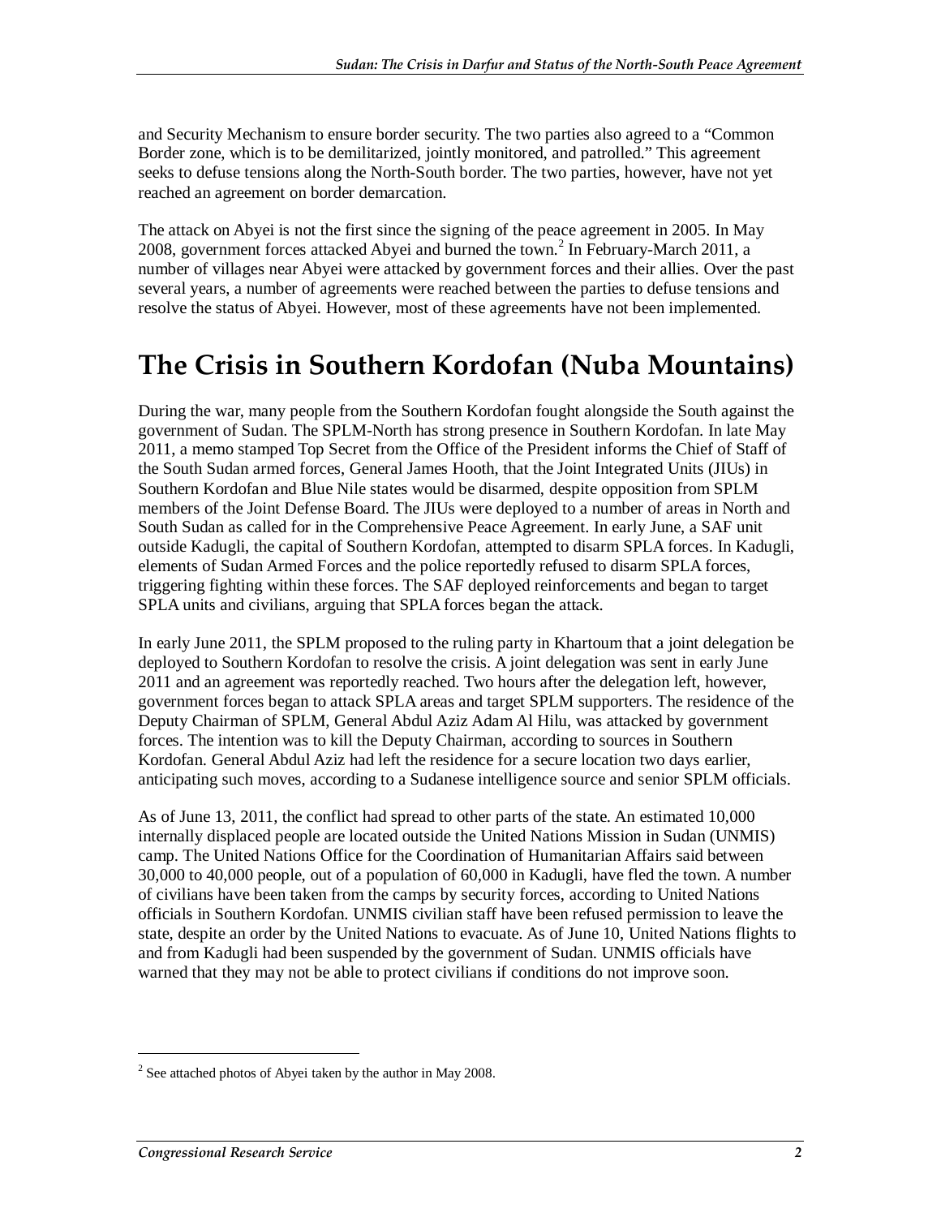and Security Mechanism to ensure border security. The two parties also agreed to a "Common Border zone, which is to be demilitarized, jointly monitored, and patrolled." This agreement seeks to defuse tensions along the North-South border. The two parties, however, have not yet reached an agreement on border demarcation.

The attack on Abyei is not the first since the signing of the peace agreement in 2005. In May 2008, government forces attacked Abyei and burned the town.[2] In February-March 2011, a number of villages near Abyei were attacked by government forces and their allies. Over the past several years, a number of agreements were reached between the parties to defuse tensions and resolve the status of Abyei. However, most of these agreements have not been implemented.

# The Crisis in Southern Kordofan (Nuba Mountains)

During the war, many people from the Southern Kordofan fought alongside the South against the government of Sudan. The SPLM-North has strong presence in Southern Kordofan. In late May 2011, a memo stamped Top Secret from the Office of the President informs the Chief of Staff of the South Sudan armed forces, General James Hooth, that the Joint Integrated Units (JIUs) in Southern Kordofan and Blue Nile states would be disarmed, despite opposition from SPLM members of the Joint Defense Board. The JIUs were deployed to a number of areas in North and South Sudan as called for in the Comprehensive Peace Agreement. In early June, a SAF unit outside Kadugli, the capital of Southern Kordofan, attempted to disarm SPLA forces. In Kadugli, elements of Sudan Armed Forces and the police reportedly refused to disarm SPLA forces, triggering fighting within these forces. The SAF deployed reinforcements and began to target SPLA units and civilians, arguing that SPLA forces began the attack.

In early June 2011, the SPLM proposed to the ruling party in Khartoum that a joint delegation be deployed to Southern Kordofan to resolve the crisis. A joint delegation was sent in early June 2011 and an agreement was reportedly reached. Two hours after the delegation left, however, government forces began to attack SPLA areas and target SPLM supporters. The residence of the Deputy Chairman of SPLM, General Abdul Aziz Adam Al Hilu, was attacked by government forces. The intention was to kill the Deputy Chairman, according to sources in Southern Kordofan. General Abdul Aziz had left the residence for a secure location two days earlier, anticipating such moves, according to a Sudanese intelligence source and senior SPLM officials.

As of June 13, 2011, the conflict had spread to other parts of the state. An estimated 10,000 internally displaced people are located outside the United Nations Mission in Sudan (UNMIS) camp. The United Nations Office for the Coordination of Humanitarian Affairs said between 30,000 to 40,000 people, out of a population of 60,000 in Kadugli, have fled the town. A number of civilians have been taken from the camps by security forces, according to United Nations officials in Southern Kordofan. UNMIS civilian staff have been refused permission to leave the state, despite an order by the United Nations to evacuate. As of June 10, United Nations flights to and from Kadugli had been suspended by the government of Sudan. UNMIS officials have warned that they may not be able to protect civilians if conditions do not improve soon.

[2] See attached photos of Abyei taken by the author in May 2008.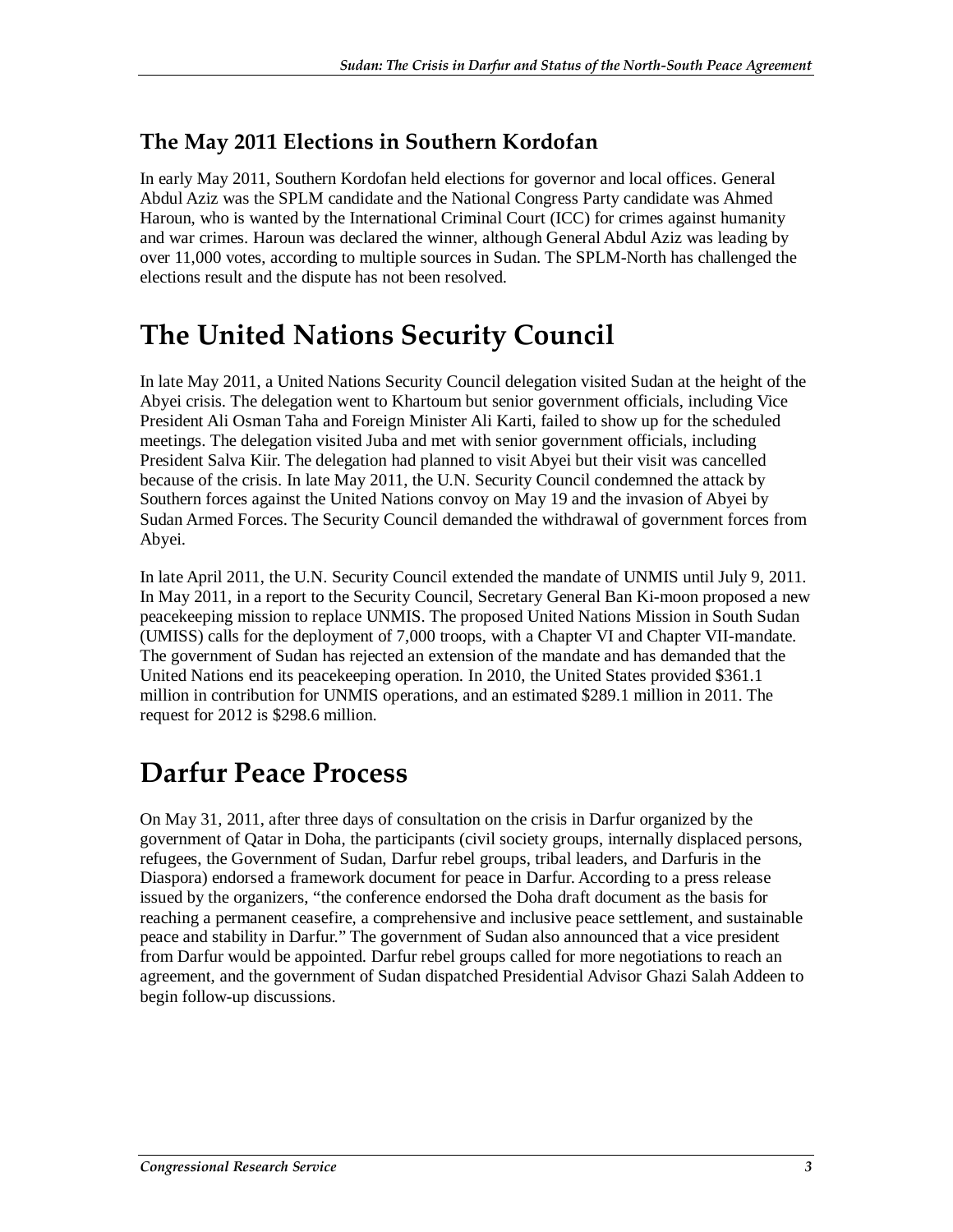### The May 2011 Elections in Southern Kordofan

In early May 2011, Southern Kordofan held elections for governor and local offices. General Abdul Aziz was the SPLM candidate and the National Congress Party candidate was Ahmed Haroun, who is wanted by the International Criminal Court (ICC) for crimes against humanity and war crimes. Haroun was declared the winner, although General Abdul Aziz was leading by over 11,000 votes, according to multiple sources in Sudan. The SPLM-North has challenged the elections result and the dispute has not been resolved.

## The United Nations Security Council

In late May 2011, a United Nations Security Council delegation visited Sudan at the height of the Abyei crisis. The delegation went to Khartoum but senior government officials, including Vice President Ali Osman Taha and Foreign Minister Ali Karti, failed to show up for the scheduled meetings. The delegation visited Juba and met with senior government officials, including President Salva Kiir. The delegation had planned to visit Abyei but their visit was cancelled because of the crisis. In late May 2011, the U.N. Security Council condemned the attack by Southern forces against the United Nations convoy on May 19 and the invasion of Abyei by Sudan Armed Forces. The Security Council demanded the withdrawal of government forces from Abyei.

In late April 2011, the U.N. Security Council extended the mandate of UNMIS until July 9, 2011. In May 2011, in a report to the Security Council, Secretary General Ban Ki-moon proposed a new peacekeeping mission to replace UNMIS. The proposed United Nations Mission in South Sudan (UMISS) calls for the deployment of 7,000 troops, with a Chapter VI and Chapter VII-mandate. The government of Sudan has rejected an extension of the mandate and has demanded that the United Nations end its peacekeeping operation. In 2010, the United States provided $361.1 million in contribution for UNMIS operations, and an estimated $289.1 million in 2011. The request for 2012 is $298.6 million.

## Darfur Peace Process

On May 31, 2011, after three days of consultation on the crisis in Darfur organized by the government of Qatar in Doha, the participants (civil society groups, internally displaced persons, refugees, the Government of Sudan, Darfur rebel groups, tribal leaders, and Darfuris in the Diaspora) endorsed a framework document for peace in Darfur. According to a press release issued by the organizers, "the conference endorsed the Doha draft document as the basis for reaching a permanent ceasefire, a comprehensive and inclusive peace settlement, and sustainable peace and stability in Darfur." The government of Sudan also announced that a vice president from Darfur would be appointed. Darfur rebel groups called for more negotiations to reach an agreement, and the government of Sudan dispatched Presidential Advisor Ghazi Salah Addeen to begin follow-up discussions.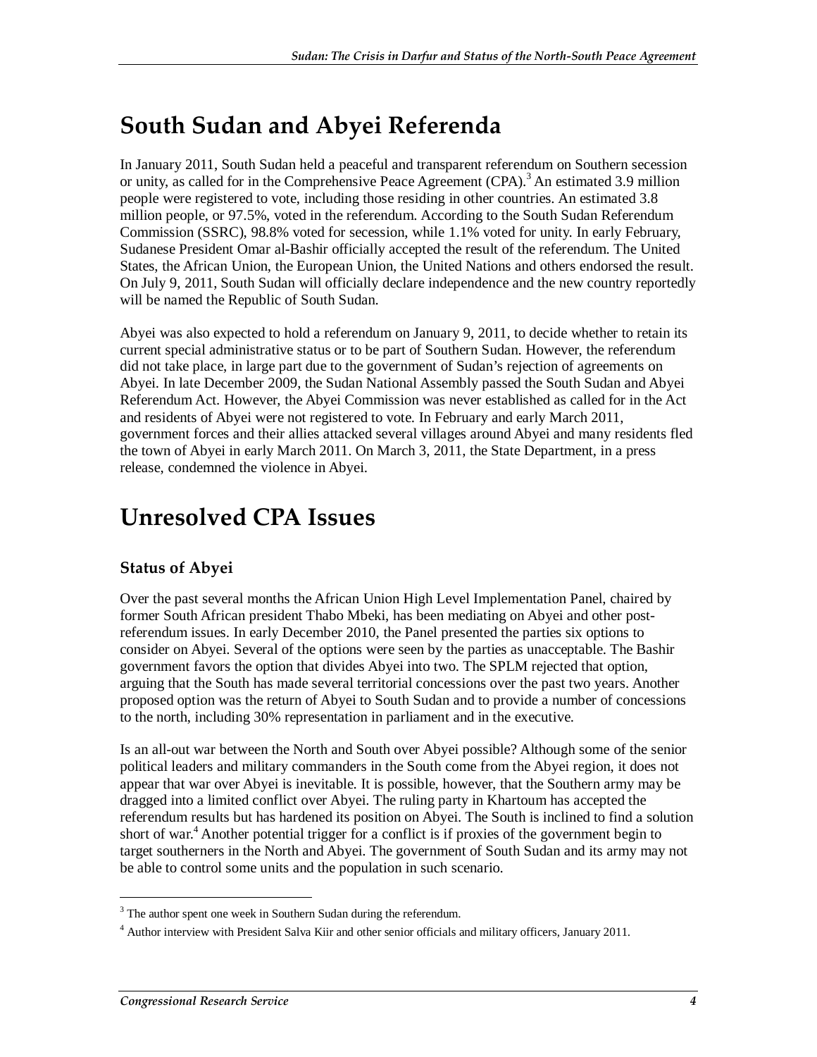# South Sudan and Abyei Referenda

In January 2011, South Sudan held a peaceful and transparent referendum on Southern secession or unity, as called for in the Comprehensive Peace Agreement (CPA).[3] An estimated 3.9 million people were registered to vote, including those residing in other countries. An estimated 3.8 million people, or 97.5%, voted in the referendum. According to the South Sudan Referendum Commission (SSRC), 98.8% voted for secession, while 1.1% voted for unity. In early February, Sudanese President Omar al-Bashir officially accepted the result of the referendum. The United States, the African Union, the European Union, the United Nations and others endorsed the result. On July 9, 2011, South Sudan will officially declare independence and the new country reportedly will be named the Republic of South Sudan.

Abyei was also expected to hold a referendum on January 9, 2011, to decide whether to retain its current special administrative status or to be part of Southern Sudan. However, the referendum did not take place, in large part due to the government of Sudan's rejection of agreements on Abyei. In late December 2009, the Sudan National Assembly passed the South Sudan and Abyei Referendum Act. However, the Abyei Commission was never established as called for in the Act and residents of Abyei were not registered to vote. In February and early March 2011, government forces and their allies attacked several villages around Abyei and many residents fled the town of Abyei in early March 2011. On March 3, 2011, the State Department, in a press release, condemned the violence in Abyei.

# Unresolved CPA Issues

## Status of Abyei

Over the past several months the African Union High Level Implementation Panel, chaired by former South African president Thabo Mbeki, has been mediating on Abyei and other post-referendum issues. In early December 2010, the Panel presented the parties six options to consider on Abyei. Several of the options were seen by the parties as unacceptable. The Bashir government favors the option that divides Abyei into two. The SPLM rejected that option, arguing that the South has made several territorial concessions over the past two years. Another proposed option was the return of Abyei to South Sudan and to provide a number of concessions to the north, including 30% representation in parliament and in the executive.

Is an all-out war between the North and South over Abyei possible? Although some of the senior political leaders and military commanders in the South come from the Abyei region, it does not appear that war over Abyei is inevitable. It is possible, however, that the Southern army may be dragged into a limited conflict over Abyei. The ruling party in Khartoum has accepted the referendum results but has hardened its position on Abyei. The South is inclined to find a solution short of war.[4] Another potential trigger for a conflict is if proxies of the government begin to target southerners in the North and Abyei. The government of South Sudan and its army may not be able to control some units and the population in such scenario.

---

[3] The author spent one week in Southern Sudan during the referendum.

[4] Author interview with President Salva Kiir and other senior officials and military officers, January 2011.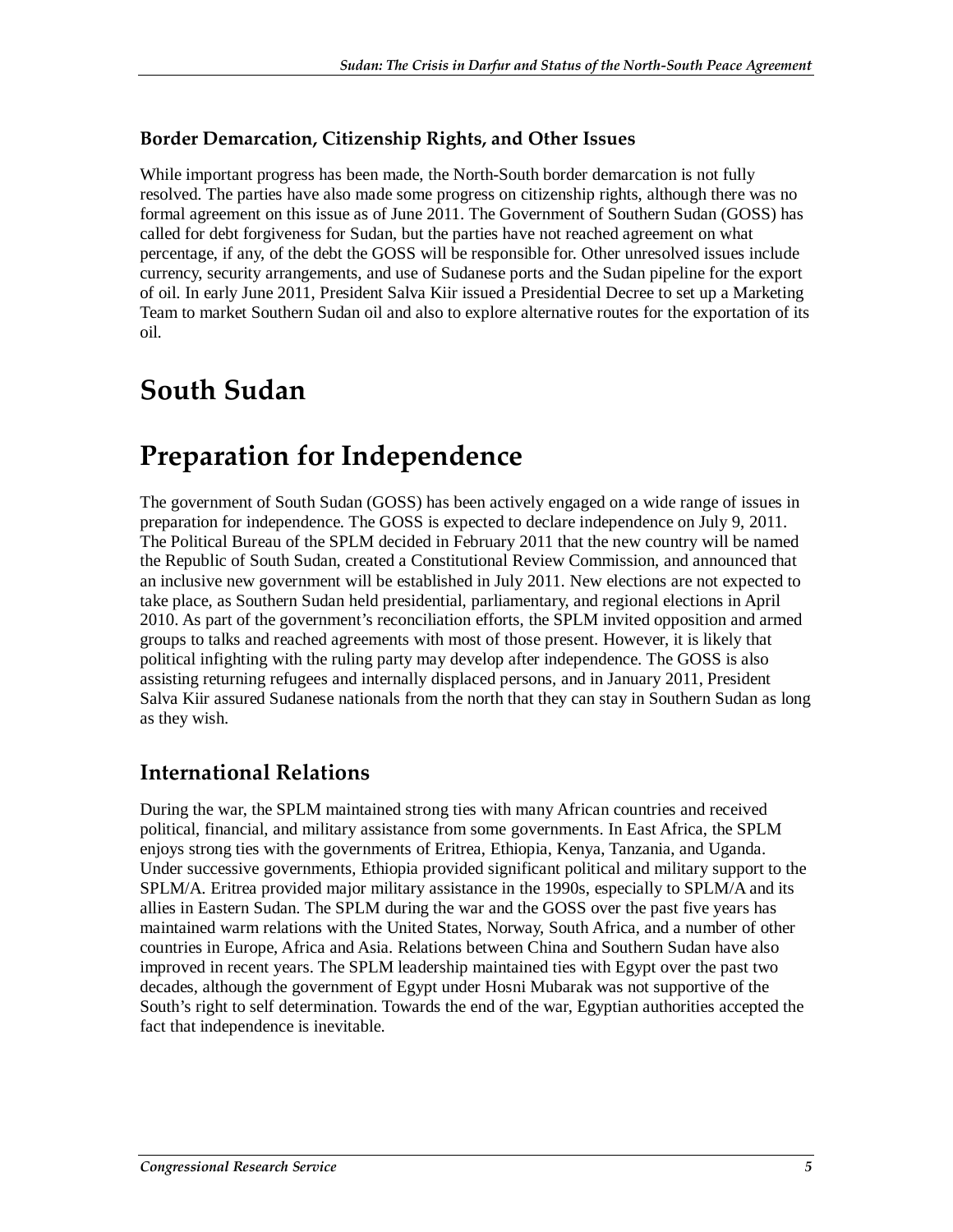### Border Demarcation, Citizenship Rights, and Other Issues

While important progress has been made, the North-South border demarcation is not fully resolved. The parties have also made some progress on citizenship rights, although there was no formal agreement on this issue as of June 2011. The Government of Southern Sudan (GOSS) has called for debt forgiveness for Sudan, but the parties have not reached agreement on what percentage, if any, of the debt the GOSS will be responsible for. Other unresolved issues include currency, security arrangements, and use of Sudanese ports and the Sudan pipeline for the export of oil. In early June 2011, President Salva Kiir issued a Presidential Decree to set up a Marketing Team to market Southern Sudan oil and also to explore alternative routes for the exportation of its oil.

# South Sudan

# Preparation for Independence

The government of South Sudan (GOSS) has been actively engaged on a wide range of issues in preparation for independence. The GOSS is expected to declare independence on July 9, 2011. The Political Bureau of the SPLM decided in February 2011 that the new country will be named the Republic of South Sudan, created a Constitutional Review Commission, and announced that an inclusive new government will be established in July 2011. New elections are not expected to take place, as Southern Sudan held presidential, parliamentary, and regional elections in April 2010. As part of the government's reconciliation efforts, the SPLM invited opposition and armed groups to talks and reached agreements with most of those present. However, it is likely that political infighting with the ruling party may develop after independence. The GOSS is also assisting returning refugees and internally displaced persons, and in January 2011, President Salva Kiir assured Sudanese nationals from the north that they can stay in Southern Sudan as long as they wish.

## International Relations

During the war, the SPLM maintained strong ties with many African countries and received political, financial, and military assistance from some governments. In East Africa, the SPLM enjoys strong ties with the governments of Eritrea, Ethiopia, Kenya, Tanzania, and Uganda. Under successive governments, Ethiopia provided significant political and military support to the SPLM/A. Eritrea provided major military assistance in the 1990s, especially to SPLM/A and its allies in Eastern Sudan. The SPLM during the war and the GOSS over the past five years has maintained warm relations with the United States, Norway, South Africa, and a number of other countries in Europe, Africa and Asia. Relations between China and Southern Sudan have also improved in recent years. The SPLM leadership maintained ties with Egypt over the past two decades, although the government of Egypt under Hosni Mubarak was not supportive of the South's right to self determination. Towards the end of the war, Egyptian authorities accepted the fact that independence is inevitable.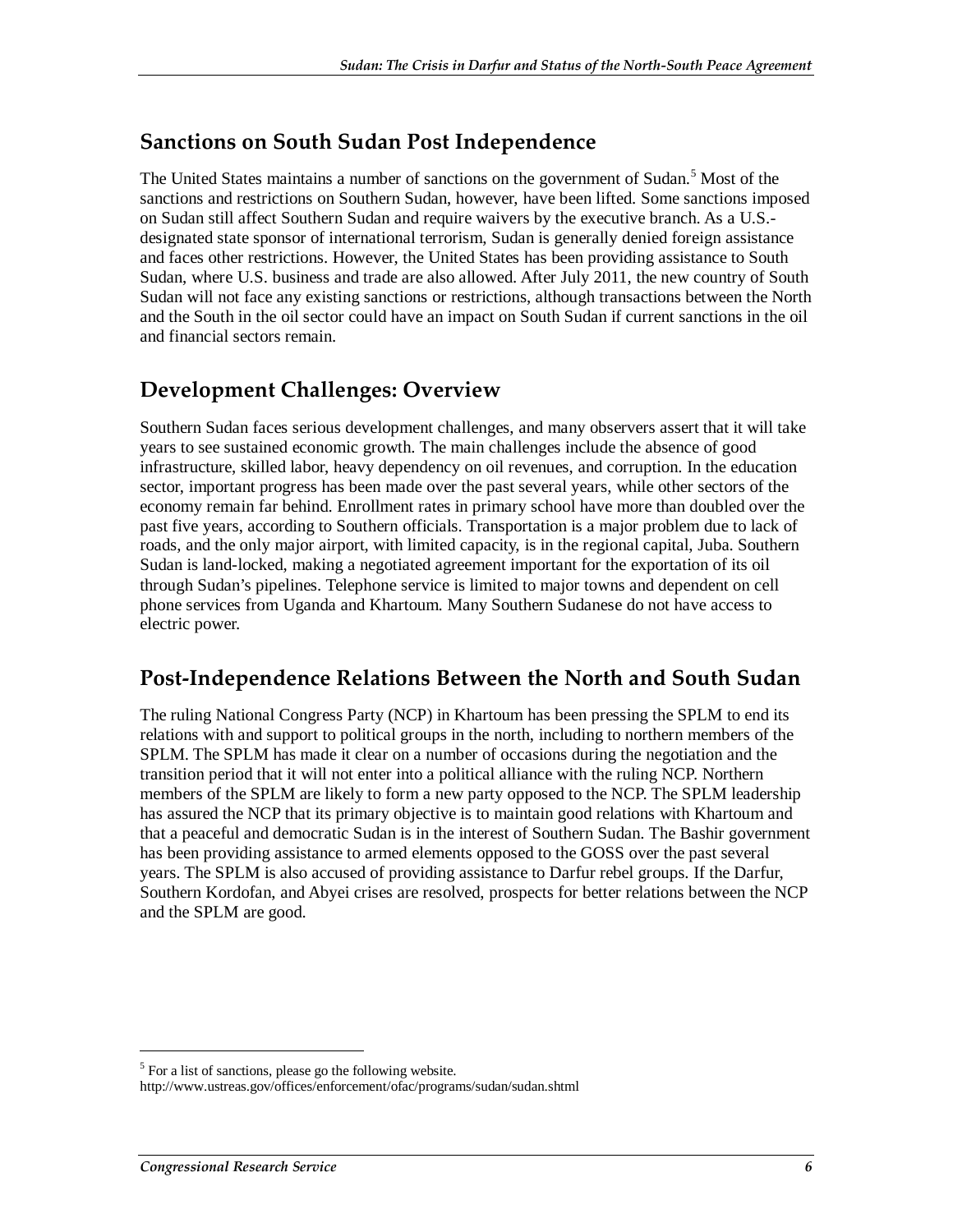## Sanctions on South Sudan Post Independence

The United States maintains a number of sanctions on the government of Sudan.[5] Most of the sanctions and restrictions on Southern Sudan, however, have been lifted. Some sanctions imposed on Sudan still affect Southern Sudan and require waivers by the executive branch. As a U.S.-designated state sponsor of international terrorism, Sudan is generally denied foreign assistance and faces other restrictions. However, the United States has been providing assistance to South Sudan, where U.S. business and trade are also allowed. After July 2011, the new country of South Sudan will not face any existing sanctions or restrictions, although transactions between the North and the South in the oil sector could have an impact on South Sudan if current sanctions in the oil and financial sectors remain.

## Development Challenges: Overview

Southern Sudan faces serious development challenges, and many observers assert that it will take years to see sustained economic growth. The main challenges include the absence of good infrastructure, skilled labor, heavy dependency on oil revenues, and corruption. In the education sector, important progress has been made over the past several years, while other sectors of the economy remain far behind. Enrollment rates in primary school have more than doubled over the past five years, according to Southern officials. Transportation is a major problem due to lack of roads, and the only major airport, with limited capacity, is in the regional capital, Juba. Southern Sudan is land-locked, making a negotiated agreement important for the exportation of its oil through Sudan's pipelines. Telephone service is limited to major towns and dependent on cell phone services from Uganda and Khartoum. Many Southern Sudanese do not have access to electric power.

## Post-Independence Relations Between the North and South Sudan

The ruling National Congress Party (NCP) in Khartoum has been pressing the SPLM to end its relations with and support to political groups in the north, including to northern members of the SPLM. The SPLM has made it clear on a number of occasions during the negotiation and the transition period that it will not enter into a political alliance with the ruling NCP. Northern members of the SPLM are likely to form a new party opposed to the NCP. The SPLM leadership has assured the NCP that its primary objective is to maintain good relations with Khartoum and that a peaceful and democratic Sudan is in the interest of Southern Sudan. The Bashir government has been providing assistance to armed elements opposed to the GOSS over the past several years. The SPLM is also accused of providing assistance to Darfur rebel groups. If the Darfur, Southern Kordofan, and Abyei crises are resolved, prospects for better relations between the NCP and the SPLM are good.

---

[5] For a list of sanctions, please go the following website.
http://www.ustreas.gov/offices/enforcement/ofac/programs/sudan/sudan.shtml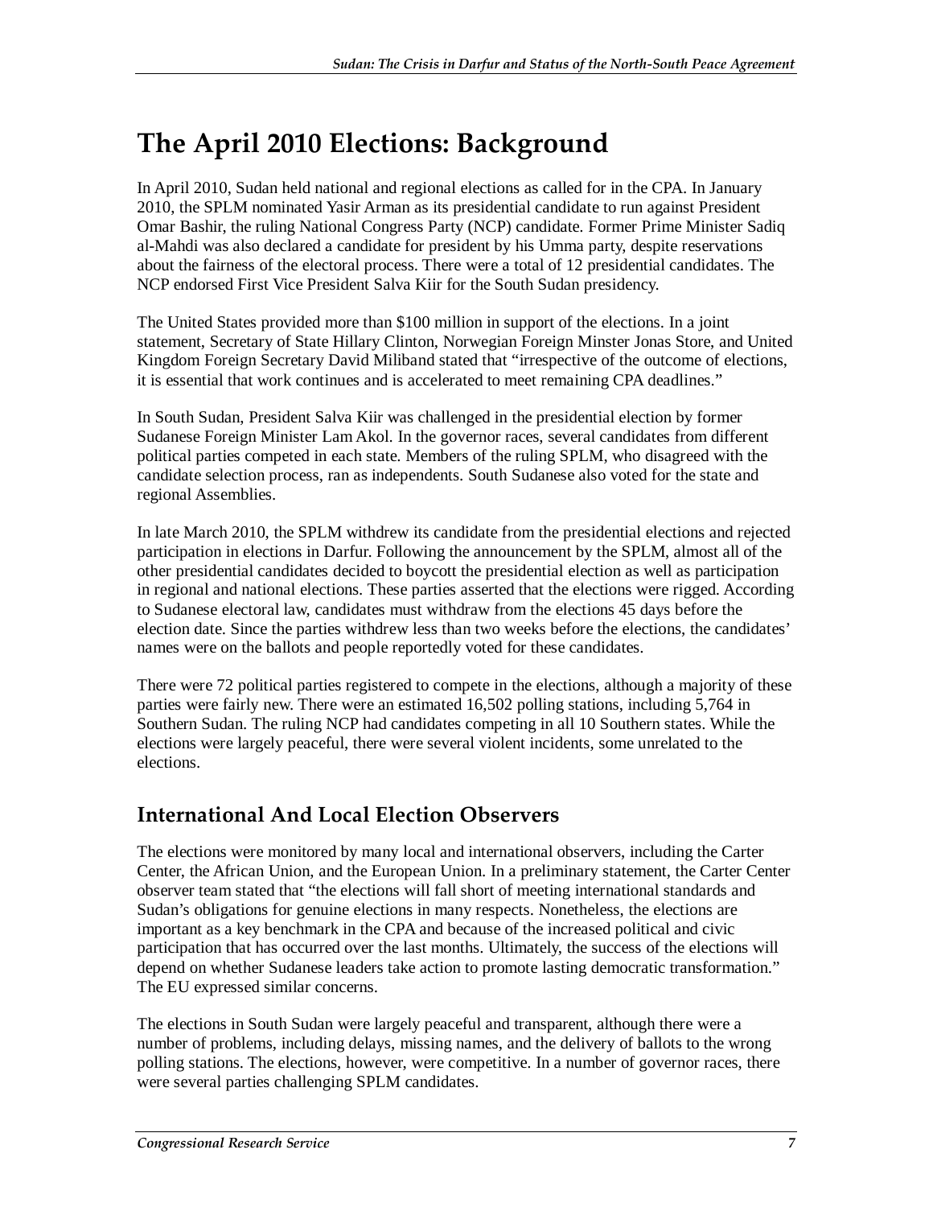# The April 2010 Elections: Background

In April 2010, Sudan held national and regional elections as called for in the CPA. In January 2010, the SPLM nominated Yasir Arman as its presidential candidate to run against President Omar Bashir, the ruling National Congress Party (NCP) candidate. Former Prime Minister Sadiq al-Mahdi was also declared a candidate for president by his Umma party, despite reservations about the fairness of the electoral process. There were a total of 12 presidential candidates. The NCP endorsed First Vice President Salva Kiir for the South Sudan presidency.

The United States provided more than $100 million in support of the elections. In a joint statement, Secretary of State Hillary Clinton, Norwegian Foreign Minster Jonas Store, and United Kingdom Foreign Secretary David Miliband stated that "irrespective of the outcome of elections, it is essential that work continues and is accelerated to meet remaining CPA deadlines."

In South Sudan, President Salva Kiir was challenged in the presidential election by former Sudanese Foreign Minister Lam Akol. In the governor races, several candidates from different political parties competed in each state. Members of the ruling SPLM, who disagreed with the candidate selection process, ran as independents. South Sudanese also voted for the state and regional Assemblies.

In late March 2010, the SPLM withdrew its candidate from the presidential elections and rejected participation in elections in Darfur. Following the announcement by the SPLM, almost all of the other presidential candidates decided to boycott the presidential election as well as participation in regional and national elections. These parties asserted that the elections were rigged. According to Sudanese electoral law, candidates must withdraw from the elections 45 days before the election date. Since the parties withdrew less than two weeks before the elections, the candidates' names were on the ballots and people reportedly voted for these candidates.

There were 72 political parties registered to compete in the elections, although a majority of these parties were fairly new. There were an estimated 16,502 polling stations, including 5,764 in Southern Sudan. The ruling NCP had candidates competing in all 10 Southern states. While the elections were largely peaceful, there were several violent incidents, some unrelated to the elections.

## International And Local Election Observers

The elections were monitored by many local and international observers, including the Carter Center, the African Union, and the European Union. In a preliminary statement, the Carter Center observer team stated that "the elections will fall short of meeting international standards and Sudan's obligations for genuine elections in many respects. Nonetheless, the elections are important as a key benchmark in the CPA and because of the increased political and civic participation that has occurred over the last months. Ultimately, the success of the elections will depend on whether Sudanese leaders take action to promote lasting democratic transformation." The EU expressed similar concerns.

The elections in South Sudan were largely peaceful and transparent, although there were a number of problems, including delays, missing names, and the delivery of ballots to the wrong polling stations. The elections, however, were competitive. In a number of governor races, there were several parties challenging SPLM candidates.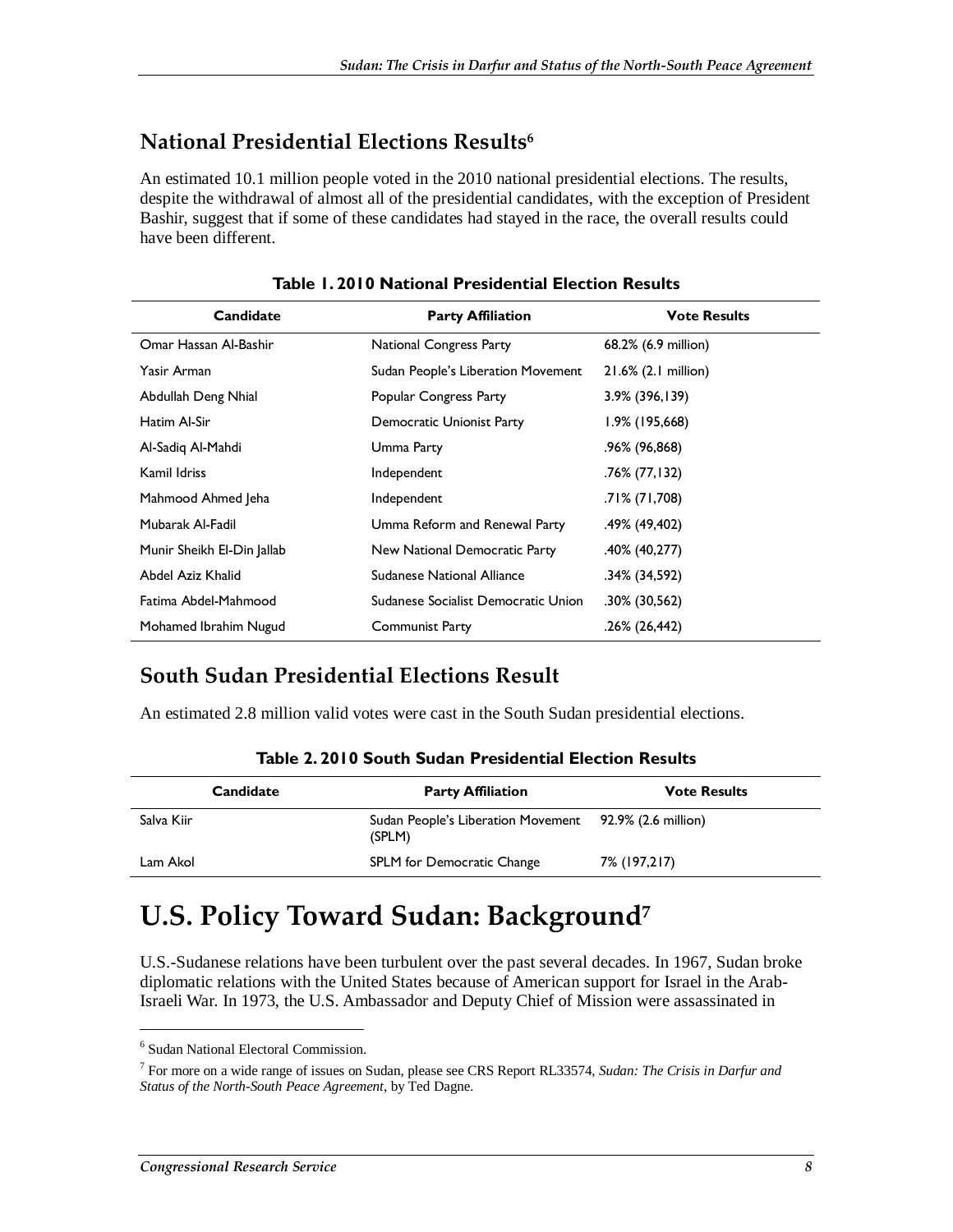## National Presidential Elections Results[6]

An estimated 10.1 million people voted in the 2010 national presidential elections. The results, despite the withdrawal of almost all of the presidential candidates, with the exception of President Bashir, suggest that if some of these candidates had stayed in the race, the overall results could have been different.

**Table 1. 2010 National Presidential Election Results**

| Candidate | Party Affiliation | Vote Results |
| --- | --- | --- |
| Omar Hassan Al-Bashir | National Congress Party | 68.2% (6.9 million) |
| Yasir Arman | Sudan People's Liberation Movement | 21.6% (2.1 million) |
| Abdullah Deng Nhial | Popular Congress Party | 3.9% (396,139) |
| Hatim Al-Sir | Democratic Unionist Party | 1.9% (195,668) |
| Al-Sadiq Al-Mahdi | Umma Party | .96% (96,868) |
| Kamil Idriss | Independent | .76% (77,132) |
| Mahmood Ahmed Jeha | Independent | .71% (71,708) |
| Mubarak Al-Fadil | Umma Reform and Renewal Party | .49% (49,402) |
| Munir Sheikh El-Din Jallab | New National Democratic Party | .40% (40,277) |
| Abdel Aziz Khalid | Sudanese National Alliance | .34% (34,592) |
| Fatima Abdel-Mahmood | Sudanese Socialist Democratic Union | .30% (30,562) |
| Mohamed Ibrahim Nugud | Communist Party | .26% (26,442) |

## South Sudan Presidential Elections Result

An estimated 2.8 million valid votes were cast in the South Sudan presidential elections.

**Table 2. 2010 South Sudan Presidential Election Results**

| Candidate | Party Affiliation | Vote Results |
| --- | --- | --- |
| Salva Kiir | Sudan People's Liberation Movement (SPLM) | 92.9% (2.6 million) |
| Lam Akol | SPLM for Democratic Change | 7% (197,217) |

# U.S. Policy Toward Sudan: Background[7]

U.S.-Sudanese relations have been turbulent over the past several decades. In 1967, Sudan broke diplomatic relations with the United States because of American support for Israel in the Arab-Israeli War. In 1973, the U.S. Ambassador and Deputy Chief of Mission were assassinated in

---

[6] Sudan National Electoral Commission.

[7] For more on a wide range of issues on Sudan, please see CRS Report RL33574, *Sudan: The Crisis in Darfur and Status of the North-South Peace Agreement*, by Ted Dagne.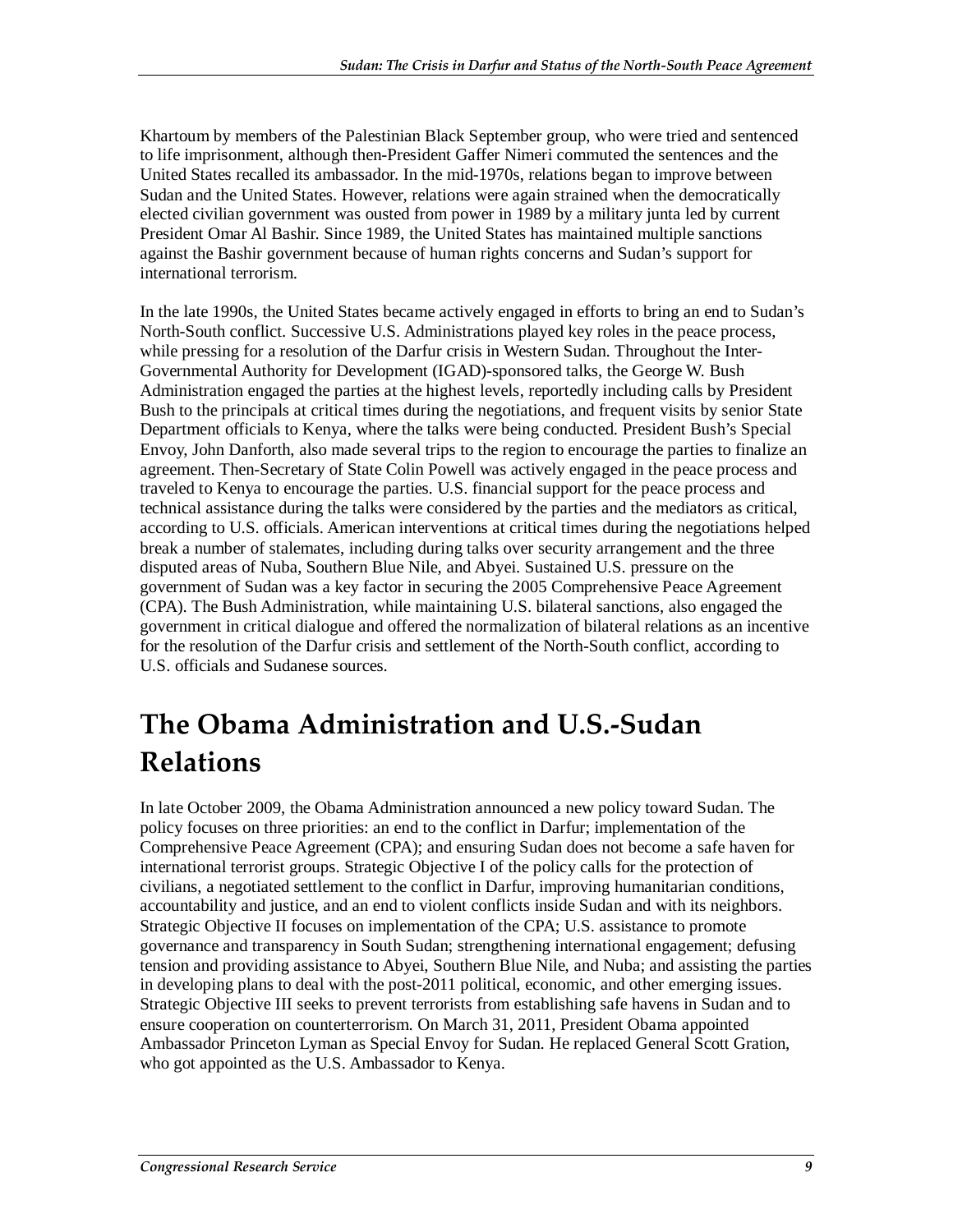Khartoum by members of the Palestinian Black September group, who were tried and sentenced to life imprisonment, although then-President Gaffer Nimeri commuted the sentences and the United States recalled its ambassador. In the mid-1970s, relations began to improve between Sudan and the United States. However, relations were again strained when the democratically elected civilian government was ousted from power in 1989 by a military junta led by current President Omar Al Bashir. Since 1989, the United States has maintained multiple sanctions against the Bashir government because of human rights concerns and Sudan's support for international terrorism.

In the late 1990s, the United States became actively engaged in efforts to bring an end to Sudan's North-South conflict. Successive U.S. Administrations played key roles in the peace process, while pressing for a resolution of the Darfur crisis in Western Sudan. Throughout the Inter-Governmental Authority for Development (IGAD)-sponsored talks, the George W. Bush Administration engaged the parties at the highest levels, reportedly including calls by President Bush to the principals at critical times during the negotiations, and frequent visits by senior State Department officials to Kenya, where the talks were being conducted. President Bush's Special Envoy, John Danforth, also made several trips to the region to encourage the parties to finalize an agreement. Then-Secretary of State Colin Powell was actively engaged in the peace process and traveled to Kenya to encourage the parties. U.S. financial support for the peace process and technical assistance during the talks were considered by the parties and the mediators as critical, according to U.S. officials. American interventions at critical times during the negotiations helped break a number of stalemates, including during talks over security arrangement and the three disputed areas of Nuba, Southern Blue Nile, and Abyei. Sustained U.S. pressure on the government of Sudan was a key factor in securing the 2005 Comprehensive Peace Agreement (CPA). The Bush Administration, while maintaining U.S. bilateral sanctions, also engaged the government in critical dialogue and offered the normalization of bilateral relations as an incentive for the resolution of the Darfur crisis and settlement of the North-South conflict, according to U.S. officials and Sudanese sources.

# The Obama Administration and U.S.-Sudan Relations

In late October 2009, the Obama Administration announced a new policy toward Sudan. The policy focuses on three priorities: an end to the conflict in Darfur; implementation of the Comprehensive Peace Agreement (CPA); and ensuring Sudan does not become a safe haven for international terrorist groups. Strategic Objective I of the policy calls for the protection of civilians, a negotiated settlement to the conflict in Darfur, improving humanitarian conditions, accountability and justice, and an end to violent conflicts inside Sudan and with its neighbors. Strategic Objective II focuses on implementation of the CPA; U.S. assistance to promote governance and transparency in South Sudan; strengthening international engagement; defusing tension and providing assistance to Abyei, Southern Blue Nile, and Nuba; and assisting the parties in developing plans to deal with the post-2011 political, economic, and other emerging issues. Strategic Objective III seeks to prevent terrorists from establishing safe havens in Sudan and to ensure cooperation on counterterrorism. On March 31, 2011, President Obama appointed Ambassador Princeton Lyman as Special Envoy for Sudan. He replaced General Scott Gration, who got appointed as the U.S. Ambassador to Kenya.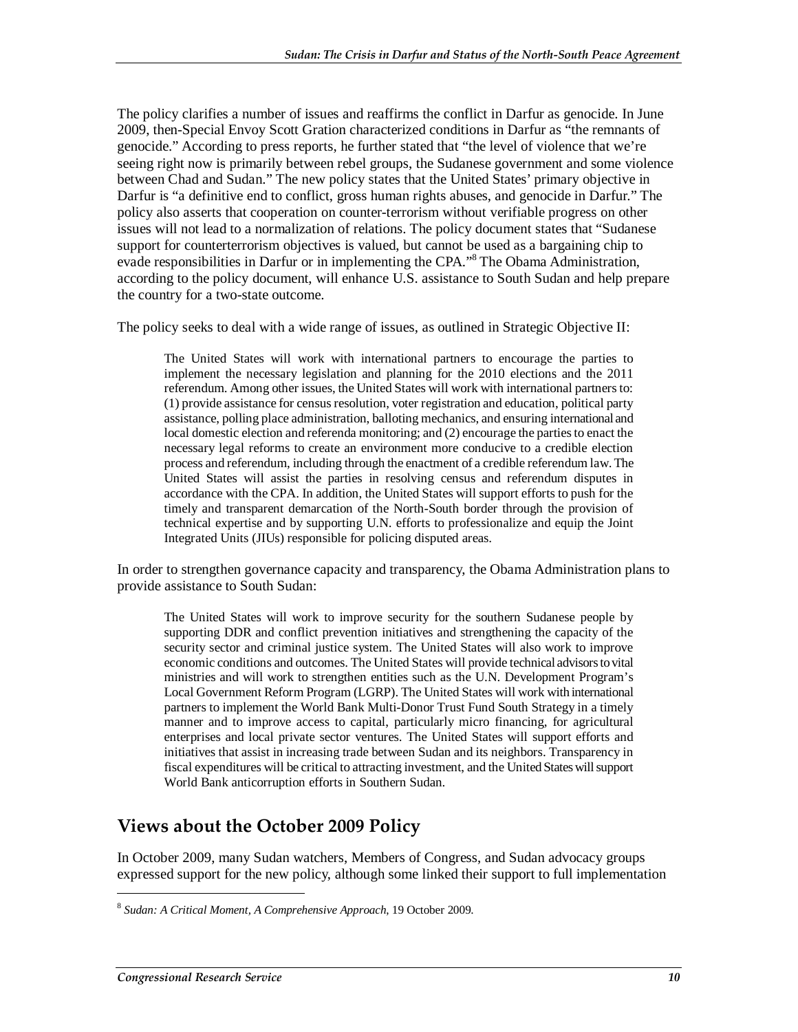The policy clarifies a number of issues and reaffirms the conflict in Darfur as genocide. In June 2009, then-Special Envoy Scott Gration characterized conditions in Darfur as "the remnants of genocide." According to press reports, he further stated that "the level of violence that we're seeing right now is primarily between rebel groups, the Sudanese government and some violence between Chad and Sudan." The new policy states that the United States' primary objective in Darfur is "a definitive end to conflict, gross human rights abuses, and genocide in Darfur." The policy also asserts that cooperation on counter-terrorism without verifiable progress on other issues will not lead to a normalization of relations. The policy document states that "Sudanese support for counterterrorism objectives is valued, but cannot be used as a bargaining chip to evade responsibilities in Darfur or in implementing the CPA."[8] The Obama Administration, according to the policy document, will enhance U.S. assistance to South Sudan and help prepare the country for a two-state outcome.

The policy seeks to deal with a wide range of issues, as outlined in Strategic Objective II:

> The United States will work with international partners to encourage the parties to implement the necessary legislation and planning for the 2010 elections and the 2011 referendum. Among other issues, the United States will work with international partners to: (1) provide assistance for census resolution, voter registration and education, political party assistance, polling place administration, balloting mechanics, and ensuring international and local domestic election and referenda monitoring; and (2) encourage the parties to enact the necessary legal reforms to create an environment more conducive to a credible election process and referendum, including through the enactment of a credible referendum law. The United States will assist the parties in resolving census and referendum disputes in accordance with the CPA. In addition, the United States will support efforts to push for the timely and transparent demarcation of the North-South border through the provision of technical expertise and by supporting U.N. efforts to professionalize and equip the Joint Integrated Units (JIUs) responsible for policing disputed areas.

In order to strengthen governance capacity and transparency, the Obama Administration plans to provide assistance to South Sudan:

> The United States will work to improve security for the southern Sudanese people by supporting DDR and conflict prevention initiatives and strengthening the capacity of the security sector and criminal justice system. The United States will also work to improve economic conditions and outcomes. The United States will provide technical advisors to vital ministries and will work to strengthen entities such as the U.N. Development Program's Local Government Reform Program (LGRP). The United States will work with international partners to implement the World Bank Multi-Donor Trust Fund South Strategy in a timely manner and to improve access to capital, particularly micro financing, for agricultural enterprises and local private sector ventures. The United States will support efforts and initiatives that assist in increasing trade between Sudan and its neighbors. Transparency in fiscal expenditures will be critical to attracting investment, and the United States will support World Bank anticorruption efforts in Southern Sudan.

## Views about the October 2009 Policy

In October 2009, many Sudan watchers, Members of Congress, and Sudan advocacy groups expressed support for the new policy, although some linked their support to full implementation

---

[8] *Sudan: A Critical Moment, A Comprehensive Approach*, 19 October 2009.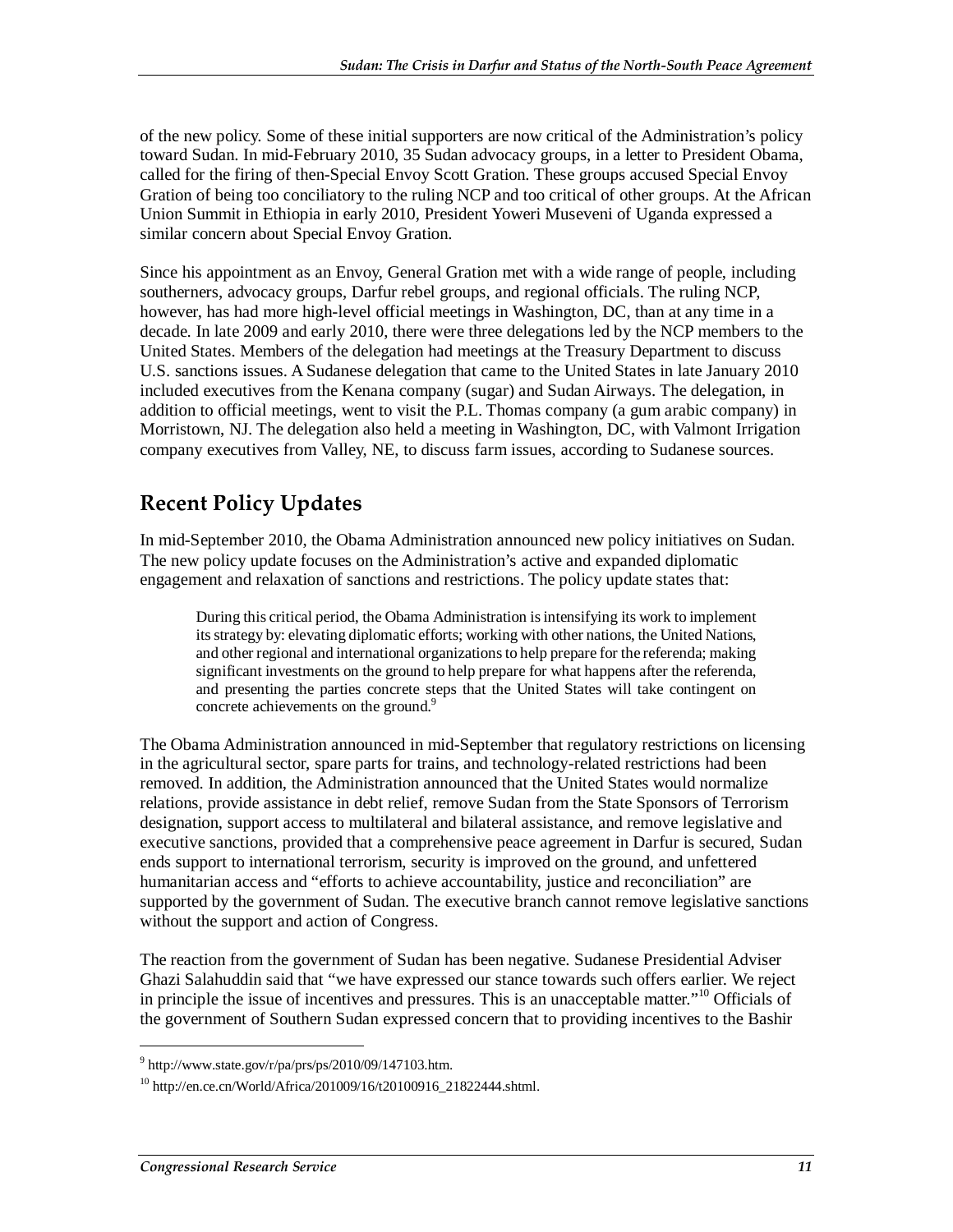of the new policy. Some of these initial supporters are now critical of the Administration's policy toward Sudan. In mid-February 2010, 35 Sudan advocacy groups, in a letter to President Obama, called for the firing of then-Special Envoy Scott Gration. These groups accused Special Envoy Gration of being too conciliatory to the ruling NCP and too critical of other groups. At the African Union Summit in Ethiopia in early 2010, President Yoweri Museveni of Uganda expressed a similar concern about Special Envoy Gration.

Since his appointment as an Envoy, General Gration met with a wide range of people, including southerners, advocacy groups, Darfur rebel groups, and regional officials. The ruling NCP, however, has had more high-level official meetings in Washington, DC, than at any time in a decade. In late 2009 and early 2010, there were three delegations led by the NCP members to the United States. Members of the delegation had meetings at the Treasury Department to discuss U.S. sanctions issues. A Sudanese delegation that came to the United States in late January 2010 included executives from the Kenana company (sugar) and Sudan Airways. The delegation, in addition to official meetings, went to visit the P.L. Thomas company (a gum arabic company) in Morristown, NJ. The delegation also held a meeting in Washington, DC, with Valmont Irrigation company executives from Valley, NE, to discuss farm issues, according to Sudanese sources.

## Recent Policy Updates

In mid-September 2010, the Obama Administration announced new policy initiatives on Sudan. The new policy update focuses on the Administration's active and expanded diplomatic engagement and relaxation of sanctions and restrictions. The policy update states that:

> During this critical period, the Obama Administration is intensifying its work to implement its strategy by: elevating diplomatic efforts; working with other nations, the United Nations, and other regional and international organizations to help prepare for the referenda; making significant investments on the ground to help prepare for what happens after the referenda, and presenting the parties concrete steps that the United States will take contingent on concrete achievements on the ground.[9]

The Obama Administration announced in mid-September that regulatory restrictions on licensing in the agricultural sector, spare parts for trains, and technology-related restrictions had been removed. In addition, the Administration announced that the United States would normalize relations, provide assistance in debt relief, remove Sudan from the State Sponsors of Terrorism designation, support access to multilateral and bilateral assistance, and remove legislative and executive sanctions, provided that a comprehensive peace agreement in Darfur is secured, Sudan ends support to international terrorism, security is improved on the ground, and unfettered humanitarian access and "efforts to achieve accountability, justice and reconciliation" are supported by the government of Sudan. The executive branch cannot remove legislative sanctions without the support and action of Congress.

The reaction from the government of Sudan has been negative. Sudanese Presidential Adviser Ghazi Salahuddin said that "we have expressed our stance towards such offers earlier. We reject in principle the issue of incentives and pressures. This is an unacceptable matter."[10] Officials of the government of Southern Sudan expressed concern that to providing incentives to the Bashir

---

[9] http://www.state.gov/r/pa/prs/ps/2010/09/147103.htm.

[10] http://en.ce.cn/World/Africa/201009/16/t20100916_21822444.shtml.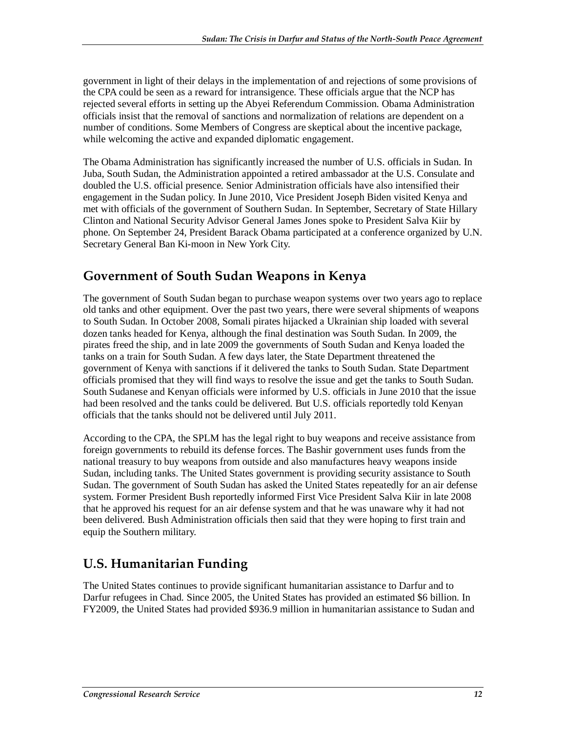government in light of their delays in the implementation of and rejections of some provisions of the CPA could be seen as a reward for intransigence. These officials argue that the NCP has rejected several efforts in setting up the Abyei Referendum Commission. Obama Administration officials insist that the removal of sanctions and normalization of relations are dependent on a number of conditions. Some Members of Congress are skeptical about the incentive package, while welcoming the active and expanded diplomatic engagement.

The Obama Administration has significantly increased the number of U.S. officials in Sudan. In Juba, South Sudan, the Administration appointed a retired ambassador at the U.S. Consulate and doubled the U.S. official presence. Senior Administration officials have also intensified their engagement in the Sudan policy. In June 2010, Vice President Joseph Biden visited Kenya and met with officials of the government of Southern Sudan. In September, Secretary of State Hillary Clinton and National Security Advisor General James Jones spoke to President Salva Kiir by phone. On September 24, President Barack Obama participated at a conference organized by U.N. Secretary General Ban Ki-moon in New York City.

## Government of South Sudan Weapons in Kenya

The government of South Sudan began to purchase weapon systems over two years ago to replace old tanks and other equipment. Over the past two years, there were several shipments of weapons to South Sudan. In October 2008, Somali pirates hijacked a Ukrainian ship loaded with several dozen tanks headed for Kenya, although the final destination was South Sudan. In 2009, the pirates freed the ship, and in late 2009 the governments of South Sudan and Kenya loaded the tanks on a train for South Sudan. A few days later, the State Department threatened the government of Kenya with sanctions if it delivered the tanks to South Sudan. State Department officials promised that they will find ways to resolve the issue and get the tanks to South Sudan. South Sudanese and Kenyan officials were informed by U.S. officials in June 2010 that the issue had been resolved and the tanks could be delivered. But U.S. officials reportedly told Kenyan officials that the tanks should not be delivered until July 2011.

According to the CPA, the SPLM has the legal right to buy weapons and receive assistance from foreign governments to rebuild its defense forces. The Bashir government uses funds from the national treasury to buy weapons from outside and also manufactures heavy weapons inside Sudan, including tanks. The United States government is providing security assistance to South Sudan. The government of South Sudan has asked the United States repeatedly for an air defense system. Former President Bush reportedly informed First Vice President Salva Kiir in late 2008 that he approved his request for an air defense system and that he was unaware why it had not been delivered. Bush Administration officials then said that they were hoping to first train and equip the Southern military.

## U.S. Humanitarian Funding

The United States continues to provide significant humanitarian assistance to Darfur and to Darfur refugees in Chad. Since 2005, the United States has provided an estimated $6 billion. In FY2009, the United States had provided $936.9 million in humanitarian assistance to Sudan and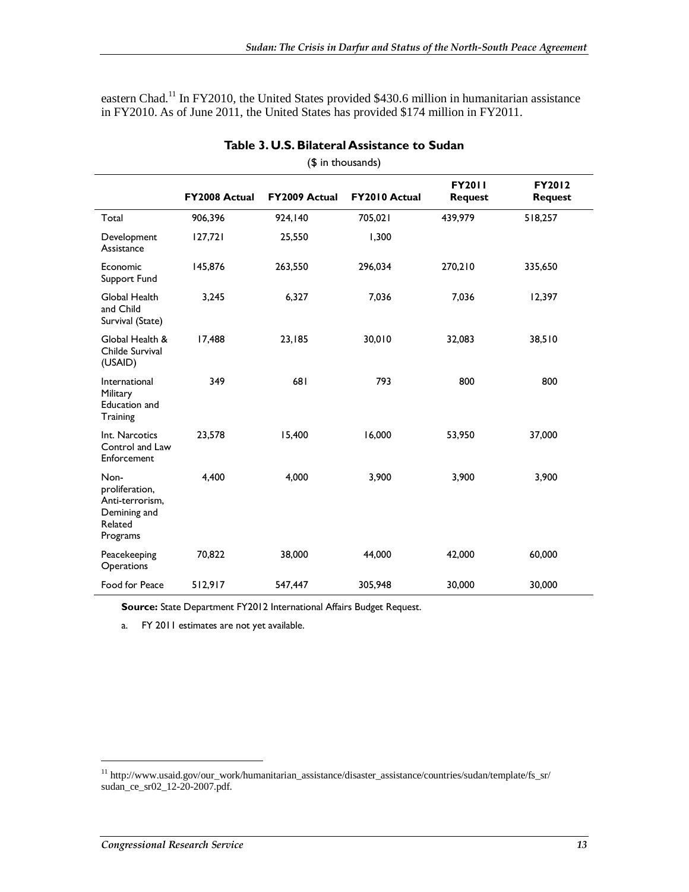eastern Chad.[11] In FY2010, the United States provided $430.6 million in humanitarian assistance in FY2010. As of June 2011, the United States has provided $174 million in FY2011.

**Table 3. U.S. Bilateral Assistance to Sudan**

($ in thousands)

| | FY2008 Actual | FY2009 Actual | FY2010 Actual | FY2011 Request | FY2012 Request |
|---|---|---|---|---|---|
| Total | 906,396 | 924,140 | 705,021 | 439,979 | 518,257 |
| Development Assistance | 127,721 | 25,550 | 1,300 | | |
| Economic Support Fund | 145,876 | 263,550 | 296,034 | 270,210 | 335,650 |
| Global Health and Child Survival (State) | 3,245 | 6,327 | 7,036 | 7,036 | 12,397 |
| Global Health & Childe Survival (USAID) | 17,488 | 23,185 | 30,010 | 32,083 | 38,510 |
| International Military Education and Training | 349 | 681 | 793 | 800 | 800 |
| Int. Narcotics Control and Law Enforcement | 23,578 | 15,400 | 16,000 | 53,950 | 37,000 |
| Non-proliferation, Anti-terrorism, Demining and Related Programs | 4,400 | 4,000 | 3,900 | 3,900 | 3,900 |
| Peacekeeping Operations | 70,822 | 38,000 | 44,000 | 42,000 | 60,000 |
| Food for Peace | 512,917 | 547,447 | 305,948 | 30,000 | 30,000 |

**Source:** State Department FY2012 International Affairs Budget Request.

a. FY 2011 estimates are not yet available.

[11] http://www.usaid.gov/our_work/humanitarian_assistance/disaster_assistance/countries/sudan/template/fs_sr/sudan_ce_sr02_12-20-2007.pdf.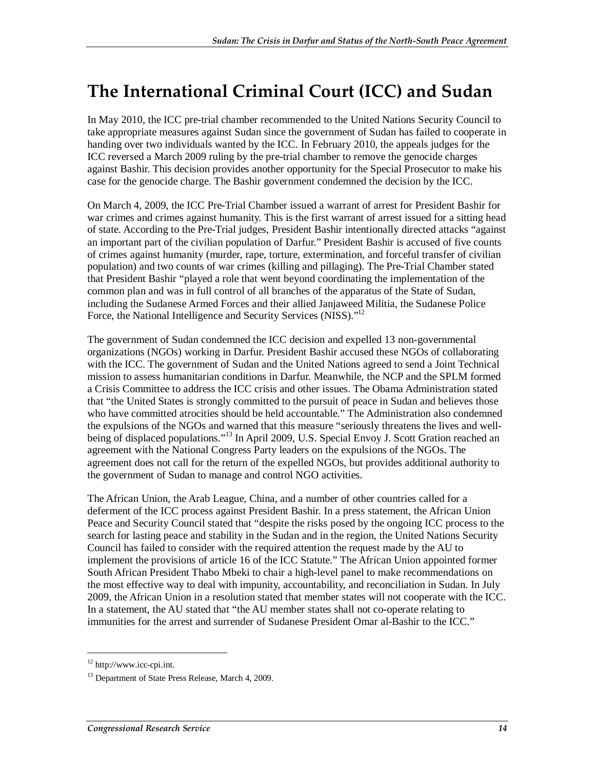# The International Criminal Court (ICC) and Sudan

In May 2010, the ICC pre-trial chamber recommended to the United Nations Security Council to take appropriate measures against Sudan since the government of Sudan has failed to cooperate in handing over two individuals wanted by the ICC. In February 2010, the appeals judges for the ICC reversed a March 2009 ruling by the pre-trial chamber to remove the genocide charges against Bashir. This decision provides another opportunity for the Special Prosecutor to make his case for the genocide charge. The Bashir government condemned the decision by the ICC.

On March 4, 2009, the ICC Pre-Trial Chamber issued a warrant of arrest for President Bashir for war crimes and crimes against humanity. This is the first warrant of arrest issued for a sitting head of state. According to the Pre-Trial judges, President Bashir intentionally directed attacks "against an important part of the civilian population of Darfur." President Bashir is accused of five counts of crimes against humanity (murder, rape, torture, extermination, and forceful transfer of civilian population) and two counts of war crimes (killing and pillaging). The Pre-Trial Chamber stated that President Bashir "played a role that went beyond coordinating the implementation of the common plan and was in full control of all branches of the apparatus of the State of Sudan, including the Sudanese Armed Forces and their allied Janjaweed Militia, the Sudanese Police Force, the National Intelligence and Security Services (NISS)."[12]

The government of Sudan condemned the ICC decision and expelled 13 non-governmental organizations (NGOs) working in Darfur. President Bashir accused these NGOs of collaborating with the ICC. The government of Sudan and the United Nations agreed to send a Joint Technical mission to assess humanitarian conditions in Darfur. Meanwhile, the NCP and the SPLM formed a Crisis Committee to address the ICC crisis and other issues. The Obama Administration stated that "the United States is strongly committed to the pursuit of peace in Sudan and believes those who have committed atrocities should be held accountable." The Administration also condemned the expulsions of the NGOs and warned that this measure "seriously threatens the lives and well-being of displaced populations."[13] In April 2009, U.S. Special Envoy J. Scott Gration reached an agreement with the National Congress Party leaders on the expulsions of the NGOs. The agreement does not call for the return of the expelled NGOs, but provides additional authority to the government of Sudan to manage and control NGO activities.

The African Union, the Arab League, China, and a number of other countries called for a deferment of the ICC process against President Bashir. In a press statement, the African Union Peace and Security Council stated that "despite the risks posed by the ongoing ICC process to the search for lasting peace and stability in the Sudan and in the region, the United Nations Security Council has failed to consider with the required attention the request made by the AU to implement the provisions of article 16 of the ICC Statute." The African Union appointed former South African President Thabo Mbeki to chair a high-level panel to make recommendations on the most effective way to deal with impunity, accountability, and reconciliation in Sudan. In July 2009, the African Union in a resolution stated that member states will not cooperate with the ICC. In a statement, the AU stated that "the AU member states shall not co-operate relating to immunities for the arrest and surrender of Sudanese President Omar al-Bashir to the ICC."

---

[12] http://www.icc-cpi.int.

[13] Department of State Press Release, March 4, 2009.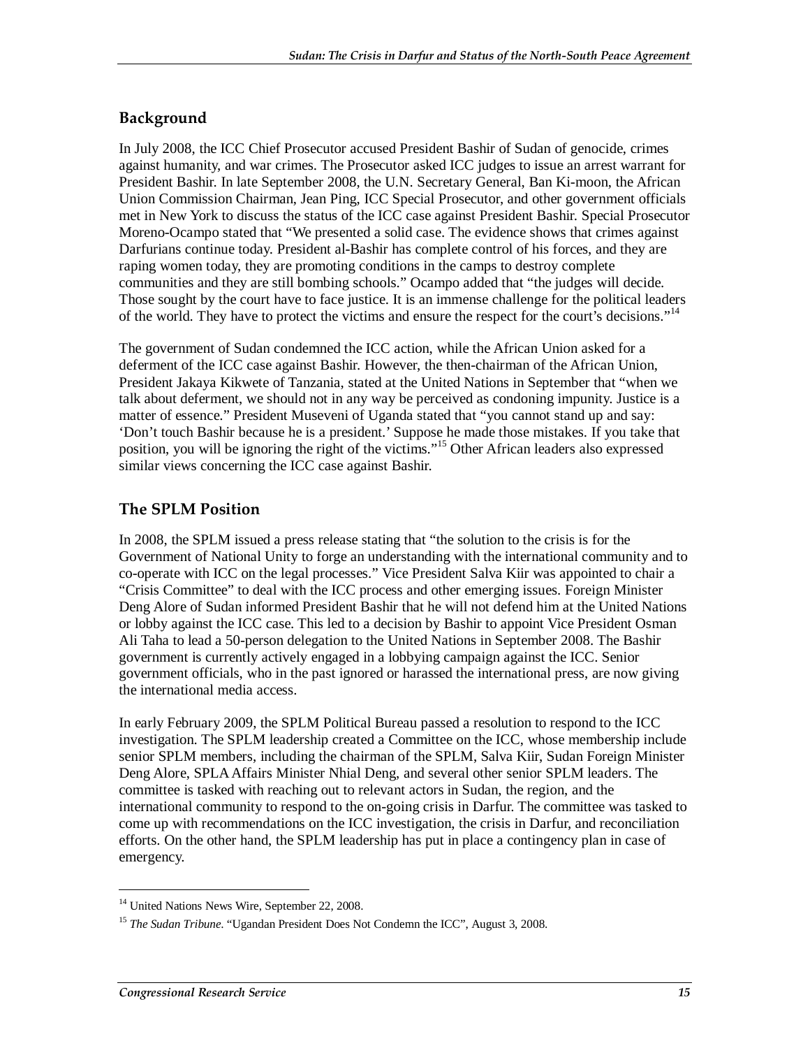## Background

In July 2008, the ICC Chief Prosecutor accused President Bashir of Sudan of genocide, crimes against humanity, and war crimes. The Prosecutor asked ICC judges to issue an arrest warrant for President Bashir. In late September 2008, the U.N. Secretary General, Ban Ki-moon, the African Union Commission Chairman, Jean Ping, ICC Special Prosecutor, and other government officials met in New York to discuss the status of the ICC case against President Bashir. Special Prosecutor Moreno-Ocampo stated that "We presented a solid case. The evidence shows that crimes against Darfurians continue today. President al-Bashir has complete control of his forces, and they are raping women today, they are promoting conditions in the camps to destroy complete communities and they are still bombing schools." Ocampo added that "the judges will decide. Those sought by the court have to face justice. It is an immense challenge for the political leaders of the world. They have to protect the victims and ensure the respect for the court's decisions."[14]

The government of Sudan condemned the ICC action, while the African Union asked for a deferment of the ICC case against Bashir. However, the then-chairman of the African Union, President Jakaya Kikwete of Tanzania, stated at the United Nations in September that "when we talk about deferment, we should not in any way be perceived as condoning impunity. Justice is a matter of essence." President Museveni of Uganda stated that "you cannot stand up and say: 'Don't touch Bashir because he is a president.' Suppose he made those mistakes. If you take that position, you will be ignoring the right of the victims."[15] Other African leaders also expressed similar views concerning the ICC case against Bashir.

## The SPLM Position

In 2008, the SPLM issued a press release stating that "the solution to the crisis is for the Government of National Unity to forge an understanding with the international community and to co-operate with ICC on the legal processes." Vice President Salva Kiir was appointed to chair a "Crisis Committee" to deal with the ICC process and other emerging issues. Foreign Minister Deng Alore of Sudan informed President Bashir that he will not defend him at the United Nations or lobby against the ICC case. This led to a decision by Bashir to appoint Vice President Osman Ali Taha to lead a 50-person delegation to the United Nations in September 2008. The Bashir government is currently actively engaged in a lobbying campaign against the ICC. Senior government officials, who in the past ignored or harassed the international press, are now giving the international media access.

In early February 2009, the SPLM Political Bureau passed a resolution to respond to the ICC investigation. The SPLM leadership created a Committee on the ICC, whose membership include senior SPLM members, including the chairman of the SPLM, Salva Kiir, Sudan Foreign Minister Deng Alore, SPLA Affairs Minister Nhial Deng, and several other senior SPLM leaders. The committee is tasked with reaching out to relevant actors in Sudan, the region, and the international community to respond to the on-going crisis in Darfur. The committee was tasked to come up with recommendations on the ICC investigation, the crisis in Darfur, and reconciliation efforts. On the other hand, the SPLM leadership has put in place a contingency plan in case of emergency.

---

[14] United Nations News Wire, September 22, 2008.

[15] *The Sudan Tribune*. "Ugandan President Does Not Condemn the ICC", August 3, 2008.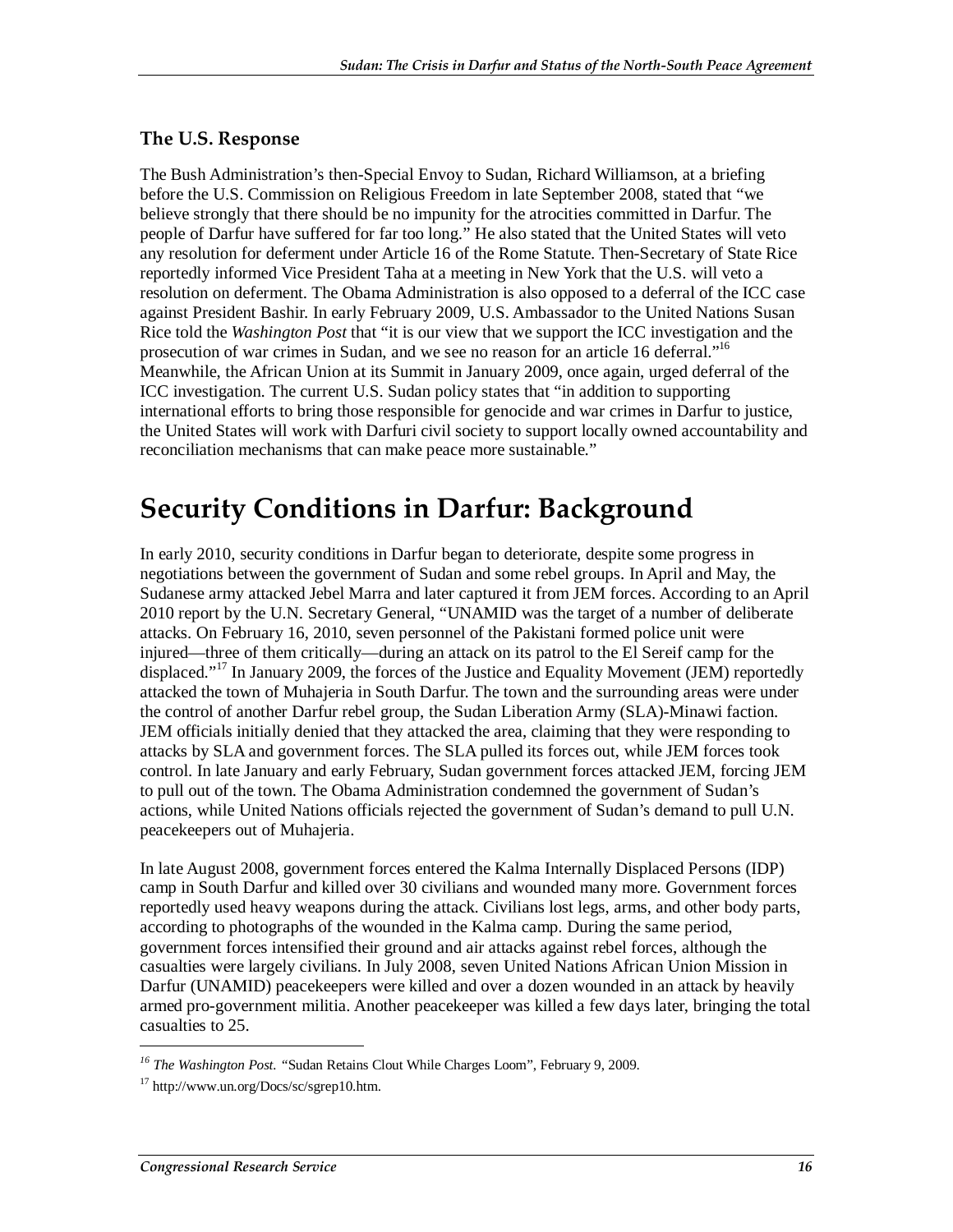### The U.S. Response

The Bush Administration's then-Special Envoy to Sudan, Richard Williamson, at a briefing before the U.S. Commission on Religious Freedom in late September 2008, stated that "we believe strongly that there should be no impunity for the atrocities committed in Darfur. The people of Darfur have suffered for far too long." He also stated that the United States will veto any resolution for deferment under Article 16 of the Rome Statute. Then-Secretary of State Rice reportedly informed Vice President Taha at a meeting in New York that the U.S. will veto a resolution on deferment. The Obama Administration is also opposed to a deferral of the ICC case against President Bashir. In early February 2009, U.S. Ambassador to the United Nations Susan Rice told the *Washington Post* that "it is our view that we support the ICC investigation and the prosecution of war crimes in Sudan, and we see no reason for an article 16 deferral."[16] Meanwhile, the African Union at its Summit in January 2009, once again, urged deferral of the ICC investigation. The current U.S. Sudan policy states that "in addition to supporting international efforts to bring those responsible for genocide and war crimes in Darfur to justice, the United States will work with Darfuri civil society to support locally owned accountability and reconciliation mechanisms that can make peace more sustainable."

# Security Conditions in Darfur: Background

In early 2010, security conditions in Darfur began to deteriorate, despite some progress in negotiations between the government of Sudan and some rebel groups. In April and May, the Sudanese army attacked Jebel Marra and later captured it from JEM forces. According to an April 2010 report by the U.N. Secretary General, "UNAMID was the target of a number of deliberate attacks. On February 16, 2010, seven personnel of the Pakistani formed police unit were injured—three of them critically—during an attack on its patrol to the El Sereif camp for the displaced."[17] In January 2009, the forces of the Justice and Equality Movement (JEM) reportedly attacked the town of Muhajeria in South Darfur. The town and the surrounding areas were under the control of another Darfur rebel group, the Sudan Liberation Army (SLA)-Minawi faction. JEM officials initially denied that they attacked the area, claiming that they were responding to attacks by SLA and government forces. The SLA pulled its forces out, while JEM forces took control. In late January and early February, Sudan government forces attacked JEM, forcing JEM to pull out of the town. The Obama Administration condemned the government of Sudan's actions, while United Nations officials rejected the government of Sudan's demand to pull U.N. peacekeepers out of Muhajeria.

In late August 2008, government forces entered the Kalma Internally Displaced Persons (IDP) camp in South Darfur and killed over 30 civilians and wounded many more. Government forces reportedly used heavy weapons during the attack. Civilians lost legs, arms, and other body parts, according to photographs of the wounded in the Kalma camp. During the same period, government forces intensified their ground and air attacks against rebel forces, although the casualties were largely civilians. In July 2008, seven United Nations African Union Mission in Darfur (UNAMID) peacekeepers were killed and over a dozen wounded in an attack by heavily armed pro-government militia. Another peacekeeper was killed a few days later, bringing the total casualties to 25.

---

[16] *The Washington Post.* "Sudan Retains Clout While Charges Loom", February 9, 2009.

[17] http://www.un.org/Docs/sc/sgrep10.htm.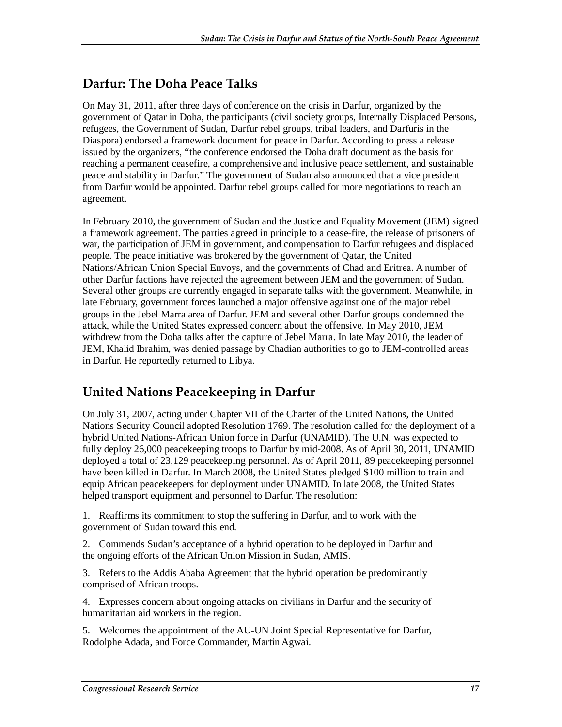## Darfur: The Doha Peace Talks

On May 31, 2011, after three days of conference on the crisis in Darfur, organized by the government of Qatar in Doha, the participants (civil society groups, Internally Displaced Persons, refugees, the Government of Sudan, Darfur rebel groups, tribal leaders, and Darfuris in the Diaspora) endorsed a framework document for peace in Darfur. According to press a release issued by the organizers, "the conference endorsed the Doha draft document as the basis for reaching a permanent ceasefire, a comprehensive and inclusive peace settlement, and sustainable peace and stability in Darfur." The government of Sudan also announced that a vice president from Darfur would be appointed. Darfur rebel groups called for more negotiations to reach an agreement.

In February 2010, the government of Sudan and the Justice and Equality Movement (JEM) signed a framework agreement. The parties agreed in principle to a cease-fire, the release of prisoners of war, the participation of JEM in government, and compensation to Darfur refugees and displaced people. The peace initiative was brokered by the government of Qatar, the United Nations/African Union Special Envoys, and the governments of Chad and Eritrea. A number of other Darfur factions have rejected the agreement between JEM and the government of Sudan. Several other groups are currently engaged in separate talks with the government. Meanwhile, in late February, government forces launched a major offensive against one of the major rebel groups in the Jebel Marra area of Darfur. JEM and several other Darfur groups condemned the attack, while the United States expressed concern about the offensive. In May 2010, JEM withdrew from the Doha talks after the capture of Jebel Marra. In late May 2010, the leader of JEM, Khalid Ibrahim, was denied passage by Chadian authorities to go to JEM-controlled areas in Darfur. He reportedly returned to Libya.

## United Nations Peacekeeping in Darfur

On July 31, 2007, acting under Chapter VII of the Charter of the United Nations, the United Nations Security Council adopted Resolution 1769. The resolution called for the deployment of a hybrid United Nations-African Union force in Darfur (UNAMID). The U.N. was expected to fully deploy 26,000 peacekeeping troops to Darfur by mid-2008. As of April 30, 2011, UNAMID deployed a total of 23,129 peacekeeping personnel. As of April 2011, 89 peacekeeping personnel have been killed in Darfur. In March 2008, the United States pledged $100 million to train and equip African peacekeepers for deployment under UNAMID. In late 2008, the United States helped transport equipment and personnel to Darfur. The resolution:

1. Reaffirms its commitment to stop the suffering in Darfur, and to work with the government of Sudan toward this end.

2. Commends Sudan's acceptance of a hybrid operation to be deployed in Darfur and the ongoing efforts of the African Union Mission in Sudan, AMIS.

3. Refers to the Addis Ababa Agreement that the hybrid operation be predominantly comprised of African troops.

4. Expresses concern about ongoing attacks on civilians in Darfur and the security of humanitarian aid workers in the region.

5. Welcomes the appointment of the AU-UN Joint Special Representative for Darfur, Rodolphe Adada, and Force Commander, Martin Agwai.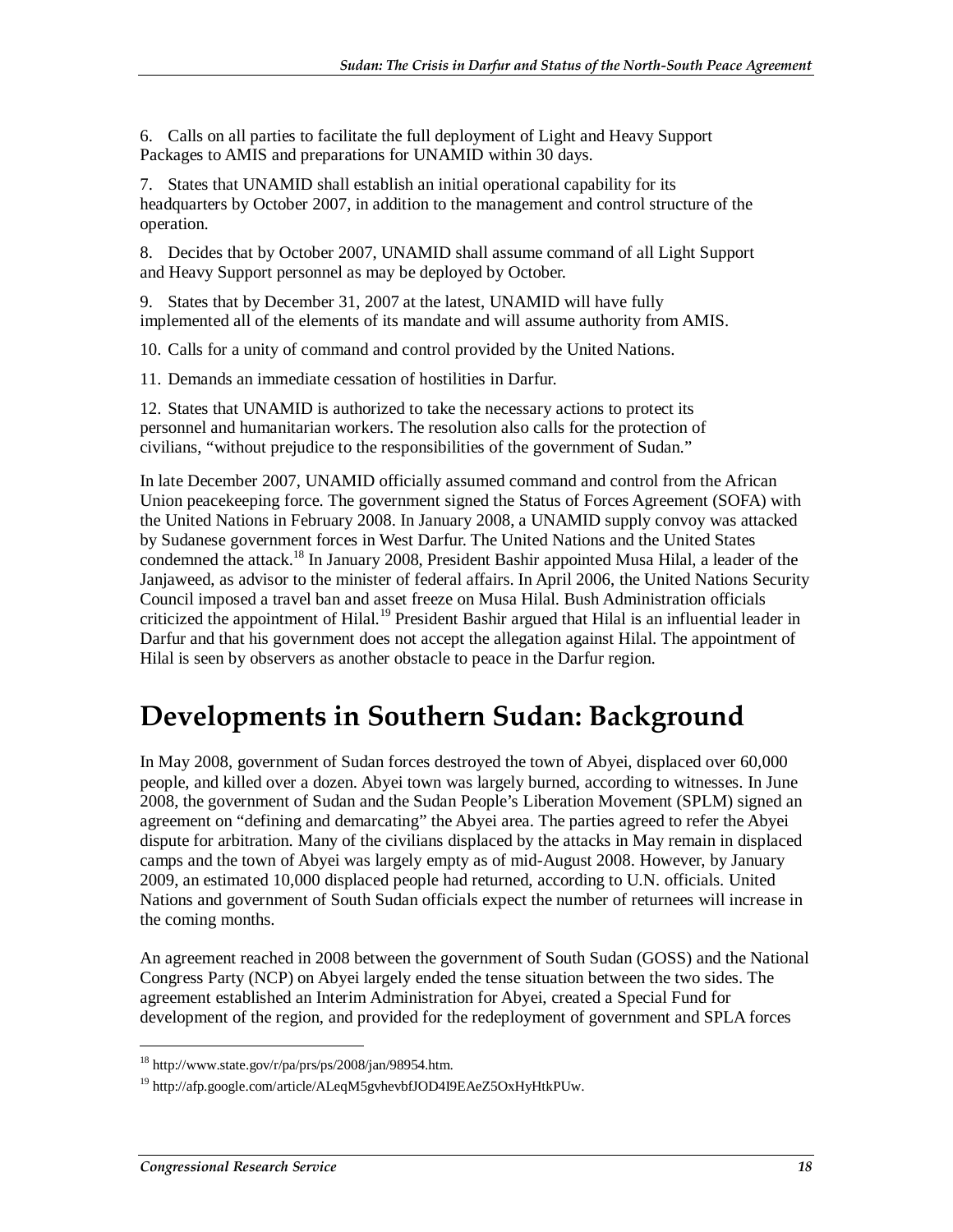6. Calls on all parties to facilitate the full deployment of Light and Heavy Support Packages to AMIS and preparations for UNAMID within 30 days.

7. States that UNAMID shall establish an initial operational capability for its headquarters by October 2007, in addition to the management and control structure of the operation.

8. Decides that by October 2007, UNAMID shall assume command of all Light Support and Heavy Support personnel as may be deployed by October.

9. States that by December 31, 2007 at the latest, UNAMID will have fully implemented all of the elements of its mandate and will assume authority from AMIS.

10. Calls for a unity of command and control provided by the United Nations.

11. Demands an immediate cessation of hostilities in Darfur.

12. States that UNAMID is authorized to take the necessary actions to protect its personnel and humanitarian workers. The resolution also calls for the protection of civilians, "without prejudice to the responsibilities of the government of Sudan."

In late December 2007, UNAMID officially assumed command and control from the African Union peacekeeping force. The government signed the Status of Forces Agreement (SOFA) with the United Nations in February 2008. In January 2008, a UNAMID supply convoy was attacked by Sudanese government forces in West Darfur. The United Nations and the United States condemned the attack.[18] In January 2008, President Bashir appointed Musa Hilal, a leader of the Janjaweed, as advisor to the minister of federal affairs. In April 2006, the United Nations Security Council imposed a travel ban and asset freeze on Musa Hilal. Bush Administration officials criticized the appointment of Hilal.[19] President Bashir argued that Hilal is an influential leader in Darfur and that his government does not accept the allegation against Hilal. The appointment of Hilal is seen by observers as another obstacle to peace in the Darfur region.

# Developments in Southern Sudan: Background

In May 2008, government of Sudan forces destroyed the town of Abyei, displaced over 60,000 people, and killed over a dozen. Abyei town was largely burned, according to witnesses. In June 2008, the government of Sudan and the Sudan People's Liberation Movement (SPLM) signed an agreement on "defining and demarcating" the Abyei area. The parties agreed to refer the Abyei dispute for arbitration. Many of the civilians displaced by the attacks in May remain in displaced camps and the town of Abyei was largely empty as of mid-August 2008. However, by January 2009, an estimated 10,000 displaced people had returned, according to U.N. officials. United Nations and government of South Sudan officials expect the number of returnees will increase in the coming months.

An agreement reached in 2008 between the government of South Sudan (GOSS) and the National Congress Party (NCP) on Abyei largely ended the tense situation between the two sides. The agreement established an Interim Administration for Abyei, created a Special Fund for development of the region, and provided for the redeployment of government and SPLA forces

---

[18] http://www.state.gov/r/pa/prs/ps/2008/jan/98954.htm.

[19] http://afp.google.com/article/ALeqM5gvhevbfJOD4I9EAeZ5OxHyHtkPUw.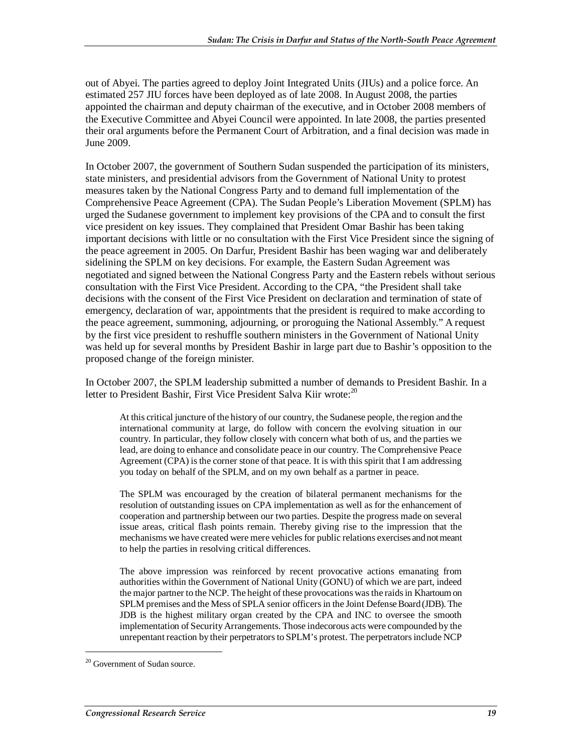out of Abyei. The parties agreed to deploy Joint Integrated Units (JIUs) and a police force. An estimated 257 JIU forces have been deployed as of late 2008. In August 2008, the parties appointed the chairman and deputy chairman of the executive, and in October 2008 members of the Executive Committee and Abyei Council were appointed. In late 2008, the parties presented their oral arguments before the Permanent Court of Arbitration, and a final decision was made in June 2009.

In October 2007, the government of Southern Sudan suspended the participation of its ministers, state ministers, and presidential advisors from the Government of National Unity to protest measures taken by the National Congress Party and to demand full implementation of the Comprehensive Peace Agreement (CPA). The Sudan People's Liberation Movement (SPLM) has urged the Sudanese government to implement key provisions of the CPA and to consult the first vice president on key issues. They complained that President Omar Bashir has been taking important decisions with little or no consultation with the First Vice President since the signing of the peace agreement in 2005. On Darfur, President Bashir has been waging war and deliberately sidelining the SPLM on key decisions. For example, the Eastern Sudan Agreement was negotiated and signed between the National Congress Party and the Eastern rebels without serious consultation with the First Vice President. According to the CPA, "the President shall take decisions with the consent of the First Vice President on declaration and termination of state of emergency, declaration of war, appointments that the president is required to make according to the peace agreement, summoning, adjourning, or proroguing the National Assembly." A request by the first vice president to reshuffle southern ministers in the Government of National Unity was held up for several months by President Bashir in large part due to Bashir's opposition to the proposed change of the foreign minister.

In October 2007, the SPLM leadership submitted a number of demands to President Bashir. In a letter to President Bashir, First Vice President Salva Kiir wrote:[20]

> At this critical juncture of the history of our country, the Sudanese people, the region and the international community at large, do follow with concern the evolving situation in our country. In particular, they follow closely with concern what both of us, and the parties we lead, are doing to enhance and consolidate peace in our country. The Comprehensive Peace Agreement (CPA) is the corner stone of that peace. It is with this spirit that I am addressing you today on behalf of the SPLM, and on my own behalf as a partner in peace.
>
> The SPLM was encouraged by the creation of bilateral permanent mechanisms for the resolution of outstanding issues on CPA implementation as well as for the enhancement of cooperation and partnership between our two parties. Despite the progress made on several issue areas, critical flash points remain. Thereby giving rise to the impression that the mechanisms we have created were mere vehicles for public relations exercises and not meant to help the parties in resolving critical differences.
>
> The above impression was reinforced by recent provocative actions emanating from authorities within the Government of National Unity (GONU) of which we are part, indeed the major partner to the NCP. The height of these provocations was the raids in Khartoum on SPLM premises and the Mess of SPLA senior officers in the Joint Defense Board (JDB). The JDB is the highest military organ created by the CPA and INC to oversee the smooth implementation of Security Arrangements. Those indecorous acts were compounded by the unrepentant reaction by their perpetrators to SPLM's protest. The perpetrators include NCP

[20] Government of Sudan source.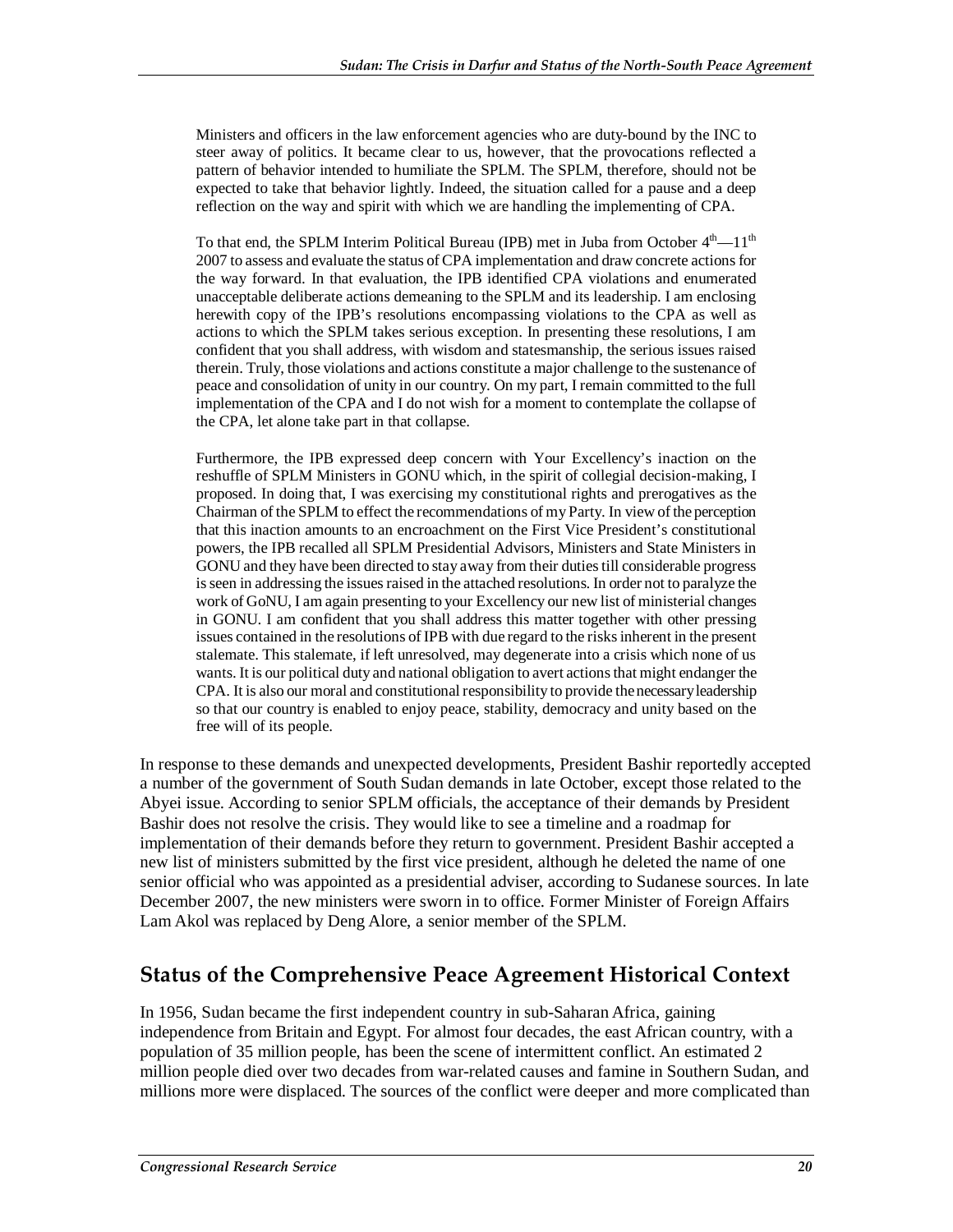> Ministers and officers in the law enforcement agencies who are duty-bound by the INC to steer away of politics. It became clear to us, however, that the provocations reflected a pattern of behavior intended to humiliate the SPLM. The SPLM, therefore, should not be expected to take that behavior lightly. Indeed, the situation called for a pause and a deep reflection on the way and spirit with which we are handling the implementing of CPA.
>
> To that end, the SPLM Interim Political Bureau (IPB) met in Juba from October 4th—11th 2007 to assess and evaluate the status of CPA implementation and draw concrete actions for the way forward. In that evaluation, the IPB identified CPA violations and enumerated unacceptable deliberate actions demeaning to the SPLM and its leadership. I am enclosing herewith copy of the IPB's resolutions encompassing violations to the CPA as well as actions to which the SPLM takes serious exception. In presenting these resolutions, I am confident that you shall address, with wisdom and statesmanship, the serious issues raised therein. Truly, those violations and actions constitute a major challenge to the sustenance of peace and consolidation of unity in our country. On my part, I remain committed to the full implementation of the CPA and I do not wish for a moment to contemplate the collapse of the CPA, let alone take part in that collapse.
>
> Furthermore, the IPB expressed deep concern with Your Excellency's inaction on the reshuffle of SPLM Ministers in GONU which, in the spirit of collegial decision-making, I proposed. In doing that, I was exercising my constitutional rights and prerogatives as the Chairman of the SPLM to effect the recommendations of my Party. In view of the perception that this inaction amounts to an encroachment on the First Vice President's constitutional powers, the IPB recalled all SPLM Presidential Advisors, Ministers and State Ministers in GONU and they have been directed to stay away from their duties till considerable progress is seen in addressing the issues raised in the attached resolutions. In order not to paralyze the work of GoNU, I am again presenting to your Excellency our new list of ministerial changes in GONU. I am confident that you shall address this matter together with other pressing issues contained in the resolutions of IPB with due regard to the risks inherent in the present stalemate. This stalemate, if left unresolved, may degenerate into a crisis which none of us wants. It is our political duty and national obligation to avert actions that might endanger the CPA. It is also our moral and constitutional responsibility to provide the necessary leadership so that our country is enabled to enjoy peace, stability, democracy and unity based on the free will of its people.

In response to these demands and unexpected developments, President Bashir reportedly accepted a number of the government of South Sudan demands in late October, except those related to the Abyei issue. According to senior SPLM officials, the acceptance of their demands by President Bashir does not resolve the crisis. They would like to see a timeline and a roadmap for implementation of their demands before they return to government. President Bashir accepted a new list of ministers submitted by the first vice president, although he deleted the name of one senior official who was appointed as a presidential adviser, according to Sudanese sources. In late December 2007, the new ministers were sworn in to office. Former Minister of Foreign Affairs Lam Akol was replaced by Deng Alore, a senior member of the SPLM.

## Status of the Comprehensive Peace Agreement Historical Context

In 1956, Sudan became the first independent country in sub-Saharan Africa, gaining independence from Britain and Egypt. For almost four decades, the east African country, with a population of 35 million people, has been the scene of intermittent conflict. An estimated 2 million people died over two decades from war-related causes and famine in Southern Sudan, and millions more were displaced. The sources of the conflict were deeper and more complicated than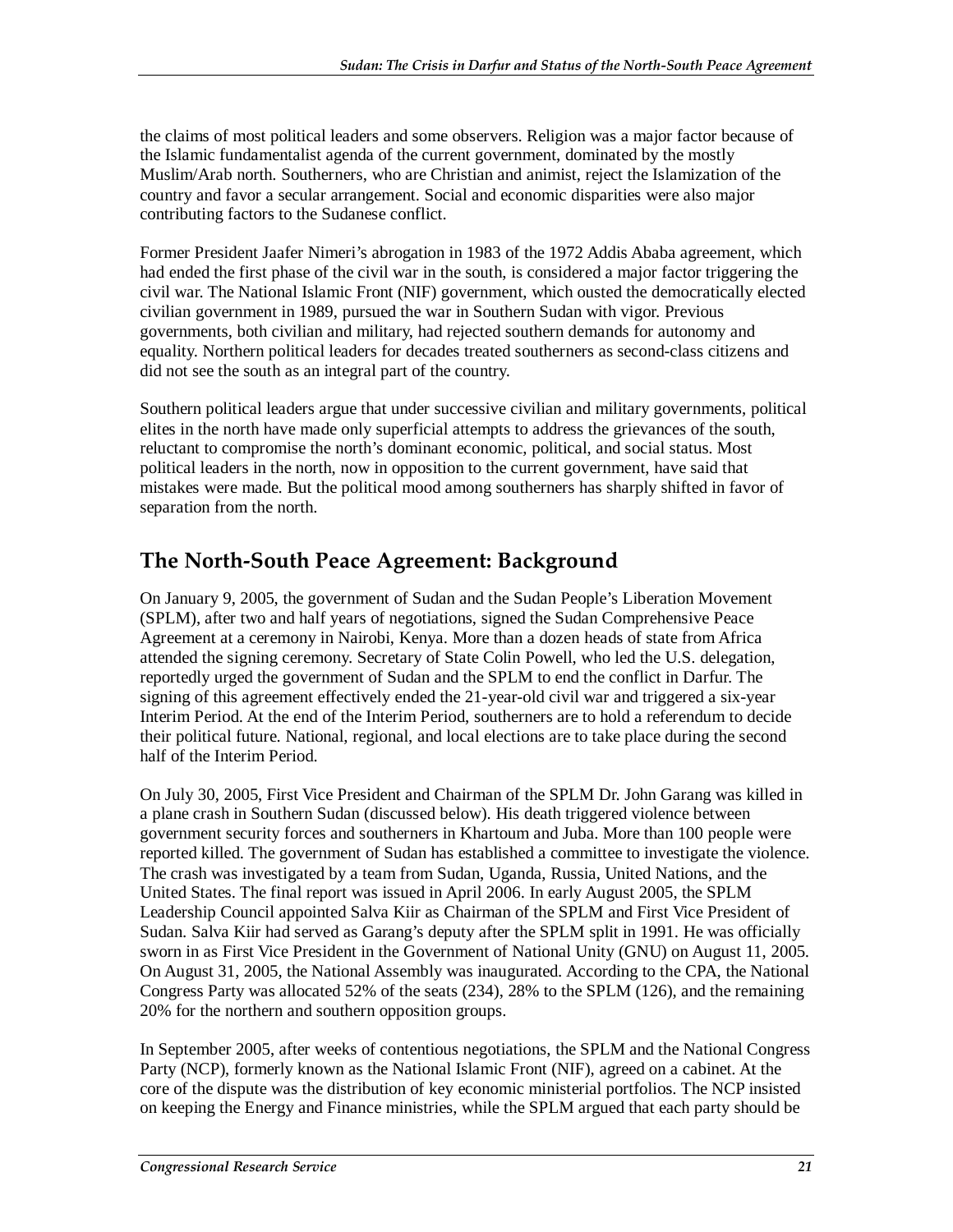the claims of most political leaders and some observers. Religion was a major factor because of the Islamic fundamentalist agenda of the current government, dominated by the mostly Muslim/Arab north. Southerners, who are Christian and animist, reject the Islamization of the country and favor a secular arrangement. Social and economic disparities were also major contributing factors to the Sudanese conflict.

Former President Jaafer Nimeri's abrogation in 1983 of the 1972 Addis Ababa agreement, which had ended the first phase of the civil war in the south, is considered a major factor triggering the civil war. The National Islamic Front (NIF) government, which ousted the democratically elected civilian government in 1989, pursued the war in Southern Sudan with vigor. Previous governments, both civilian and military, had rejected southern demands for autonomy and equality. Northern political leaders for decades treated southerners as second-class citizens and did not see the south as an integral part of the country.

Southern political leaders argue that under successive civilian and military governments, political elites in the north have made only superficial attempts to address the grievances of the south, reluctant to compromise the north's dominant economic, political, and social status. Most political leaders in the north, now in opposition to the current government, have said that mistakes were made. But the political mood among southerners has sharply shifted in favor of separation from the north.

## The North-South Peace Agreement: Background

On January 9, 2005, the government of Sudan and the Sudan People's Liberation Movement (SPLM), after two and half years of negotiations, signed the Sudan Comprehensive Peace Agreement at a ceremony in Nairobi, Kenya. More than a dozen heads of state from Africa attended the signing ceremony. Secretary of State Colin Powell, who led the U.S. delegation, reportedly urged the government of Sudan and the SPLM to end the conflict in Darfur. The signing of this agreement effectively ended the 21-year-old civil war and triggered a six-year Interim Period. At the end of the Interim Period, southerners are to hold a referendum to decide their political future. National, regional, and local elections are to take place during the second half of the Interim Period.

On July 30, 2005, First Vice President and Chairman of the SPLM Dr. John Garang was killed in a plane crash in Southern Sudan (discussed below). His death triggered violence between government security forces and southerners in Khartoum and Juba. More than 100 people were reported killed. The government of Sudan has established a committee to investigate the violence. The crash was investigated by a team from Sudan, Uganda, Russia, United Nations, and the United States. The final report was issued in April 2006. In early August 2005, the SPLM Leadership Council appointed Salva Kiir as Chairman of the SPLM and First Vice President of Sudan. Salva Kiir had served as Garang's deputy after the SPLM split in 1991. He was officially sworn in as First Vice President in the Government of National Unity (GNU) on August 11, 2005. On August 31, 2005, the National Assembly was inaugurated. According to the CPA, the National Congress Party was allocated 52% of the seats (234), 28% to the SPLM (126), and the remaining 20% for the northern and southern opposition groups.

In September 2005, after weeks of contentious negotiations, the SPLM and the National Congress Party (NCP), formerly known as the National Islamic Front (NIF), agreed on a cabinet. At the core of the dispute was the distribution of key economic ministerial portfolios. The NCP insisted on keeping the Energy and Finance ministries, while the SPLM argued that each party should be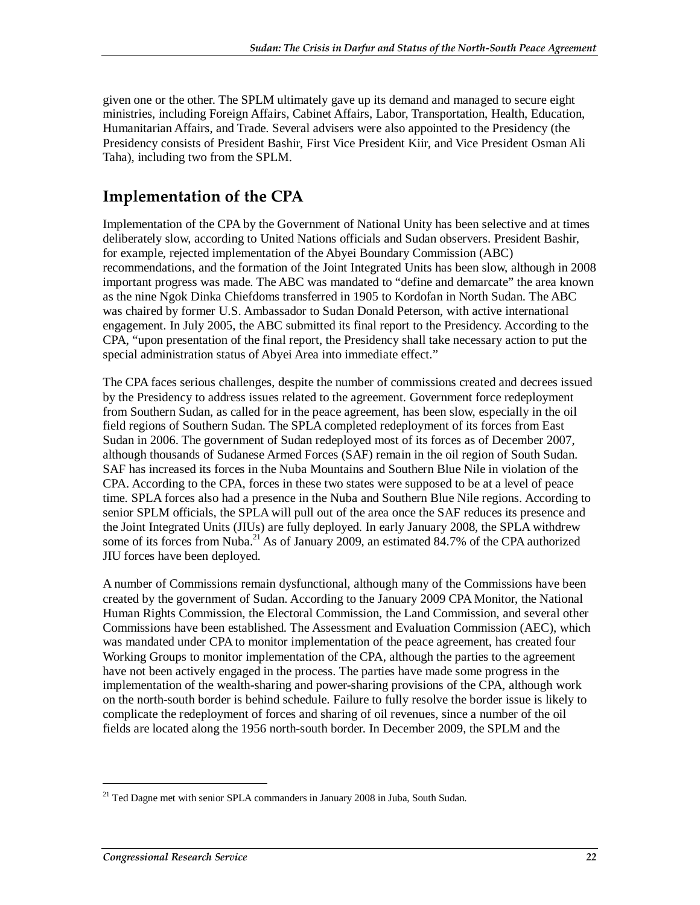given one or the other. The SPLM ultimately gave up its demand and managed to secure eight ministries, including Foreign Affairs, Cabinet Affairs, Labor, Transportation, Health, Education, Humanitarian Affairs, and Trade. Several advisers were also appointed to the Presidency (the Presidency consists of President Bashir, First Vice President Kiir, and Vice President Osman Ali Taha), including two from the SPLM.

## Implementation of the CPA

Implementation of the CPA by the Government of National Unity has been selective and at times deliberately slow, according to United Nations officials and Sudan observers. President Bashir, for example, rejected implementation of the Abyei Boundary Commission (ABC) recommendations, and the formation of the Joint Integrated Units has been slow, although in 2008 important progress was made. The ABC was mandated to "define and demarcate" the area known as the nine Ngok Dinka Chiefdoms transferred in 1905 to Kordofan in North Sudan. The ABC was chaired by former U.S. Ambassador to Sudan Donald Peterson, with active international engagement. In July 2005, the ABC submitted its final report to the Presidency. According to the CPA, "upon presentation of the final report, the Presidency shall take necessary action to put the special administration status of Abyei Area into immediate effect."

The CPA faces serious challenges, despite the number of commissions created and decrees issued by the Presidency to address issues related to the agreement. Government force redeployment from Southern Sudan, as called for in the peace agreement, has been slow, especially in the oil field regions of Southern Sudan. The SPLA completed redeployment of its forces from East Sudan in 2006. The government of Sudan redeployed most of its forces as of December 2007, although thousands of Sudanese Armed Forces (SAF) remain in the oil region of South Sudan. SAF has increased its forces in the Nuba Mountains and Southern Blue Nile in violation of the CPA. According to the CPA, forces in these two states were supposed to be at a level of peace time. SPLA forces also had a presence in the Nuba and Southern Blue Nile regions. According to senior SPLM officials, the SPLA will pull out of the area once the SAF reduces its presence and the Joint Integrated Units (JIUs) are fully deployed. In early January 2008, the SPLA withdrew some of its forces from Nuba.[21] As of January 2009, an estimated 84.7% of the CPA authorized JIU forces have been deployed.

A number of Commissions remain dysfunctional, although many of the Commissions have been created by the government of Sudan. According to the January 2009 CPA Monitor, the National Human Rights Commission, the Electoral Commission, the Land Commission, and several other Commissions have been established. The Assessment and Evaluation Commission (AEC), which was mandated under CPA to monitor implementation of the peace agreement, has created four Working Groups to monitor implementation of the CPA, although the parties to the agreement have not been actively engaged in the process. The parties have made some progress in the implementation of the wealth-sharing and power-sharing provisions of the CPA, although work on the north-south border is behind schedule. Failure to fully resolve the border issue is likely to complicate the redeployment of forces and sharing of oil revenues, since a number of the oil fields are located along the 1956 north-south border. In December 2009, the SPLM and the

[21] Ted Dagne met with senior SPLA commanders in January 2008 in Juba, South Sudan.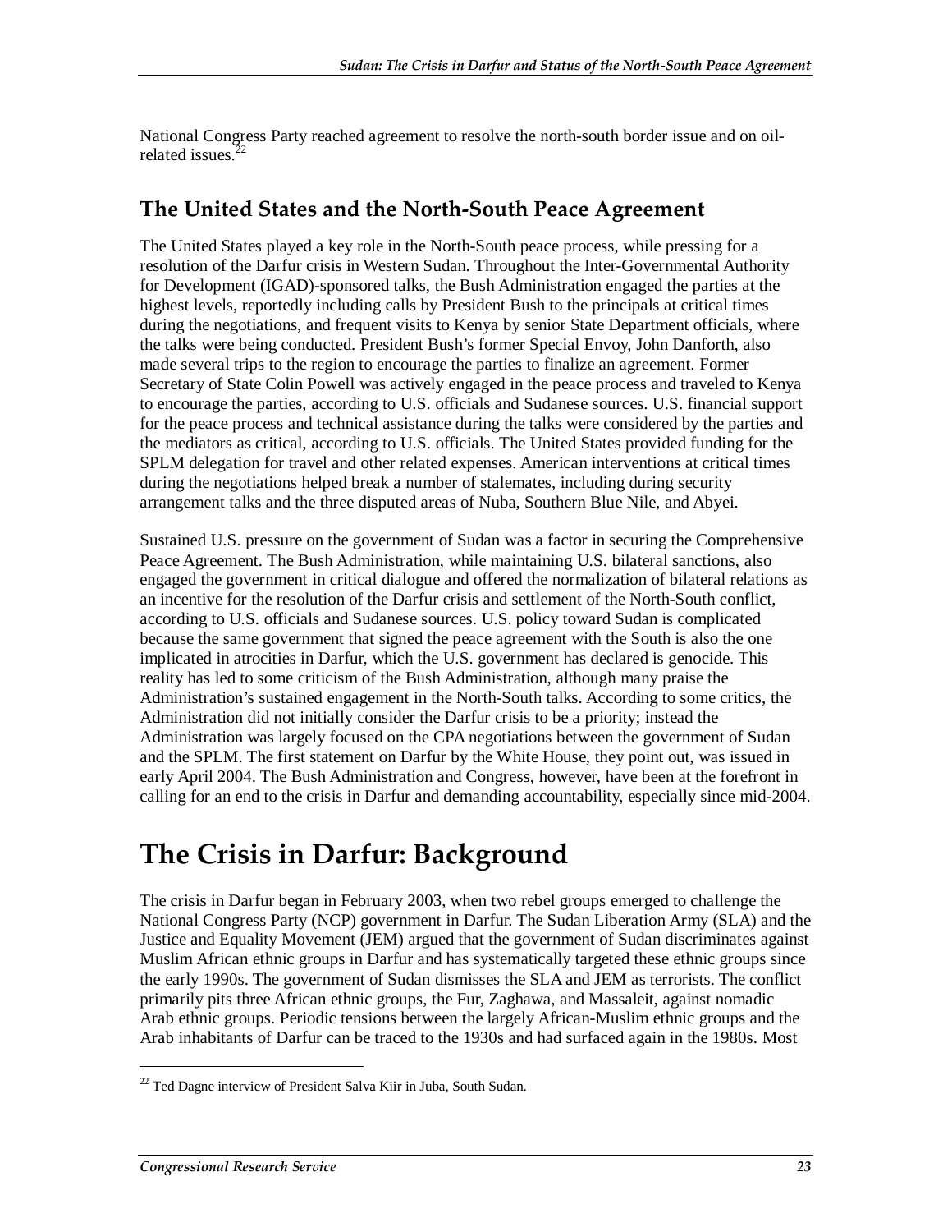National Congress Party reached agreement to resolve the north-south border issue and on oil-related issues.[22]

## The United States and the North-South Peace Agreement

The United States played a key role in the North-South peace process, while pressing for a resolution of the Darfur crisis in Western Sudan. Throughout the Inter-Governmental Authority for Development (IGAD)-sponsored talks, the Bush Administration engaged the parties at the highest levels, reportedly including calls by President Bush to the principals at critical times during the negotiations, and frequent visits to Kenya by senior State Department officials, where the talks were being conducted. President Bush's former Special Envoy, John Danforth, also made several trips to the region to encourage the parties to finalize an agreement. Former Secretary of State Colin Powell was actively engaged in the peace process and traveled to Kenya to encourage the parties, according to U.S. officials and Sudanese sources. U.S. financial support for the peace process and technical assistance during the talks were considered by the parties and the mediators as critical, according to U.S. officials. The United States provided funding for the SPLM delegation for travel and other related expenses. American interventions at critical times during the negotiations helped break a number of stalemates, including during security arrangement talks and the three disputed areas of Nuba, Southern Blue Nile, and Abyei.

Sustained U.S. pressure on the government of Sudan was a factor in securing the Comprehensive Peace Agreement. The Bush Administration, while maintaining U.S. bilateral sanctions, also engaged the government in critical dialogue and offered the normalization of bilateral relations as an incentive for the resolution of the Darfur crisis and settlement of the North-South conflict, according to U.S. officials and Sudanese sources. U.S. policy toward Sudan is complicated because the same government that signed the peace agreement with the South is also the one implicated in atrocities in Darfur, which the U.S. government has declared is genocide. This reality has led to some criticism of the Bush Administration, although many praise the Administration's sustained engagement in the North-South talks. According to some critics, the Administration did not initially consider the Darfur crisis to be a priority; instead the Administration was largely focused on the CPA negotiations between the government of Sudan and the SPLM. The first statement on Darfur by the White House, they point out, was issued in early April 2004. The Bush Administration and Congress, however, have been at the forefront in calling for an end to the crisis in Darfur and demanding accountability, especially since mid-2004.

# The Crisis in Darfur: Background

The crisis in Darfur began in February 2003, when two rebel groups emerged to challenge the National Congress Party (NCP) government in Darfur. The Sudan Liberation Army (SLA) and the Justice and Equality Movement (JEM) argued that the government of Sudan discriminates against Muslim African ethnic groups in Darfur and has systematically targeted these ethnic groups since the early 1990s. The government of Sudan dismisses the SLA and JEM as terrorists. The conflict primarily pits three African ethnic groups, the Fur, Zaghawa, and Massaleit, against nomadic Arab ethnic groups. Periodic tensions between the largely African-Muslim ethnic groups and the Arab inhabitants of Darfur can be traced to the 1930s and had surfaced again in the 1980s. Most

[22] Ted Dagne interview of President Salva Kiir in Juba, South Sudan.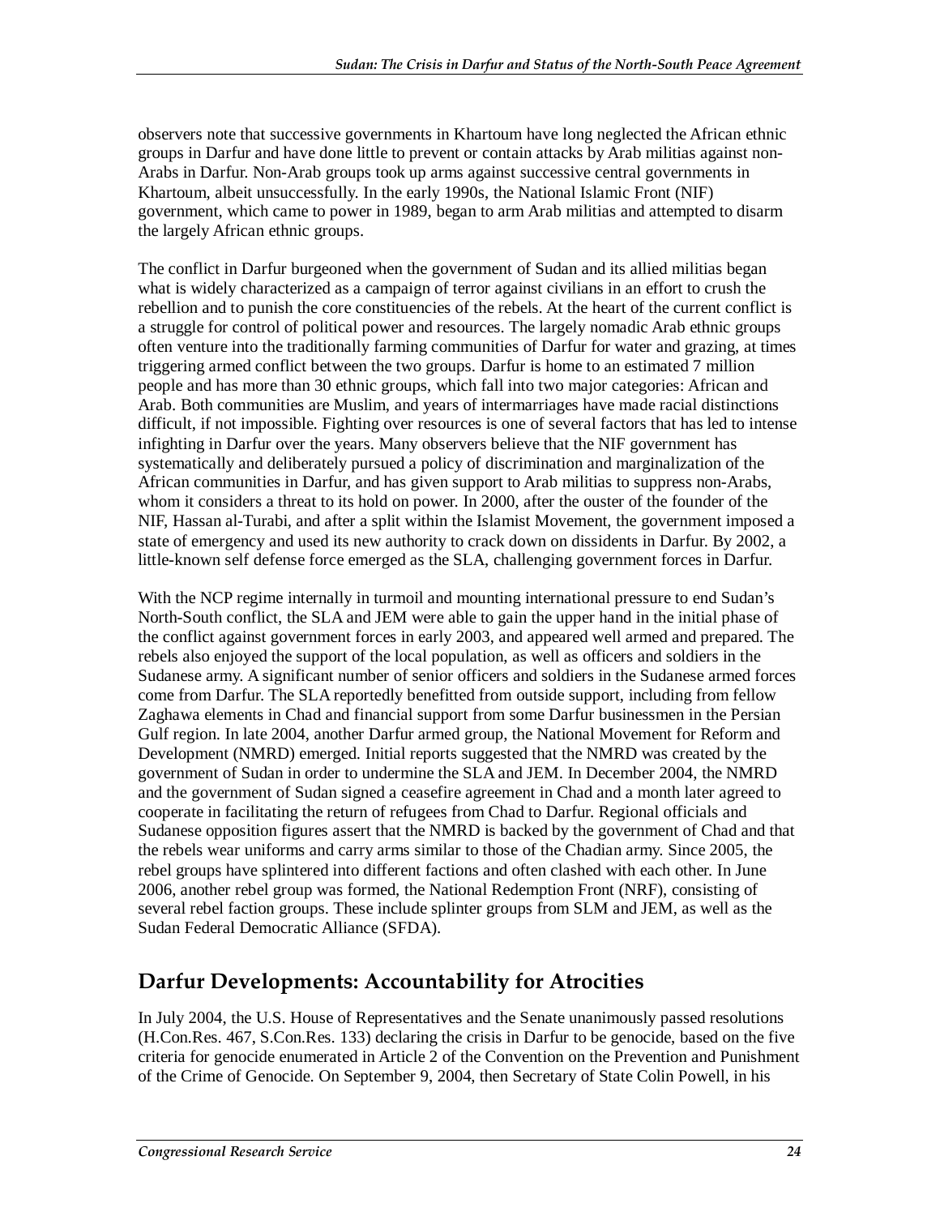observers note that successive governments in Khartoum have long neglected the African ethnic groups in Darfur and have done little to prevent or contain attacks by Arab militias against non-Arabs in Darfur. Non-Arab groups took up arms against successive central governments in Khartoum, albeit unsuccessfully. In the early 1990s, the National Islamic Front (NIF) government, which came to power in 1989, began to arm Arab militias and attempted to disarm the largely African ethnic groups.

The conflict in Darfur burgeoned when the government of Sudan and its allied militias began what is widely characterized as a campaign of terror against civilians in an effort to crush the rebellion and to punish the core constituencies of the rebels. At the heart of the current conflict is a struggle for control of political power and resources. The largely nomadic Arab ethnic groups often venture into the traditionally farming communities of Darfur for water and grazing, at times triggering armed conflict between the two groups. Darfur is home to an estimated 7 million people and has more than 30 ethnic groups, which fall into two major categories: African and Arab. Both communities are Muslim, and years of intermarriages have made racial distinctions difficult, if not impossible. Fighting over resources is one of several factors that has led to intense infighting in Darfur over the years. Many observers believe that the NIF government has systematically and deliberately pursued a policy of discrimination and marginalization of the African communities in Darfur, and has given support to Arab militias to suppress non-Arabs, whom it considers a threat to its hold on power. In 2000, after the ouster of the founder of the NIF, Hassan al-Turabi, and after a split within the Islamist Movement, the government imposed a state of emergency and used its new authority to crack down on dissidents in Darfur. By 2002, a little-known self defense force emerged as the SLA, challenging government forces in Darfur.

With the NCP regime internally in turmoil and mounting international pressure to end Sudan's North-South conflict, the SLA and JEM were able to gain the upper hand in the initial phase of the conflict against government forces in early 2003, and appeared well armed and prepared. The rebels also enjoyed the support of the local population, as well as officers and soldiers in the Sudanese army. A significant number of senior officers and soldiers in the Sudanese armed forces come from Darfur. The SLA reportedly benefitted from outside support, including from fellow Zaghawa elements in Chad and financial support from some Darfur businessmen in the Persian Gulf region. In late 2004, another Darfur armed group, the National Movement for Reform and Development (NMRD) emerged. Initial reports suggested that the NMRD was created by the government of Sudan in order to undermine the SLA and JEM. In December 2004, the NMRD and the government of Sudan signed a ceasefire agreement in Chad and a month later agreed to cooperate in facilitating the return of refugees from Chad to Darfur. Regional officials and Sudanese opposition figures assert that the NMRD is backed by the government of Chad and that the rebels wear uniforms and carry arms similar to those of the Chadian army. Since 2005, the rebel groups have splintered into different factions and often clashed with each other. In June 2006, another rebel group was formed, the National Redemption Front (NRF), consisting of several rebel faction groups. These include splinter groups from SLM and JEM, as well as the Sudan Federal Democratic Alliance (SFDA).

## Darfur Developments: Accountability for Atrocities

In July 2004, the U.S. House of Representatives and the Senate unanimously passed resolutions (H.Con.Res. 467, S.Con.Res. 133) declaring the crisis in Darfur to be genocide, based on the five criteria for genocide enumerated in Article 2 of the Convention on the Prevention and Punishment of the Crime of Genocide. On September 9, 2004, then Secretary of State Colin Powell, in his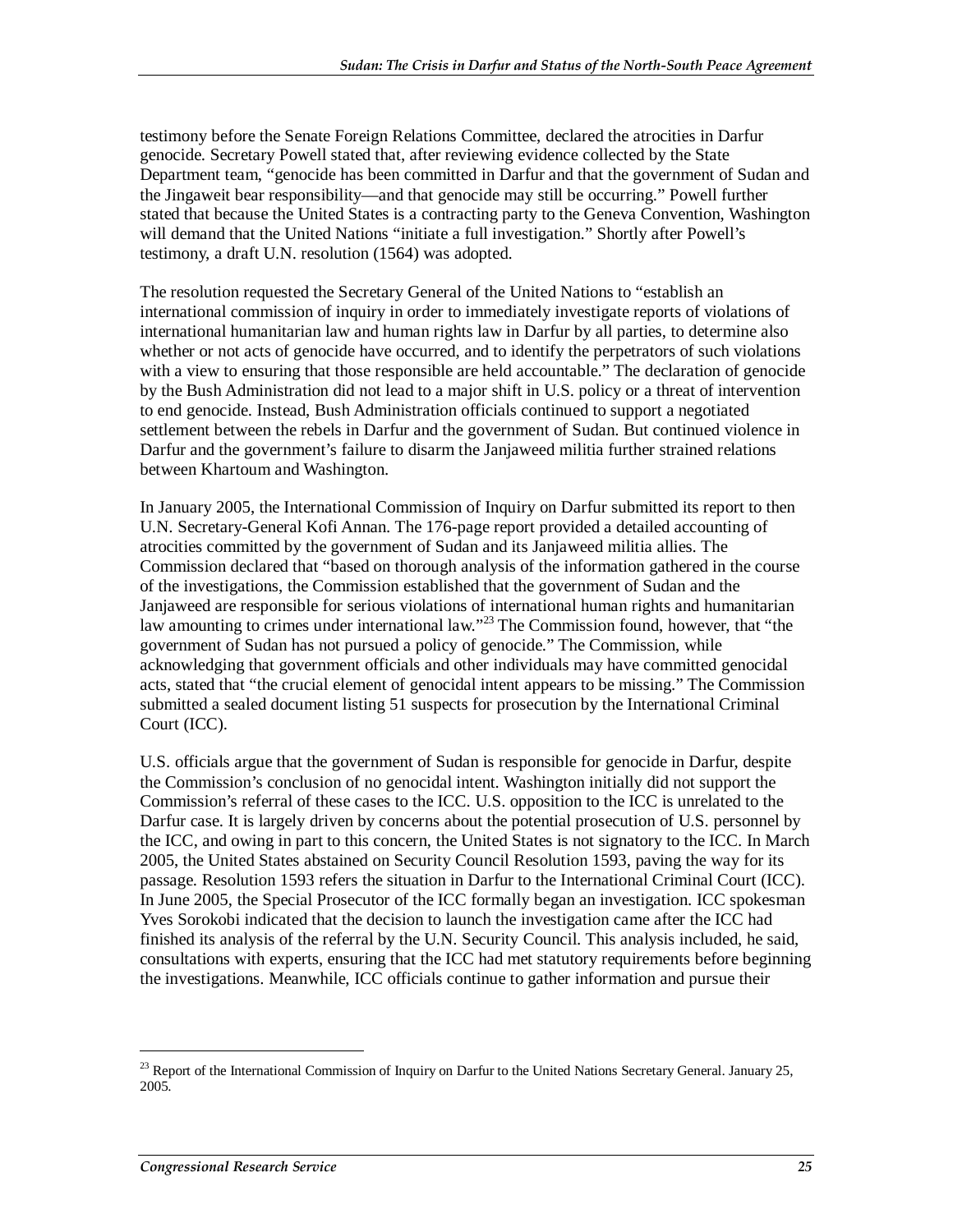testimony before the Senate Foreign Relations Committee, declared the atrocities in Darfur genocide. Secretary Powell stated that, after reviewing evidence collected by the State Department team, "genocide has been committed in Darfur and that the government of Sudan and the Jingaweit bear responsibility—and that genocide may still be occurring." Powell further stated that because the United States is a contracting party to the Geneva Convention, Washington will demand that the United Nations "initiate a full investigation." Shortly after Powell's testimony, a draft U.N. resolution (1564) was adopted.

The resolution requested the Secretary General of the United Nations to "establish an international commission of inquiry in order to immediately investigate reports of violations of international humanitarian law and human rights law in Darfur by all parties, to determine also whether or not acts of genocide have occurred, and to identify the perpetrators of such violations with a view to ensuring that those responsible are held accountable." The declaration of genocide by the Bush Administration did not lead to a major shift in U.S. policy or a threat of intervention to end genocide. Instead, Bush Administration officials continued to support a negotiated settlement between the rebels in Darfur and the government of Sudan. But continued violence in Darfur and the government's failure to disarm the Janjaweed militia further strained relations between Khartoum and Washington.

In January 2005, the International Commission of Inquiry on Darfur submitted its report to then U.N. Secretary-General Kofi Annan. The 176-page report provided a detailed accounting of atrocities committed by the government of Sudan and its Janjaweed militia allies. The Commission declared that "based on thorough analysis of the information gathered in the course of the investigations, the Commission established that the government of Sudan and the Janjaweed are responsible for serious violations of international human rights and humanitarian law amounting to crimes under international law."[23] The Commission found, however, that "the government of Sudan has not pursued a policy of genocide." The Commission, while acknowledging that government officials and other individuals may have committed genocidal acts, stated that "the crucial element of genocidal intent appears to be missing." The Commission submitted a sealed document listing 51 suspects for prosecution by the International Criminal Court (ICC).

U.S. officials argue that the government of Sudan is responsible for genocide in Darfur, despite the Commission's conclusion of no genocidal intent. Washington initially did not support the Commission's referral of these cases to the ICC. U.S. opposition to the ICC is unrelated to the Darfur case. It is largely driven by concerns about the potential prosecution of U.S. personnel by the ICC, and owing in part to this concern, the United States is not signatory to the ICC. In March 2005, the United States abstained on Security Council Resolution 1593, paving the way for its passage. Resolution 1593 refers the situation in Darfur to the International Criminal Court (ICC). In June 2005, the Special Prosecutor of the ICC formally began an investigation. ICC spokesman Yves Sorokobi indicated that the decision to launch the investigation came after the ICC had finished its analysis of the referral by the U.N. Security Council. This analysis included, he said, consultations with experts, ensuring that the ICC had met statutory requirements before beginning the investigations. Meanwhile, ICC officials continue to gather information and pursue their

[23] Report of the International Commission of Inquiry on Darfur to the United Nations Secretary General. January 25, 2005.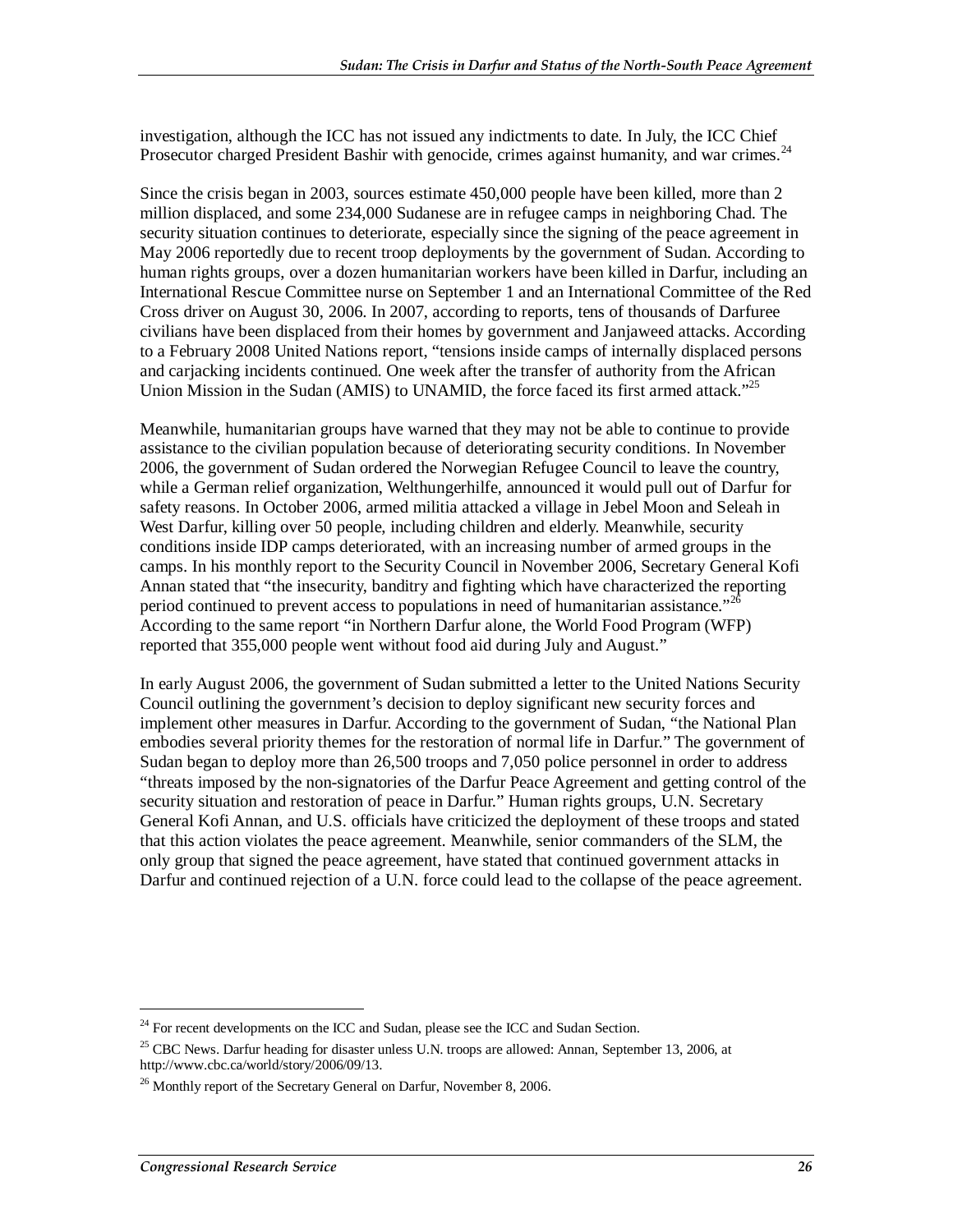investigation, although the ICC has not issued any indictments to date. In July, the ICC Chief Prosecutor charged President Bashir with genocide, crimes against humanity, and war crimes.[24]

Since the crisis began in 2003, sources estimate 450,000 people have been killed, more than 2 million displaced, and some 234,000 Sudanese are in refugee camps in neighboring Chad. The security situation continues to deteriorate, especially since the signing of the peace agreement in May 2006 reportedly due to recent troop deployments by the government of Sudan. According to human rights groups, over a dozen humanitarian workers have been killed in Darfur, including an International Rescue Committee nurse on September 1 and an International Committee of the Red Cross driver on August 30, 2006. In 2007, according to reports, tens of thousands of Darfuree civilians have been displaced from their homes by government and Janjaweed attacks. According to a February 2008 United Nations report, "tensions inside camps of internally displaced persons and carjacking incidents continued. One week after the transfer of authority from the African Union Mission in the Sudan (AMIS) to UNAMID, the force faced its first armed attack."[25]

Meanwhile, humanitarian groups have warned that they may not be able to continue to provide assistance to the civilian population because of deteriorating security conditions. In November 2006, the government of Sudan ordered the Norwegian Refugee Council to leave the country, while a German relief organization, Welthungerhilfe, announced it would pull out of Darfur for safety reasons. In October 2006, armed militia attacked a village in Jebel Moon and Seleah in West Darfur, killing over 50 people, including children and elderly. Meanwhile, security conditions inside IDP camps deteriorated, with an increasing number of armed groups in the camps. In his monthly report to the Security Council in November 2006, Secretary General Kofi Annan stated that "the insecurity, banditry and fighting which have characterized the reporting period continued to prevent access to populations in need of humanitarian assistance."[26] According to the same report "in Northern Darfur alone, the World Food Program (WFP) reported that 355,000 people went without food aid during July and August."

In early August 2006, the government of Sudan submitted a letter to the United Nations Security Council outlining the government's decision to deploy significant new security forces and implement other measures in Darfur. According to the government of Sudan, "the National Plan embodies several priority themes for the restoration of normal life in Darfur." The government of Sudan began to deploy more than 26,500 troops and 7,050 police personnel in order to address "threats imposed by the non-signatories of the Darfur Peace Agreement and getting control of the security situation and restoration of peace in Darfur." Human rights groups, U.N. Secretary General Kofi Annan, and U.S. officials have criticized the deployment of these troops and stated that this action violates the peace agreement. Meanwhile, senior commanders of the SLM, the only group that signed the peace agreement, have stated that continued government attacks in Darfur and continued rejection of a U.N. force could lead to the collapse of the peace agreement.

---

[24] For recent developments on the ICC and Sudan, please see the ICC and Sudan Section.

[25] CBC News. Darfur heading for disaster unless U.N. troops are allowed: Annan, September 13, 2006, at http://www.cbc.ca/world/story/2006/09/13.

[26] Monthly report of the Secretary General on Darfur, November 8, 2006.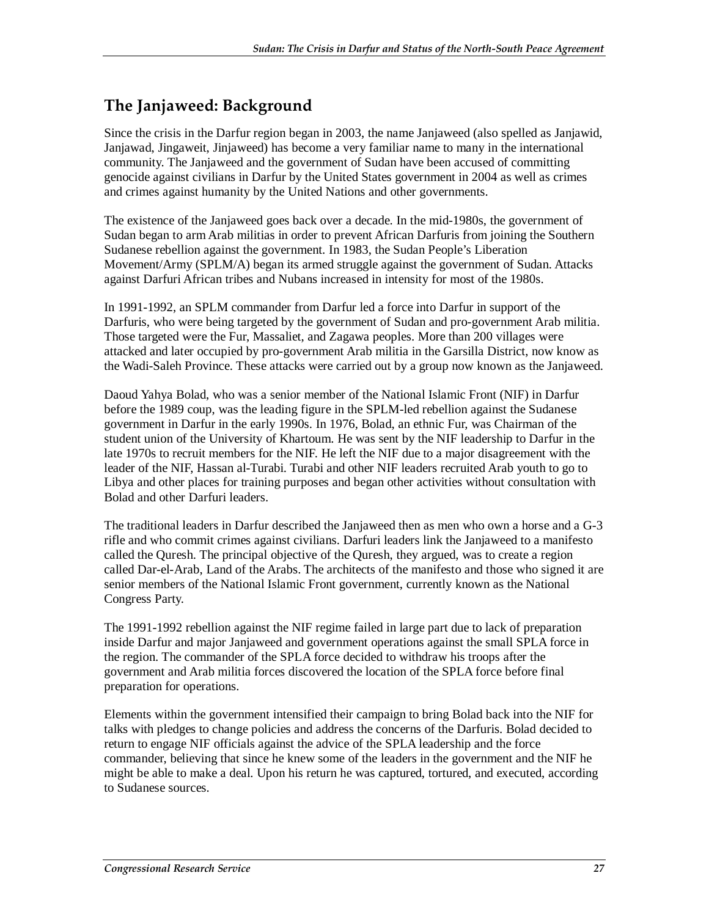## The Janjaweed: Background

Since the crisis in the Darfur region began in 2003, the name Janjaweed (also spelled as Janjawid, Janjawad, Jingaweit, Jinjaweed) has become a very familiar name to many in the international community. The Janjaweed and the government of Sudan have been accused of committing genocide against civilians in Darfur by the United States government in 2004 as well as crimes and crimes against humanity by the United Nations and other governments.

The existence of the Janjaweed goes back over a decade. In the mid-1980s, the government of Sudan began to arm Arab militias in order to prevent African Darfuris from joining the Southern Sudanese rebellion against the government. In 1983, the Sudan People's Liberation Movement/Army (SPLM/A) began its armed struggle against the government of Sudan. Attacks against Darfuri African tribes and Nubans increased in intensity for most of the 1980s.

In 1991-1992, an SPLM commander from Darfur led a force into Darfur in support of the Darfuris, who were being targeted by the government of Sudan and pro-government Arab militia. Those targeted were the Fur, Massaliet, and Zagawa peoples. More than 200 villages were attacked and later occupied by pro-government Arab militia in the Garsilla District, now know as the Wadi-Saleh Province. These attacks were carried out by a group now known as the Janjaweed.

Daoud Yahya Bolad, who was a senior member of the National Islamic Front (NIF) in Darfur before the 1989 coup, was the leading figure in the SPLM-led rebellion against the Sudanese government in Darfur in the early 1990s. In 1976, Bolad, an ethnic Fur, was Chairman of the student union of the University of Khartoum. He was sent by the NIF leadership to Darfur in the late 1970s to recruit members for the NIF. He left the NIF due to a major disagreement with the leader of the NIF, Hassan al-Turabi. Turabi and other NIF leaders recruited Arab youth to go to Libya and other places for training purposes and began other activities without consultation with Bolad and other Darfuri leaders.

The traditional leaders in Darfur described the Janjaweed then as men who own a horse and a G-3 rifle and who commit crimes against civilians. Darfuri leaders link the Janjaweed to a manifesto called the Quresh. The principal objective of the Quresh, they argued, was to create a region called Dar-el-Arab, Land of the Arabs. The architects of the manifesto and those who signed it are senior members of the National Islamic Front government, currently known as the National Congress Party.

The 1991-1992 rebellion against the NIF regime failed in large part due to lack of preparation inside Darfur and major Janjaweed and government operations against the small SPLA force in the region. The commander of the SPLA force decided to withdraw his troops after the government and Arab militia forces discovered the location of the SPLA force before final preparation for operations.

Elements within the government intensified their campaign to bring Bolad back into the NIF for talks with pledges to change policies and address the concerns of the Darfuris. Bolad decided to return to engage NIF officials against the advice of the SPLA leadership and the force commander, believing that since he knew some of the leaders in the government and the NIF he might be able to make a deal. Upon his return he was captured, tortured, and executed, according to Sudanese sources.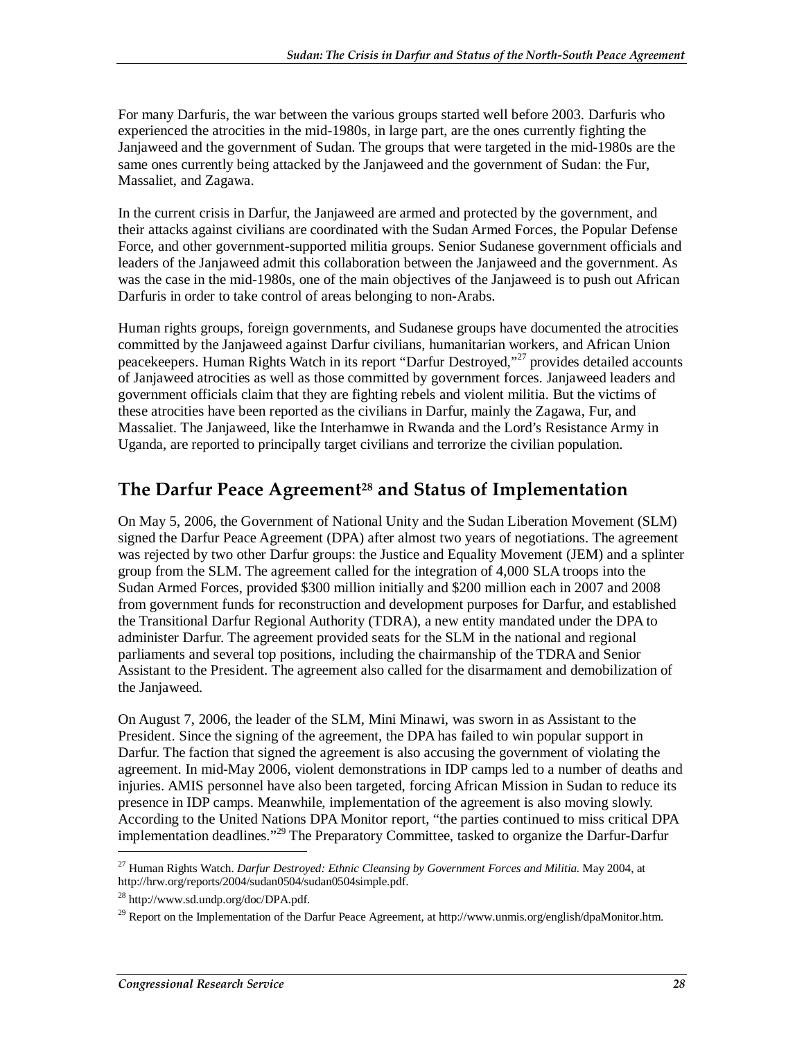For many Darfuris, the war between the various groups started well before 2003. Darfuris who experienced the atrocities in the mid-1980s, in large part, are the ones currently fighting the Janjaweed and the government of Sudan. The groups that were targeted in the mid-1980s are the same ones currently being attacked by the Janjaweed and the government of Sudan: the Fur, Massaliet, and Zagawa.

In the current crisis in Darfur, the Janjaweed are armed and protected by the government, and their attacks against civilians are coordinated with the Sudan Armed Forces, the Popular Defense Force, and other government-supported militia groups. Senior Sudanese government officials and leaders of the Janjaweed admit this collaboration between the Janjaweed and the government. As was the case in the mid-1980s, one of the main objectives of the Janjaweed is to push out African Darfuris in order to take control of areas belonging to non-Arabs.

Human rights groups, foreign governments, and Sudanese groups have documented the atrocities committed by the Janjaweed against Darfur civilians, humanitarian workers, and African Union peacekeepers. Human Rights Watch in its report "Darfur Destroyed,"[27] provides detailed accounts of Janjaweed atrocities as well as those committed by government forces. Janjaweed leaders and government officials claim that they are fighting rebels and violent militia. But the victims of these atrocities have been reported as the civilians in Darfur, mainly the Zagawa, Fur, and Massaliet. The Janjaweed, like the Interhamwe in Rwanda and the Lord's Resistance Army in Uganda, are reported to principally target civilians and terrorize the civilian population.

## The Darfur Peace Agreement[28] and Status of Implementation

On May 5, 2006, the Government of National Unity and the Sudan Liberation Movement (SLM) signed the Darfur Peace Agreement (DPA) after almost two years of negotiations. The agreement was rejected by two other Darfur groups: the Justice and Equality Movement (JEM) and a splinter group from the SLM. The agreement called for the integration of 4,000 SLA troops into the Sudan Armed Forces, provided $300 million initially and $200 million each in 2007 and 2008 from government funds for reconstruction and development purposes for Darfur, and established the Transitional Darfur Regional Authority (TDRA), a new entity mandated under the DPA to administer Darfur. The agreement provided seats for the SLM in the national and regional parliaments and several top positions, including the chairmanship of the TDRA and Senior Assistant to the President. The agreement also called for the disarmament and demobilization of the Janjaweed.

On August 7, 2006, the leader of the SLM, Mini Minawi, was sworn in as Assistant to the President. Since the signing of the agreement, the DPA has failed to win popular support in Darfur. The faction that signed the agreement is also accusing the government of violating the agreement. In mid-May 2006, violent demonstrations in IDP camps led to a number of deaths and injuries. AMIS personnel have also been targeted, forcing African Mission in Sudan to reduce its presence in IDP camps. Meanwhile, implementation of the agreement is also moving slowly. According to the United Nations DPA Monitor report, "the parties continued to miss critical DPA implementation deadlines."[29] The Preparatory Committee, tasked to organize the Darfur-Darfur

---

[27] Human Rights Watch. *Darfur Destroyed: Ethnic Cleansing by Government Forces and Militia.* May 2004, at http://hrw.org/reports/2004/sudan0504/sudan0504simple.pdf.

[28] http://www.sd.undp.org/doc/DPA.pdf.

[29] Report on the Implementation of the Darfur Peace Agreement, at http://www.unmis.org/english/dpaMonitor.htm.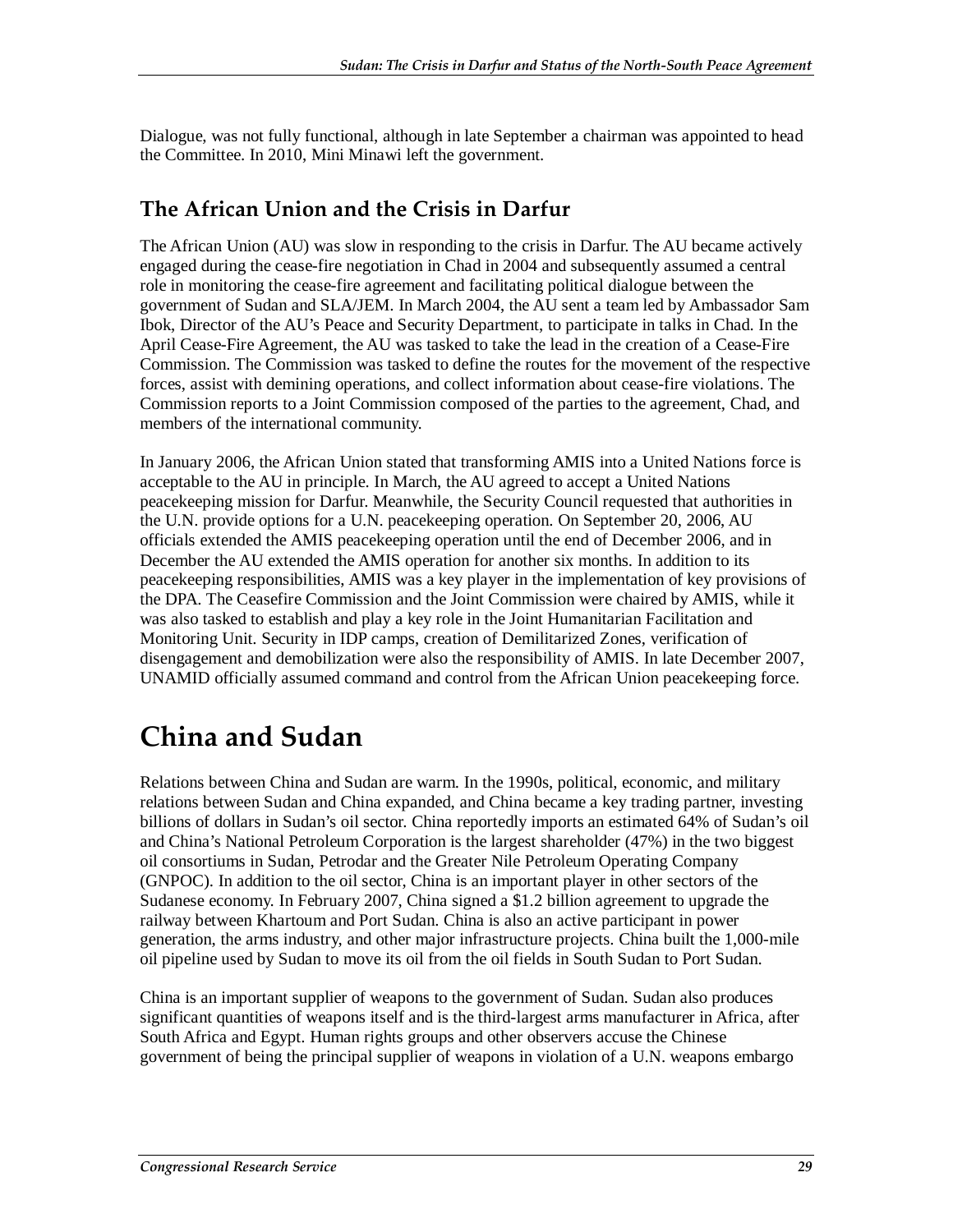Dialogue, was not fully functional, although in late September a chairman was appointed to head the Committee. In 2010, Mini Minawi left the government.

## The African Union and the Crisis in Darfur

The African Union (AU) was slow in responding to the crisis in Darfur. The AU became actively engaged during the cease-fire negotiation in Chad in 2004 and subsequently assumed a central role in monitoring the cease-fire agreement and facilitating political dialogue between the government of Sudan and SLA/JEM. In March 2004, the AU sent a team led by Ambassador Sam Ibok, Director of the AU's Peace and Security Department, to participate in talks in Chad. In the April Cease-Fire Agreement, the AU was tasked to take the lead in the creation of a Cease-Fire Commission. The Commission was tasked to define the routes for the movement of the respective forces, assist with demining operations, and collect information about cease-fire violations. The Commission reports to a Joint Commission composed of the parties to the agreement, Chad, and members of the international community.

In January 2006, the African Union stated that transforming AMIS into a United Nations force is acceptable to the AU in principle. In March, the AU agreed to accept a United Nations peacekeeping mission for Darfur. Meanwhile, the Security Council requested that authorities in the U.N. provide options for a U.N. peacekeeping operation. On September 20, 2006, AU officials extended the AMIS peacekeeping operation until the end of December 2006, and in December the AU extended the AMIS operation for another six months. In addition to its peacekeeping responsibilities, AMIS was a key player in the implementation of key provisions of the DPA. The Ceasefire Commission and the Joint Commission were chaired by AMIS, while it was also tasked to establish and play a key role in the Joint Humanitarian Facilitation and Monitoring Unit. Security in IDP camps, creation of Demilitarized Zones, verification of disengagement and demobilization were also the responsibility of AMIS. In late December 2007, UNAMID officially assumed command and control from the African Union peacekeeping force.

# China and Sudan

Relations between China and Sudan are warm. In the 1990s, political, economic, and military relations between Sudan and China expanded, and China became a key trading partner, investing billions of dollars in Sudan's oil sector. China reportedly imports an estimated 64% of Sudan's oil and China's National Petroleum Corporation is the largest shareholder (47%) in the two biggest oil consortiums in Sudan, Petrodar and the Greater Nile Petroleum Operating Company (GNPOC). In addition to the oil sector, China is an important player in other sectors of the Sudanese economy. In February 2007, China signed a $1.2 billion agreement to upgrade the railway between Khartoum and Port Sudan. China is also an active participant in power generation, the arms industry, and other major infrastructure projects. China built the 1,000-mile oil pipeline used by Sudan to move its oil from the oil fields in South Sudan to Port Sudan.

China is an important supplier of weapons to the government of Sudan. Sudan also produces significant quantities of weapons itself and is the third-largest arms manufacturer in Africa, after South Africa and Egypt. Human rights groups and other observers accuse the Chinese government of being the principal supplier of weapons in violation of a U.N. weapons embargo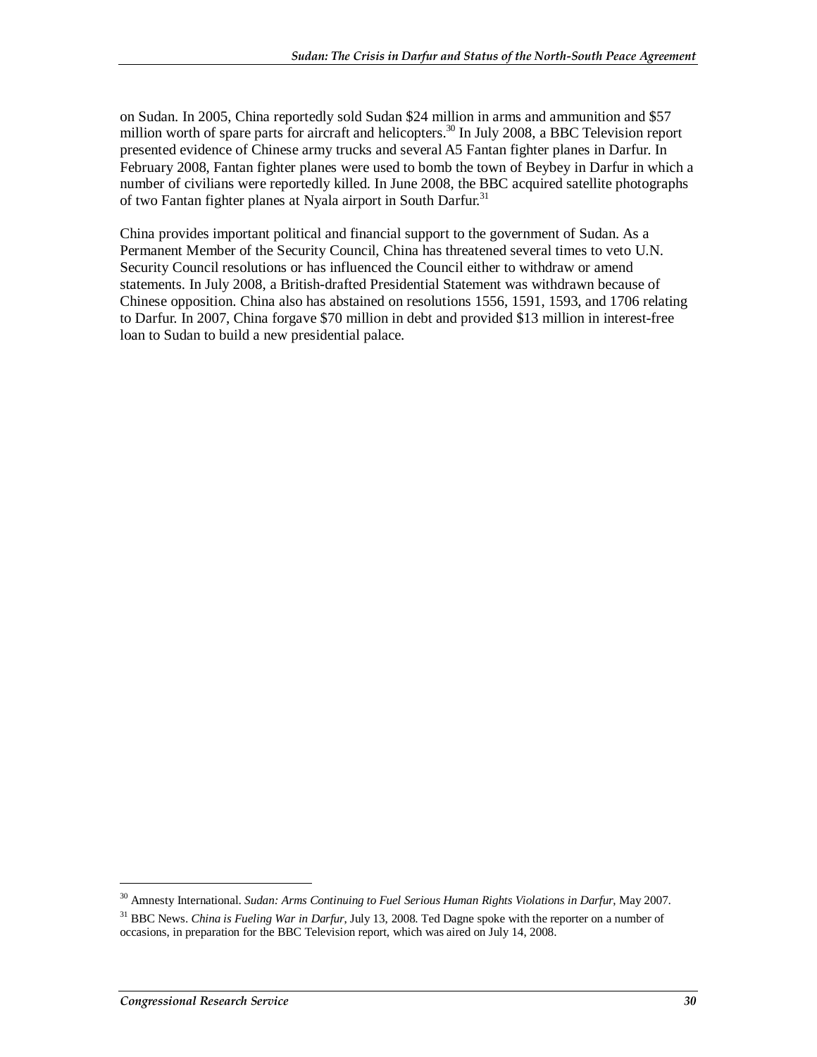on Sudan. In 2005, China reportedly sold Sudan $24 million in arms and ammunition and $57 million worth of spare parts for aircraft and helicopters.[30] In July 2008, a BBC Television report presented evidence of Chinese army trucks and several A5 Fantan fighter planes in Darfur. In February 2008, Fantan fighter planes were used to bomb the town of Beybey in Darfur in which a number of civilians were reportedly killed. In June 2008, the BBC acquired satellite photographs of two Fantan fighter planes at Nyala airport in South Darfur.[31]

China provides important political and financial support to the government of Sudan. As a Permanent Member of the Security Council, China has threatened several times to veto U.N. Security Council resolutions or has influenced the Council either to withdraw or amend statements. In July 2008, a British-drafted Presidential Statement was withdrawn because of Chinese opposition. China also has abstained on resolutions 1556, 1591, 1593, and 1706 relating to Darfur. In 2007, China forgave $70 million in debt and provided $13 million in interest-free loan to Sudan to build a new presidential palace.

---

[30] Amnesty International. *Sudan: Arms Continuing to Fuel Serious Human Rights Violations in Darfur*, May 2007.

[31] BBC News. *China is Fueling War in Darfur*, July 13, 2008. Ted Dagne spoke with the reporter on a number of occasions, in preparation for the BBC Television report, which was aired on July 14, 2008.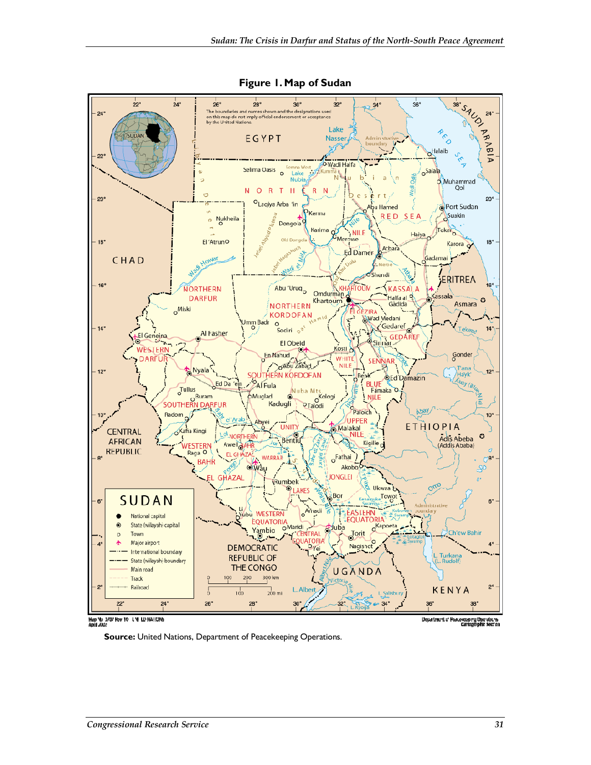**Figure 1. Map of Sudan**

**Source:** United Nations, Department of Peacekeeping Operations.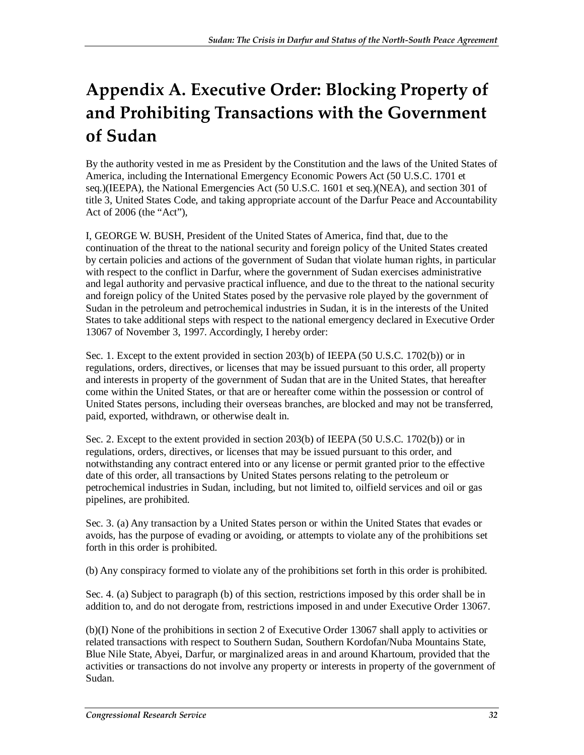# Appendix A. Executive Order: Blocking Property of and Prohibiting Transactions with the Government of Sudan

By the authority vested in me as President by the Constitution and the laws of the United States of America, including the International Emergency Economic Powers Act (50 U.S.C. 1701 et seq.)(IEEPA), the National Emergencies Act (50 U.S.C. 1601 et seq.)(NEA), and section 301 of title 3, United States Code, and taking appropriate account of the Darfur Peace and Accountability Act of 2006 (the "Act"),

I, GEORGE W. BUSH, President of the United States of America, find that, due to the continuation of the threat to the national security and foreign policy of the United States created by certain policies and actions of the government of Sudan that violate human rights, in particular with respect to the conflict in Darfur, where the government of Sudan exercises administrative and legal authority and pervasive practical influence, and due to the threat to the national security and foreign policy of the United States posed by the pervasive role played by the government of Sudan in the petroleum and petrochemical industries in Sudan, it is in the interests of the United States to take additional steps with respect to the national emergency declared in Executive Order 13067 of November 3, 1997. Accordingly, I hereby order:

Sec. 1. Except to the extent provided in section 203(b) of IEEPA (50 U.S.C. 1702(b)) or in regulations, orders, directives, or licenses that may be issued pursuant to this order, all property and interests in property of the government of Sudan that are in the United States, that hereafter come within the United States, or that are or hereafter come within the possession or control of United States persons, including their overseas branches, are blocked and may not be transferred, paid, exported, withdrawn, or otherwise dealt in.

Sec. 2. Except to the extent provided in section 203(b) of IEEPA (50 U.S.C. 1702(b)) or in regulations, orders, directives, or licenses that may be issued pursuant to this order, and notwithstanding any contract entered into or any license or permit granted prior to the effective date of this order, all transactions by United States persons relating to the petroleum or petrochemical industries in Sudan, including, but not limited to, oilfield services and oil or gas pipelines, are prohibited.

Sec. 3. (a) Any transaction by a United States person or within the United States that evades or avoids, has the purpose of evading or avoiding, or attempts to violate any of the prohibitions set forth in this order is prohibited.

(b) Any conspiracy formed to violate any of the prohibitions set forth in this order is prohibited.

Sec. 4. (a) Subject to paragraph (b) of this section, restrictions imposed by this order shall be in addition to, and do not derogate from, restrictions imposed in and under Executive Order 13067.

(b)(I) None of the prohibitions in section 2 of Executive Order 13067 shall apply to activities or related transactions with respect to Southern Sudan, Southern Kordofan/Nuba Mountains State, Blue Nile State, Abyei, Darfur, or marginalized areas in and around Khartoum, provided that the activities or transactions do not involve any property or interests in property of the government of Sudan.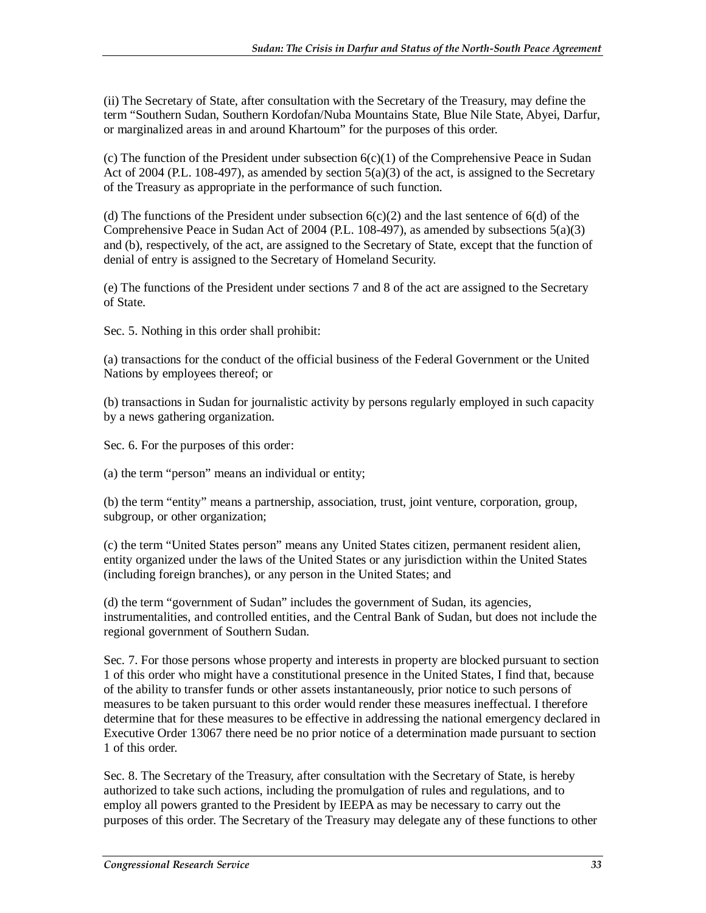(ii) The Secretary of State, after consultation with the Secretary of the Treasury, may define the term "Southern Sudan, Southern Kordofan/Nuba Mountains State, Blue Nile State, Abyei, Darfur, or marginalized areas in and around Khartoum" for the purposes of this order.

(c) The function of the President under subsection 6(c)(1) of the Comprehensive Peace in Sudan Act of 2004 (P.L. 108-497), as amended by section 5(a)(3) of the act, is assigned to the Secretary of the Treasury as appropriate in the performance of such function.

(d) The functions of the President under subsection 6(c)(2) and the last sentence of 6(d) of the Comprehensive Peace in Sudan Act of 2004 (P.L. 108-497), as amended by subsections 5(a)(3) and (b), respectively, of the act, are assigned to the Secretary of State, except that the function of denial of entry is assigned to the Secretary of Homeland Security.

(e) The functions of the President under sections 7 and 8 of the act are assigned to the Secretary of State.

Sec. 5. Nothing in this order shall prohibit:

(a) transactions for the conduct of the official business of the Federal Government or the United Nations by employees thereof; or

(b) transactions in Sudan for journalistic activity by persons regularly employed in such capacity by a news gathering organization.

Sec. 6. For the purposes of this order:

(a) the term "person" means an individual or entity;

(b) the term "entity" means a partnership, association, trust, joint venture, corporation, group, subgroup, or other organization;

(c) the term "United States person" means any United States citizen, permanent resident alien, entity organized under the laws of the United States or any jurisdiction within the United States (including foreign branches), or any person in the United States; and

(d) the term "government of Sudan" includes the government of Sudan, its agencies, instrumentalities, and controlled entities, and the Central Bank of Sudan, but does not include the regional government of Southern Sudan.

Sec. 7. For those persons whose property and interests in property are blocked pursuant to section 1 of this order who might have a constitutional presence in the United States, I find that, because of the ability to transfer funds or other assets instantaneously, prior notice to such persons of measures to be taken pursuant to this order would render these measures ineffectual. I therefore determine that for these measures to be effective in addressing the national emergency declared in Executive Order 13067 there need be no prior notice of a determination made pursuant to section 1 of this order.

Sec. 8. The Secretary of the Treasury, after consultation with the Secretary of State, is hereby authorized to take such actions, including the promulgation of rules and regulations, and to employ all powers granted to the President by IEEPA as may be necessary to carry out the purposes of this order. The Secretary of the Treasury may delegate any of these functions to other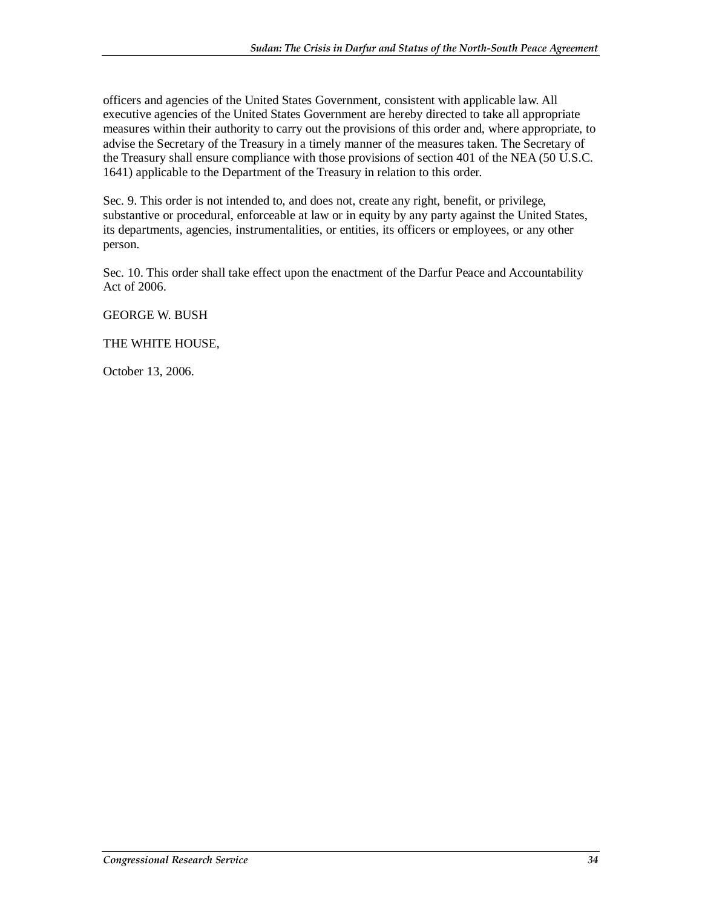officers and agencies of the United States Government, consistent with applicable law. All executive agencies of the United States Government are hereby directed to take all appropriate measures within their authority to carry out the provisions of this order and, where appropriate, to advise the Secretary of the Treasury in a timely manner of the measures taken. The Secretary of the Treasury shall ensure compliance with those provisions of section 401 of the NEA (50 U.S.C. 1641) applicable to the Department of the Treasury in relation to this order.

Sec. 9. This order is not intended to, and does not, create any right, benefit, or privilege, substantive or procedural, enforceable at law or in equity by any party against the United States, its departments, agencies, instrumentalities, or entities, its officers or employees, or any other person.

Sec. 10. This order shall take effect upon the enactment of the Darfur Peace and Accountability Act of 2006.

GEORGE W. BUSH

THE WHITE HOUSE,

October 13, 2006.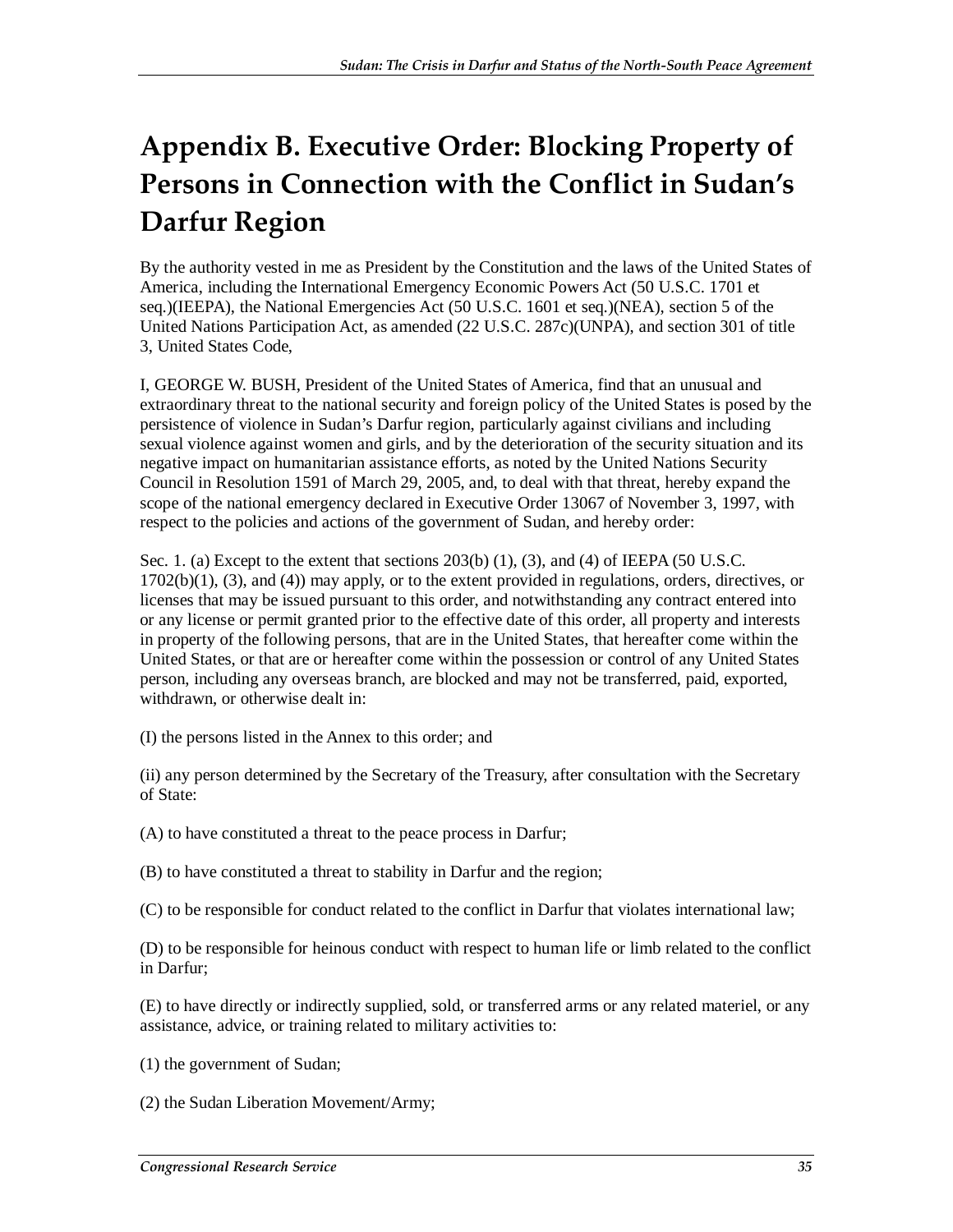# Appendix B. Executive Order: Blocking Property of Persons in Connection with the Conflict in Sudan's Darfur Region

By the authority vested in me as President by the Constitution and the laws of the United States of America, including the International Emergency Economic Powers Act (50 U.S.C. 1701 et seq.)(IEEPA), the National Emergencies Act (50 U.S.C. 1601 et seq.)(NEA), section 5 of the United Nations Participation Act, as amended (22 U.S.C. 287c)(UNPA), and section 301 of title 3, United States Code,

I, GEORGE W. BUSH, President of the United States of America, find that an unusual and extraordinary threat to the national security and foreign policy of the United States is posed by the persistence of violence in Sudan's Darfur region, particularly against civilians and including sexual violence against women and girls, and by the deterioration of the security situation and its negative impact on humanitarian assistance efforts, as noted by the United Nations Security Council in Resolution 1591 of March 29, 2005, and, to deal with that threat, hereby expand the scope of the national emergency declared in Executive Order 13067 of November 3, 1997, with respect to the policies and actions of the government of Sudan, and hereby order:

Sec. 1. (a) Except to the extent that sections 203(b) (1), (3), and (4) of IEEPA (50 U.S.C. 1702(b)(1), (3), and (4)) may apply, or to the extent provided in regulations, orders, directives, or licenses that may be issued pursuant to this order, and notwithstanding any contract entered into or any license or permit granted prior to the effective date of this order, all property and interests in property of the following persons, that are in the United States, that hereafter come within the United States, or that are or hereafter come within the possession or control of any United States person, including any overseas branch, are blocked and may not be transferred, paid, exported, withdrawn, or otherwise dealt in:

(I) the persons listed in the Annex to this order; and

(ii) any person determined by the Secretary of the Treasury, after consultation with the Secretary of State:

(A) to have constituted a threat to the peace process in Darfur;

(B) to have constituted a threat to stability in Darfur and the region;

(C) to be responsible for conduct related to the conflict in Darfur that violates international law;

(D) to be responsible for heinous conduct with respect to human life or limb related to the conflict in Darfur;

(E) to have directly or indirectly supplied, sold, or transferred arms or any related materiel, or any assistance, advice, or training related to military activities to:

(1) the government of Sudan;

(2) the Sudan Liberation Movement/Army;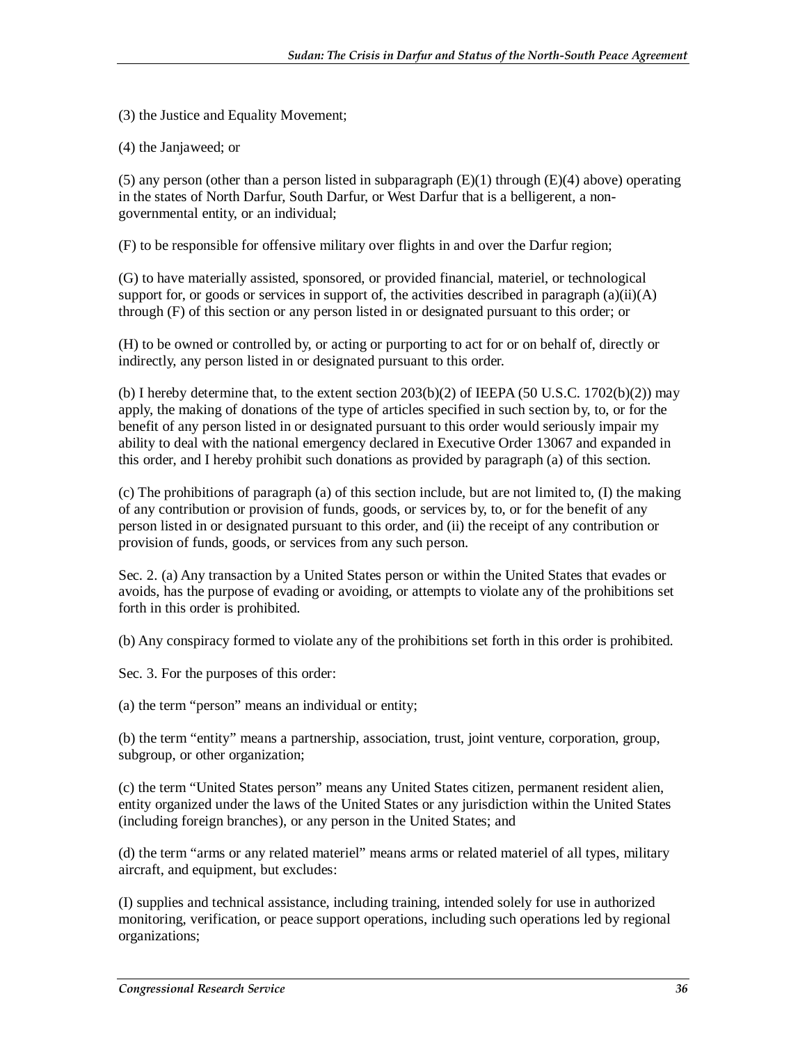(3) the Justice and Equality Movement;

(4) the Janjaweed; or

(5) any person (other than a person listed in subparagraph (E)(1) through (E)(4) above) operating in the states of North Darfur, South Darfur, or West Darfur that is a belligerent, a non-governmental entity, or an individual;

(F) to be responsible for offensive military over flights in and over the Darfur region;

(G) to have materially assisted, sponsored, or provided financial, materiel, or technological support for, or goods or services in support of, the activities described in paragraph (a)(ii)(A) through (F) of this section or any person listed in or designated pursuant to this order; or

(H) to be owned or controlled by, or acting or purporting to act for or on behalf of, directly or indirectly, any person listed in or designated pursuant to this order.

(b) I hereby determine that, to the extent section 203(b)(2) of IEEPA (50 U.S.C. 1702(b)(2)) may apply, the making of donations of the type of articles specified in such section by, to, or for the benefit of any person listed in or designated pursuant to this order would seriously impair my ability to deal with the national emergency declared in Executive Order 13067 and expanded in this order, and I hereby prohibit such donations as provided by paragraph (a) of this section.

(c) The prohibitions of paragraph (a) of this section include, but are not limited to, (I) the making of any contribution or provision of funds, goods, or services by, to, or for the benefit of any person listed in or designated pursuant to this order, and (ii) the receipt of any contribution or provision of funds, goods, or services from any such person.

Sec. 2. (a) Any transaction by a United States person or within the United States that evades or avoids, has the purpose of evading or avoiding, or attempts to violate any of the prohibitions set forth in this order is prohibited.

(b) Any conspiracy formed to violate any of the prohibitions set forth in this order is prohibited.

Sec. 3. For the purposes of this order:

(a) the term "person" means an individual or entity;

(b) the term "entity" means a partnership, association, trust, joint venture, corporation, group, subgroup, or other organization;

(c) the term "United States person" means any United States citizen, permanent resident alien, entity organized under the laws of the United States or any jurisdiction within the United States (including foreign branches), or any person in the United States; and

(d) the term "arms or any related materiel" means arms or related materiel of all types, military aircraft, and equipment, but excludes:

(I) supplies and technical assistance, including training, intended solely for use in authorized monitoring, verification, or peace support operations, including such operations led by regional organizations;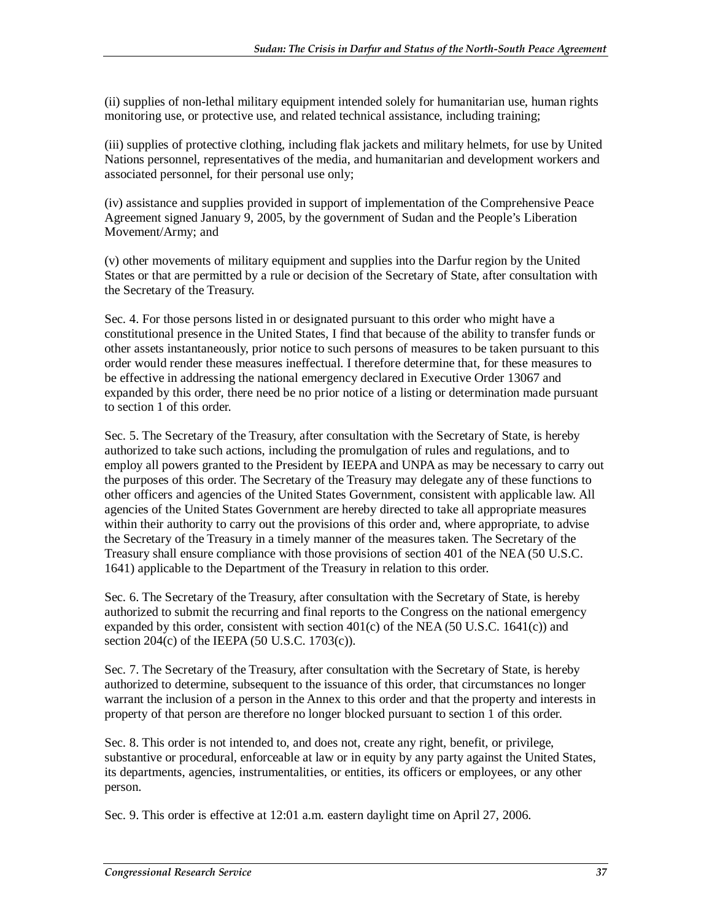(ii) supplies of non-lethal military equipment intended solely for humanitarian use, human rights monitoring use, or protective use, and related technical assistance, including training;

(iii) supplies of protective clothing, including flak jackets and military helmets, for use by United Nations personnel, representatives of the media, and humanitarian and development workers and associated personnel, for their personal use only;

(iv) assistance and supplies provided in support of implementation of the Comprehensive Peace Agreement signed January 9, 2005, by the government of Sudan and the People's Liberation Movement/Army; and

(v) other movements of military equipment and supplies into the Darfur region by the United States or that are permitted by a rule or decision of the Secretary of State, after consultation with the Secretary of the Treasury.

Sec. 4. For those persons listed in or designated pursuant to this order who might have a constitutional presence in the United States, I find that because of the ability to transfer funds or other assets instantaneously, prior notice to such persons of measures to be taken pursuant to this order would render these measures ineffectual. I therefore determine that, for these measures to be effective in addressing the national emergency declared in Executive Order 13067 and expanded by this order, there need be no prior notice of a listing or determination made pursuant to section 1 of this order.

Sec. 5. The Secretary of the Treasury, after consultation with the Secretary of State, is hereby authorized to take such actions, including the promulgation of rules and regulations, and to employ all powers granted to the President by IEEPA and UNPA as may be necessary to carry out the purposes of this order. The Secretary of the Treasury may delegate any of these functions to other officers and agencies of the United States Government, consistent with applicable law. All agencies of the United States Government are hereby directed to take all appropriate measures within their authority to carry out the provisions of this order and, where appropriate, to advise the Secretary of the Treasury in a timely manner of the measures taken. The Secretary of the Treasury shall ensure compliance with those provisions of section 401 of the NEA (50 U.S.C. 1641) applicable to the Department of the Treasury in relation to this order.

Sec. 6. The Secretary of the Treasury, after consultation with the Secretary of State, is hereby authorized to submit the recurring and final reports to the Congress on the national emergency expanded by this order, consistent with section 401(c) of the NEA (50 U.S.C. 1641(c)) and section 204(c) of the IEEPA (50 U.S.C. 1703(c)).

Sec. 7. The Secretary of the Treasury, after consultation with the Secretary of State, is hereby authorized to determine, subsequent to the issuance of this order, that circumstances no longer warrant the inclusion of a person in the Annex to this order and that the property and interests in property of that person are therefore no longer blocked pursuant to section 1 of this order.

Sec. 8. This order is not intended to, and does not, create any right, benefit, or privilege, substantive or procedural, enforceable at law or in equity by any party against the United States, its departments, agencies, instrumentalities, or entities, its officers or employees, or any other person.

Sec. 9. This order is effective at 12:01 a.m. eastern daylight time on April 27, 2006.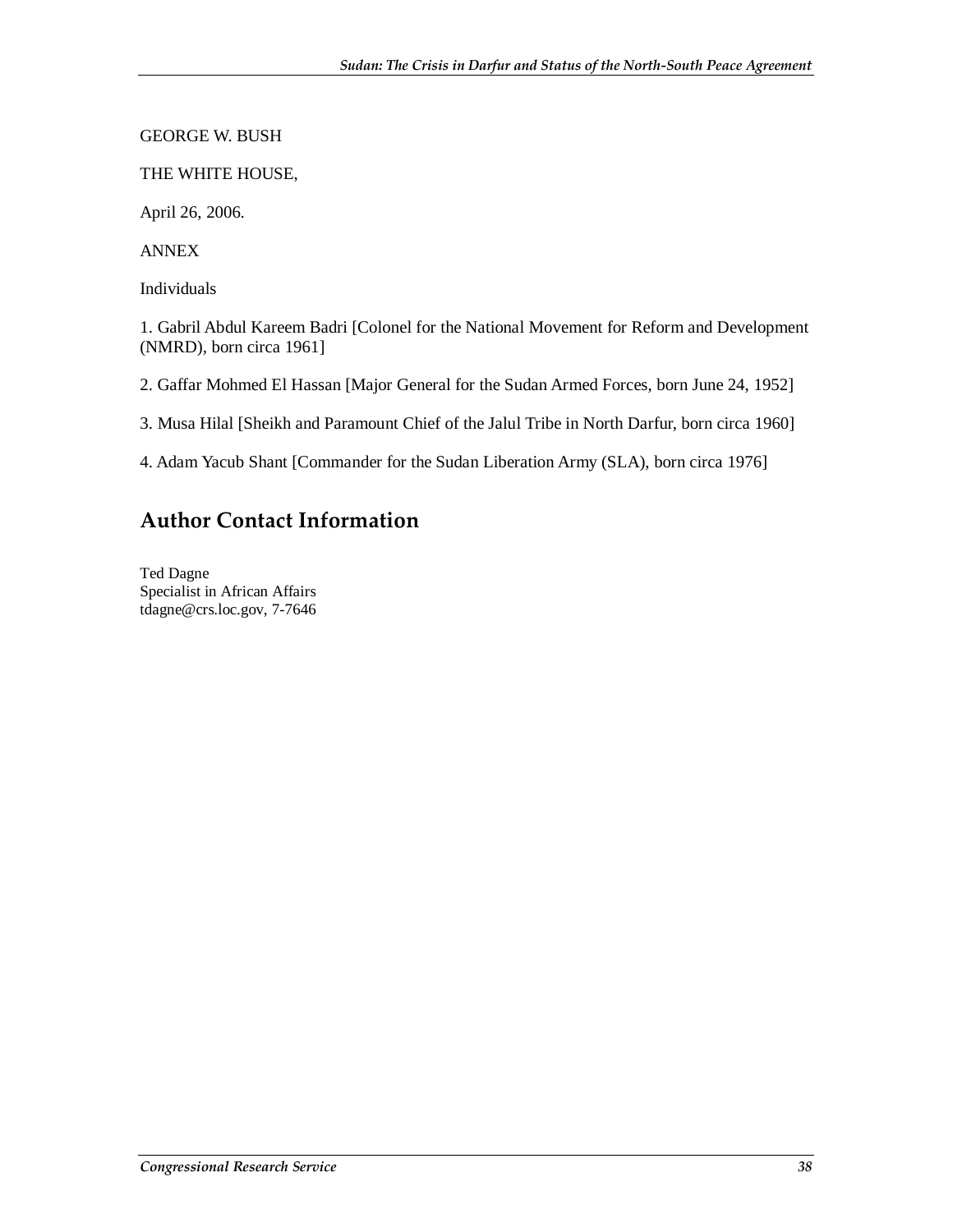GEORGE W. BUSH

THE WHITE HOUSE,

April 26, 2006.

ANNEX

Individuals

1. Gabril Abdul Kareem Badri [Colonel for the National Movement for Reform and Development (NMRD), born circa 1961]

2. Gaffar Mohmed El Hassan [Major General for the Sudan Armed Forces, born June 24, 1952]

3. Musa Hilal [Sheikh and Paramount Chief of the Jalul Tribe in North Darfur, born circa 1960]

4. Adam Yacub Shant [Commander for the Sudan Liberation Army (SLA), born circa 1976]

## Author Contact Information

Ted Dagne
Specialist in African Affairs
tdagne@crs.loc.gov, 7-7646